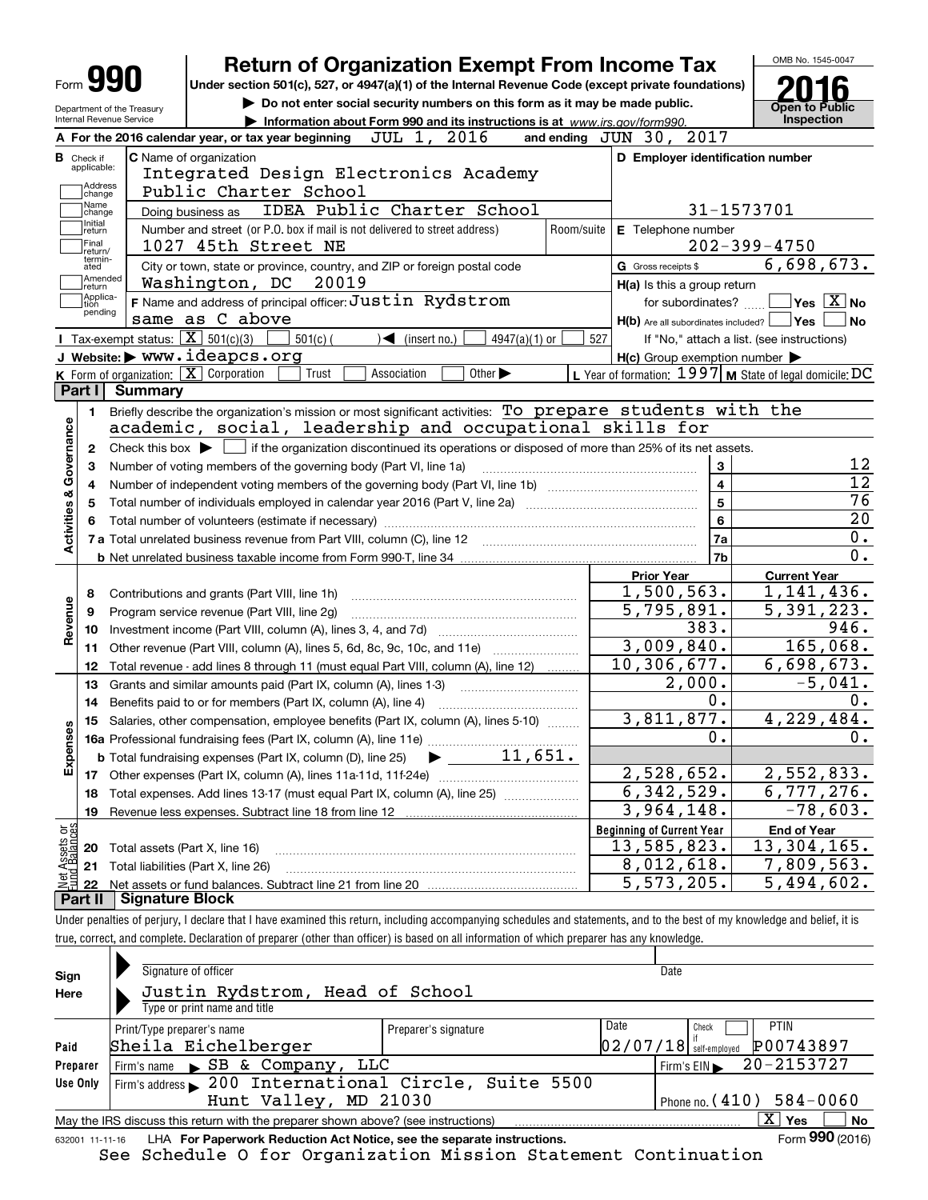# Form 990 — Return of Organization Exempt From Income Tax

**Under section 501(c), 527, or 4947(a)(1) of the Internal Revenue Code (except private foundations)**

▶ Do not enter social security numbers on this form as it may be made public.

▶ Information about Form 990 and its instructions is at www.irs.gov/form990.

Department of the Treasury
Internal Revenue Service

OMB No. 1545-0047

**2016**

**Open to Public Inspection**

**A** For the 2016 calendar year, or tax year beginning JUL 1, 2016 and ending JUN 30, 2017

**B** Check if applicable: Address change; Name change; Initial return; Final return/terminated; Amended return; Application pending

**C** Name of organization: Integrated Design Electronics Academy Public Charter School

Doing business as: IDEA Public Charter School

Number and street (or P.O. box if mail is not delivered to street address): 1027 45th Street NE

City or town, state or province, country, and ZIP or foreign postal code: Washington, DC 20019

**D** Employer identification number: 31-1573701

**E** Telephone number: 202-399-4750

**G** Gross receipts $ 6,698,673.

**F** Name and address of principal officer: Justin Rydstrom, same as C above

**H(a)** Is this a group return for subordinates? Yes [ ] No [X]

**H(b)** Are all subordinates included? Yes [ ] No [ ]
If "No," attach a list. (see instructions)

**H(c)** Group exemption number ▶

**I** Tax-exempt status: [X] 501(c)(3) [ ] 501(c) ( ) ◀ (insert no.) [ ] 4947(a)(1) or [ ] 527

**J** Website: ▶ www.ideapcs.org

**K** Form of organization: [X] Corporation [ ] Trust [ ] Association [ ] Other ▶

**L** Year of formation: 1997 **M** State of legal domicile: DC

## Part I Summary

**Activities & Governance**

1. Briefly describe the organization's mission or most significant activities: To prepare students with the academic, social, leadership and occupational skills for
2. Check this box ▶ [ ] if the organization discontinued its operations or disposed of more than 25% of its net assets.

| | | | |
|---|---|---|---|
| 3 | Number of voting members of the governing body (Part VI, line 1a) | 3 | 12 |
| 4 | Number of independent voting members of the governing body (Part VI, line 1b) | 4 | 12 |
| 5 | Total number of individuals employed in calendar year 2016 (Part V, line 2a) | 5 | 76 |
| 6 | Total number of volunteers (estimate if necessary) | 6 | 20 |
| 7a | Total unrelated business revenue from Part VIII, column (C), line 12 | 7a | 0. |
| b | Net unrelated business taxable income from Form 990-T, line 34 | 7b | 0. |

| | | Prior Year | Current Year |
|---|---|---|---|
| **Revenue** | | | |
| 8 | Contributions and grants (Part VIII, line 1h) | 1,500,563. | 1,141,436. |
| 9 | Program service revenue (Part VIII, line 2g) | 5,795,891. | 5,391,223. |
| 10 | Investment income (Part VIII, column (A), lines 3, 4, and 7d) | 383. | 946. |
| 11 | Other revenue (Part VIII, column (A), lines 5, 6d, 8c, 9c, 10c, and 11e) | 3,009,840. | 165,068. |
| 12 | Total revenue - add lines 8 through 11 (must equal Part VIII, column (A), line 12) | 10,306,677. | 6,698,673. |
| **Expenses** | | | |
| 13 | Grants and similar amounts paid (Part IX, column (A), lines 1-3) | 2,000. | -5,041. |
| 14 | Benefits paid to or for members (Part IX, column (A), line 4) | 0. | 0. |
| 15 | Salaries, other compensation, employee benefits (Part IX, column (A), lines 5-10) | 3,811,877. | 4,229,484. |
| 16a | Professional fundraising fees (Part IX, column (A), line 11e) | 0. | 0. |
| b | Total fundraising expenses (Part IX, column (D), line 25) ▶ 11,651. | | |
| 17 | Other expenses (Part IX, column (A), lines 11a-11d, 11f-24e) | 2,528,652. | 2,552,833. |
| 18 | Total expenses. Add lines 13-17 (must equal Part IX, column (A), line 25) | 6,342,529. | 6,777,276. |
| 19 | Revenue less expenses. Subtract line 18 from line 12 | 3,964,148. | -78,603. |

| | **Net Assets or Fund Balances** | Beginning of Current Year | End of Year |
|---|---|---|---|
| 20 | Total assets (Part X, line 16) | 13,585,823. | 13,304,165. |
| 21 | Total liabilities (Part X, line 26) | 8,012,618. | 7,809,563. |
| 22 | Net assets or fund balances. Subtract line 21 from line 20 | 5,573,205. | 5,494,602. |

## Part II Signature Block

Under penalties of perjury, I declare that I have examined this return, including accompanying schedules and statements, and to the best of my knowledge and belief, it is true, correct, and complete. Declaration of preparer (other than officer) is based on all information of which preparer has any knowledge.

**Sign Here**

Signature of officer | Date

Justin Rydstrom, Head of School
Type or print name and title

**Paid Preparer Use Only**

| Print/Type preparer's name | Preparer's signature | Date | Check if self-employed | PTIN |
|---|---|---|---|---|
| Sheila Eichelberger | | 02/07/18 | [ ] | P00743897 |

Firm's name ▶ SB & Company, LLC — Firm's EIN ▶ 20-2153727

Firm's address ▶ 200 International Circle, Suite 5500, Hunt Valley, MD 21030 — Phone no. (410) 584-0060

May the IRS discuss this return with the preparer shown above? (see instructions) [X] Yes [ ] No

632001 11-11-16 LHA For Paperwork Reduction Act Notice, see the separate instructions. Form **990** (2016)

See Schedule O for Organization Mission Statement Continuation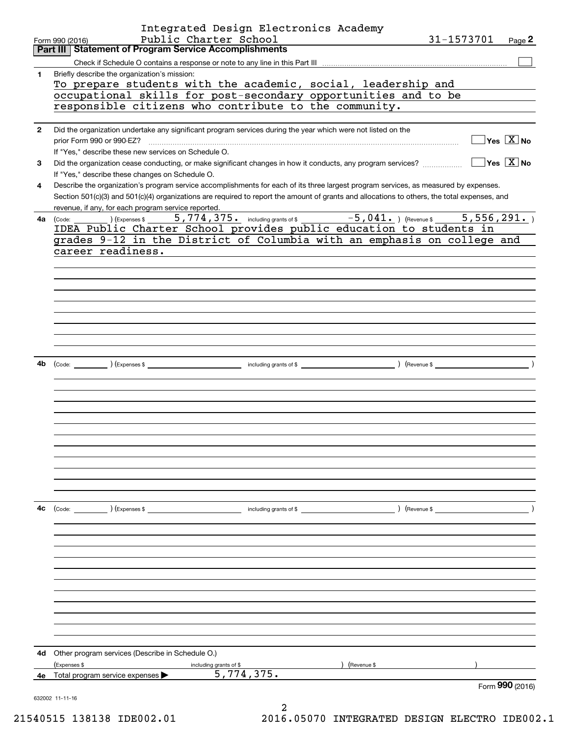Integrated Design Electronics Academy Public Charter School — 31-1573701

Form 990 (2016) Page **2**

## Part III Statement of Program Service Accomplishments

Check if Schedule O contains a response or note to any line in this Part III ☐

**1** Briefly describe the organization's mission:

To prepare students with the academic, social, leadership and occupational skills for post-secondary opportunities and to be responsible citizens who contribute to the community.

**2** Did the organization undertake any significant program services during the year which were not listed on the prior Form 990 or 990-EZ? ☐ Yes ☒ No

If "Yes," describe these new services on Schedule O.

**3** Did the organization cease conducting, or make significant changes in how it conducts, any program services? ☐ Yes ☒ No

If "Yes," describe these changes on Schedule O.

**4** Describe the organization's program service accomplishments for each of its three largest program services, as measured by expenses. Section 501(c)(3) and 501(c)(4) organizations are required to report the amount of grants and allocations to others, the total expenses, and revenue, if any, for each program service reported.

**4a** (Code: ) (Expenses $ 5,774,375. including grants of $ -5,041. ) (Revenue $ 5,556,291. )

IDEA Public Charter School provides public education to students in grades 9-12 in the District of Columbia with an emphasis on college and career readiness.

**4b** (Code: ) (Expenses $ including grants of $ ) (Revenue $ )

**4c** (Code: ) (Expenses $ including grants of $ ) (Revenue $ )

**4d** Other program services (Describe in Schedule O.)

(Expenses $ including grants of $ ) (Revenue $ )

**4e** Total program service expenses ▶ 5,774,375.

Form **990** (2016)

632002 11-11-16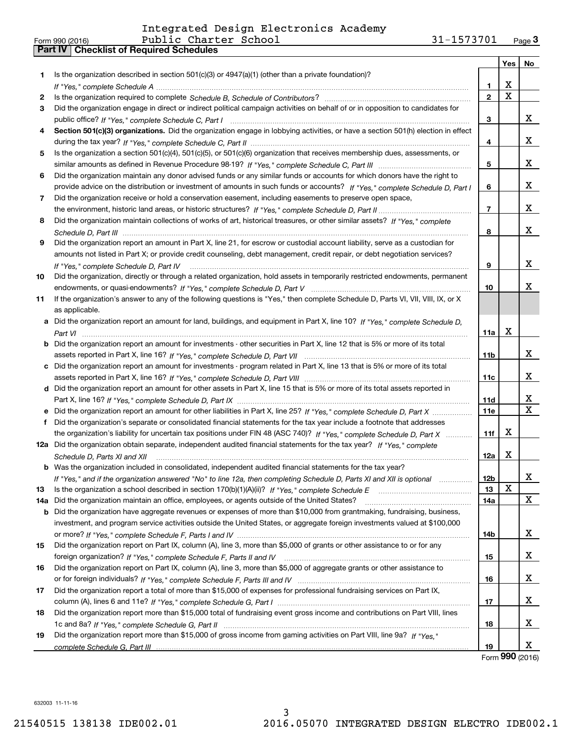Integrated Design Electronics Academy
Form 990 (2016) Public Charter School 31-1573701 Page **3**

**Part IV | Checklist of Required Schedules**

| | | | Yes | No |
|---|---|---|---|---|
| **1** | Is the organization described in section 501(c)(3) or 4947(a)(1) (other than a private foundation)? *If "Yes," complete Schedule A* | **1** | X | |
| **2** | Is the organization required to complete *Schedule B, Schedule of Contributors*? | **2** | X | |
| **3** | Did the organization engage in direct or indirect political campaign activities on behalf of or in opposition to candidates for public office? *If "Yes," complete Schedule C, Part I* | **3** | | X |
| **4** | **Section 501(c)(3) organizations.** Did the organization engage in lobbying activities, or have a section 501(h) election in effect during the tax year? *If "Yes," complete Schedule C, Part II* | **4** | | X |
| **5** | Is the organization a section 501(c)(4), 501(c)(5), or 501(c)(6) organization that receives membership dues, assessments, or similar amounts as defined in Revenue Procedure 98-19? *If "Yes," complete Schedule C, Part III* | **5** | | X |
| **6** | Did the organization maintain any donor advised funds or any similar funds or accounts for which donors have the right to provide advice on the distribution or investment of amounts in such funds or accounts? *If "Yes," complete Schedule D, Part I* | **6** | | X |
| **7** | Did the organization receive or hold a conservation easement, including easements to preserve open space, the environment, historic land areas, or historic structures? *If "Yes," complete Schedule D, Part II* | **7** | | X |
| **8** | Did the organization maintain collections of works of art, historical treasures, or other similar assets? *If "Yes," complete Schedule D, Part III* | **8** | | X |
| **9** | Did the organization report an amount in Part X, line 21, for escrow or custodial account liability, serve as a custodian for amounts not listed in Part X; or provide credit counseling, debt management, credit repair, or debt negotiation services? *If "Yes," complete Schedule D, Part IV* | **9** | | X |
| **10** | Did the organization, directly or through a related organization, hold assets in temporarily restricted endowments, permanent endowments, or quasi-endowments? *If "Yes," complete Schedule D, Part V* | **10** | | X |
| **11** | If the organization's answer to any of the following questions is "Yes," then complete Schedule D, Parts VI, VII, VIII, IX, or X as applicable. | | | |
| **a** | Did the organization report an amount for land, buildings, and equipment in Part X, line 10? *If "Yes," complete Schedule D, Part VI* | **11a** | X | |
| **b** | Did the organization report an amount for investments - other securities in Part X, line 12 that is 5% or more of its total assets reported in Part X, line 16? *If "Yes," complete Schedule D, Part VII* | **11b** | | X |
| **c** | Did the organization report an amount for investments - program related in Part X, line 13 that is 5% or more of its total assets reported in Part X, line 16? *If "Yes," complete Schedule D, Part VIII* | **11c** | | X |
| **d** | Did the organization report an amount for other assets in Part X, line 15 that is 5% or more of its total assets reported in Part X, line 16? *If "Yes," complete Schedule D, Part IX* | **11d** | | X |
| **e** | Did the organization report an amount for other liabilities in Part X, line 25? *If "Yes," complete Schedule D, Part X* | **11e** | | X |
| **f** | Did the organization's separate or consolidated financial statements for the tax year include a footnote that addresses the organization's liability for uncertain tax positions under FIN 48 (ASC 740)? *If "Yes," complete Schedule D, Part X* | **11f** | X | |
| **12a** | Did the organization obtain separate, independent audited financial statements for the tax year? *If "Yes," complete Schedule D, Parts XI and XII* | **12a** | X | |
| **b** | Was the organization included in consolidated, independent audited financial statements for the tax year? *If "Yes," and if the organization answered "No" to line 12a, then completing Schedule D, Parts XI and XII is optional* | **12b** | | X |
| **13** | Is the organization a school described in section 170(b)(1)(A)(ii)? *If "Yes," complete Schedule E* | **13** | X | |
| **14a** | Did the organization maintain an office, employees, or agents outside of the United States? | **14a** | | X |
| **b** | Did the organization have aggregate revenues or expenses of more than $10,000 from grantmaking, fundraising, business, investment, and program service activities outside the United States, or aggregate foreign investments valued at $100,000 or more? *If "Yes," complete Schedule F, Parts I and IV* | **14b** | | X |
| **15** | Did the organization report on Part IX, column (A), line 3, more than $5,000 of grants or other assistance to or for any foreign organization? *If "Yes," complete Schedule F, Parts II and IV* | **15** | | X |
| **16** | Did the organization report on Part IX, column (A), line 3, more than $5,000 of aggregate grants or other assistance to or for foreign individuals? *If "Yes," complete Schedule F, Parts III and IV* | **16** | | X |
| **17** | Did the organization report a total of more than $15,000 of expenses for professional fundraising services on Part IX, column (A), lines 6 and 11e? *If "Yes," complete Schedule G, Part I* | **17** | | X |
| **18** | Did the organization report more than $15,000 total of fundraising event gross income and contributions on Part VIII, lines 1c and 8a? *If "Yes," complete Schedule G, Part II* | **18** | | X |
| **19** | Did the organization report more than $15,000 of gross income from gaming activities on Part VIII, line 9a? *If "Yes," complete Schedule G, Part III* | **19** | | X |

Form **990** (2016)

632003 11-11-16

21540515 138138 IDE002.01 2016.05070 INTEGRATED DESIGN ELECTRO IDE002.1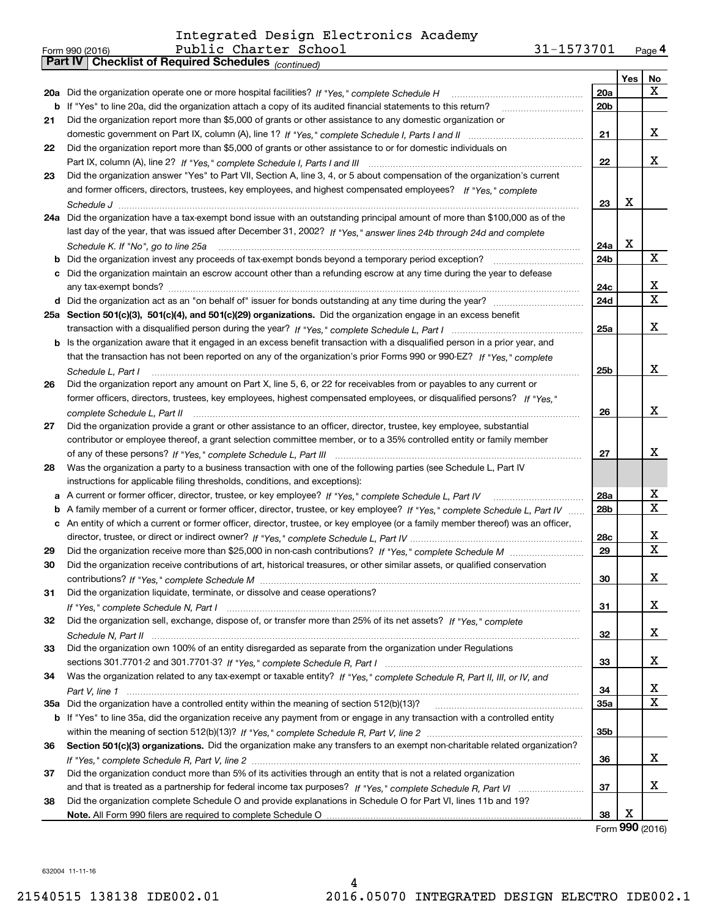Integrated Design Electronics Academy
Form 990 (2016) Public Charter School 31-1573701 Page 4

**Part IV | Checklist of Required Schedules** *(continued)*

| | | | Yes | No |
|---|---|---|---|---|
| **20a** | Did the organization operate one or more hospital facilities? *If "Yes," complete Schedule H* | **20a** | | X |
| **b** | If "Yes" to line 20a, did the organization attach a copy of its audited financial statements to this return? | **20b** | | |
| **21** | Did the organization report more than $5,000 of grants or other assistance to any domestic organization or domestic government on Part IX, column (A), line 1? *If "Yes," complete Schedule I, Parts I and II* | **21** | | X |
| **22** | Did the organization report more than $5,000 of grants or other assistance to or for domestic individuals on Part IX, column (A), line 2? *If "Yes," complete Schedule I, Parts I and III* | **22** | | X |
| **23** | Did the organization answer "Yes" to Part VII, Section A, line 3, 4, or 5 about compensation of the organization's current and former officers, directors, trustees, key employees, and highest compensated employees? *If "Yes," complete Schedule J* | **23** | X | |
| **24a** | Did the organization have a tax-exempt bond issue with an outstanding principal amount of more than $100,000 as of the last day of the year, that was issued after December 31, 2002? *If "Yes," answer lines 24b through 24d and complete Schedule K. If "No", go to line 25a* | **24a** | X | |
| **b** | Did the organization invest any proceeds of tax-exempt bonds beyond a temporary period exception? | **24b** | | X |
| **c** | Did the organization maintain an escrow account other than a refunding escrow at any time during the year to defease any tax-exempt bonds? | **24c** | | X |
| **d** | Did the organization act as an "on behalf of" issuer for bonds outstanding at any time during the year? | **24d** | | X |
| **25a** | **Section 501(c)(3), 501(c)(4), and 501(c)(29) organizations.** Did the organization engage in an excess benefit transaction with a disqualified person during the year? *If "Yes," complete Schedule L, Part I* | **25a** | | X |
| **b** | Is the organization aware that it engaged in an excess benefit transaction with a disqualified person in a prior year, and that the transaction has not been reported on any of the organization's prior Forms 990 or 990-EZ? *If "Yes," complete Schedule L, Part I* | **25b** | | X |
| **26** | Did the organization report any amount on Part X, line 5, 6, or 22 for receivables from or payables to any current or former officers, directors, trustees, key employees, highest compensated employees, or disqualified persons? *If "Yes," complete Schedule L, Part II* | **26** | | X |
| **27** | Did the organization provide a grant or other assistance to an officer, director, trustee, key employee, substantial contributor or employee thereof, a grant selection committee member, or to a 35% controlled entity or family member of any of these persons? *If "Yes," complete Schedule L, Part III* | **27** | | X |
| **28** | Was the organization a party to a business transaction with one of the following parties (see Schedule L, Part IV instructions for applicable filing thresholds, conditions, and exceptions): | | | |
| **a** | A current or former officer, director, trustee, or key employee? *If "Yes," complete Schedule L, Part IV* | **28a** | | X |
| **b** | A family member of a current or former officer, director, trustee, or key employee? *If "Yes," complete Schedule L, Part IV* | **28b** | | X |
| **c** | An entity of which a current or former officer, director, trustee, or key employee (or a family member thereof) was an officer, director, trustee, or direct or indirect owner? *If "Yes," complete Schedule L, Part IV* | **28c** | | X |
| **29** | Did the organization receive more than $25,000 in non-cash contributions? *If "Yes," complete Schedule M* | **29** | | X |
| **30** | Did the organization receive contributions of art, historical treasures, or other similar assets, or qualified conservation contributions? *If "Yes," complete Schedule M* | **30** | | X |
| **31** | Did the organization liquidate, terminate, or dissolve and cease operations? *If "Yes," complete Schedule N, Part I* | **31** | | X |
| **32** | Did the organization sell, exchange, dispose of, or transfer more than 25% of its net assets? *If "Yes," complete Schedule N, Part II* | **32** | | X |
| **33** | Did the organization own 100% of an entity disregarded as separate from the organization under Regulations sections 301.7701-2 and 301.7701-3? *If "Yes," complete Schedule R, Part I* | **33** | | X |
| **34** | Was the organization related to any tax-exempt or taxable entity? *If "Yes," complete Schedule R, Part II, III, or IV, and Part V, line 1* | **34** | | X |
| **35a** | Did the organization have a controlled entity within the meaning of section 512(b)(13)? | **35a** | | X |
| **b** | If "Yes" to line 35a, did the organization receive any payment from or engage in any transaction with a controlled entity within the meaning of section 512(b)(13)? *If "Yes," complete Schedule R, Part V, line 2* | **35b** | | |
| **36** | **Section 501(c)(3) organizations.** Did the organization make any transfers to an exempt non-charitable related organization? *If "Yes," complete Schedule R, Part V, line 2* | **36** | | X |
| **37** | Did the organization conduct more than 5% of its activities through an entity that is not a related organization and that is treated as a partnership for federal income tax purposes? *If "Yes," complete Schedule R, Part VI* | **37** | | X |
| **38** | Did the organization complete Schedule O and provide explanations in Schedule O for Part VI, lines 11b and 19? **Note.** All Form 990 filers are required to complete Schedule O | **38** | X | |

Form **990** (2016)

632004 11-11-16

21540515 138138 IDE002.01 2016.05070 INTEGRATED DESIGN ELECTRO IDE002.1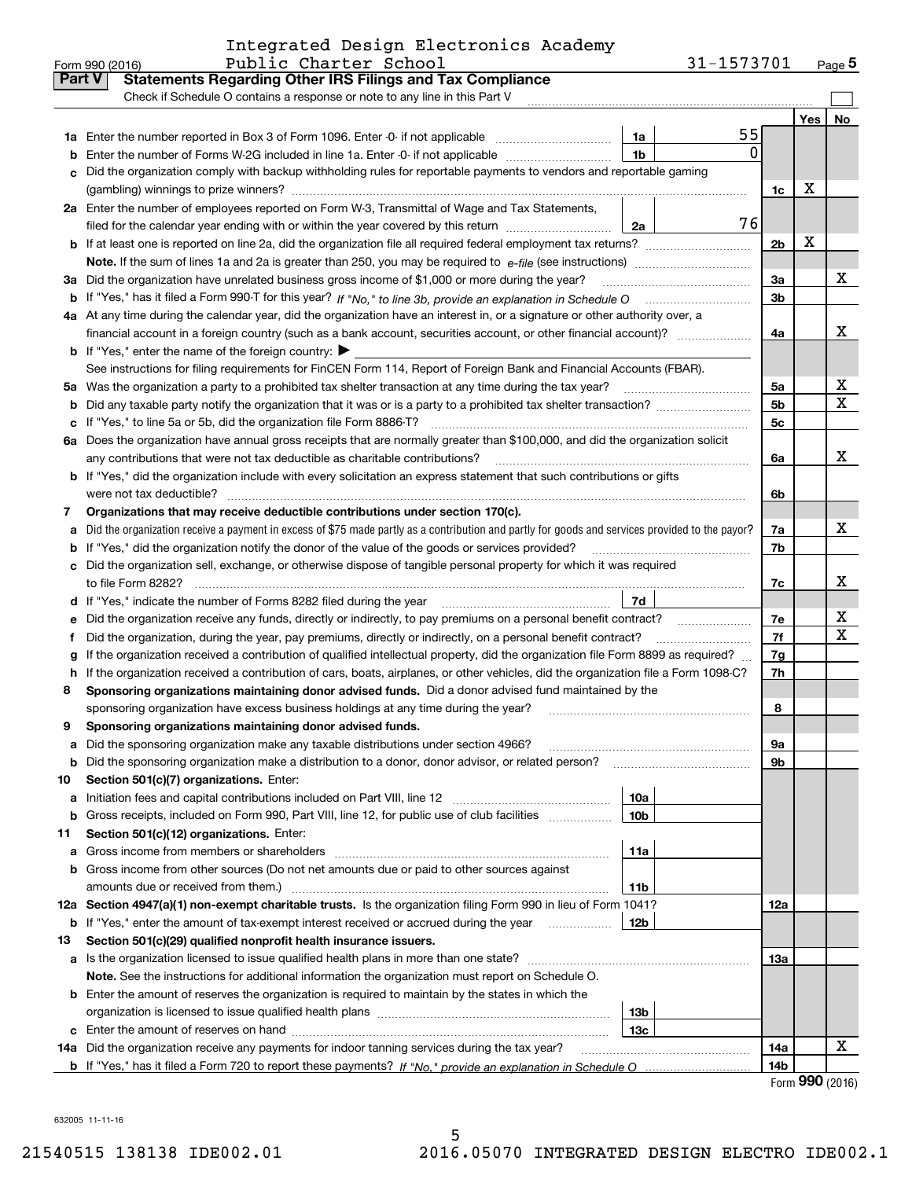Integrated Design Electronics Academy Public Charter School 31-1573701

Form 990 (2016)

## Part V Statements Regarding Other IRS Filings and Tax Compliance

Check if Schedule O contains a response or note to any line in this Part V

| | | | | | Yes | No |
|---|---|---|---|---|---|---|
| **1a** | Enter the number reported in Box 3 of Form 1096. Enter -0- if not applicable | 1a | 55 | | | |
| **b** | Enter the number of Forms W-2G included in line 1a. Enter -0- if not applicable | 1b | 0 | | | |
| **c** | Did the organization comply with backup withholding rules for reportable payments to vendors and reportable gaming (gambling) winnings to prize winners? | | | 1c | X | |
| **2a** | Enter the number of employees reported on Form W-3, Transmittal of Wage and Tax Statements, filed for the calendar year ending with or within the year covered by this return | 2a | 76 | | | |
| **b** | If at least one is reported on line 2a, did the organization file all required federal employment tax returns? | | | 2b | X | |
| | **Note.** If the sum of lines 1a and 2a is greater than 250, you may be required to *e-file* (see instructions) | | | | | |
| **3a** | Did the organization have unrelated business gross income of $1,000 or more during the year? | | | 3a | | X |
| **b** | If "Yes," has it filed a Form 990-T for this year? *If "No," to line 3b, provide an explanation in Schedule O* | | | 3b | | |
| **4a** | At any time during the calendar year, did the organization have an interest in, or a signature or other authority over, a financial account in a foreign country (such as a bank account, securities account, or other financial account)? | | | 4a | | X |
| **b** | If "Yes," enter the name of the foreign country: ▶ | | | | | |
| | See instructions for filing requirements for FinCEN Form 114, Report of Foreign Bank and Financial Accounts (FBAR). | | | | | |
| **5a** | Was the organization a party to a prohibited tax shelter transaction at any time during the tax year? | | | 5a | | X |
| **b** | Did any taxable party notify the organization that it was or is a party to a prohibited tax shelter transaction? | | | 5b | | X |
| **c** | If "Yes," to line 5a or 5b, did the organization file Form 8886-T? | | | 5c | | |
| **6a** | Does the organization have annual gross receipts that are normally greater than $100,000, and did the organization solicit any contributions that were not tax deductible as charitable contributions? | | | 6a | | X |
| **b** | If "Yes," did the organization include with every solicitation an express statement that such contributions or gifts were not tax deductible? | | | 6b | | |
| **7** | **Organizations that may receive deductible contributions under section 170(c).** | | | | | |
| **a** | Did the organization receive a payment in excess of $75 made partly as a contribution and partly for goods and services provided to the payor? | | | 7a | | X |
| **b** | If "Yes," did the organization notify the donor of the value of the goods or services provided? | | | 7b | | |
| **c** | Did the organization sell, exchange, or otherwise dispose of tangible personal property for which it was required to file Form 8282? | | | 7c | | X |
| **d** | If "Yes," indicate the number of Forms 8282 filed during the year | 7d | | | | |
| **e** | Did the organization receive any funds, directly or indirectly, to pay premiums on a personal benefit contract? | | | 7e | | X |
| **f** | Did the organization, during the year, pay premiums, directly or indirectly, on a personal benefit contract? | | | 7f | | X |
| **g** | If the organization received a contribution of qualified intellectual property, did the organization file Form 8899 as required? | | | 7g | | |
| **h** | If the organization received a contribution of cars, boats, airplanes, or other vehicles, did the organization file a Form 1098-C? | | | 7h | | |
| **8** | **Sponsoring organizations maintaining donor advised funds.** Did a donor advised fund maintained by the sponsoring organization have excess business holdings at any time during the year? | | | 8 | | |
| **9** | **Sponsoring organizations maintaining donor advised funds.** | | | | | |
| **a** | Did the sponsoring organization make any taxable distributions under section 4966? | | | 9a | | |
| **b** | Did the sponsoring organization make a distribution to a donor, donor advisor, or related person? | | | 9b | | |
| **10** | **Section 501(c)(7) organizations.** Enter: | | | | | |
| **a** | Initiation fees and capital contributions included on Part VIII, line 12 | 10a | | | | |
| **b** | Gross receipts, included on Form 990, Part VIII, line 12, for public use of club facilities | 10b | | | | |
| **11** | **Section 501(c)(12) organizations.** Enter: | | | | | |
| **a** | Gross income from members or shareholders | 11a | | | | |
| **b** | Gross income from other sources (Do not net amounts due or paid to other sources against amounts due or received from them.) | 11b | | | | |
| **12a** | **Section 4947(a)(1) non-exempt charitable trusts.** Is the organization filing Form 990 in lieu of Form 1041? | | | 12a | | |
| **b** | If "Yes," enter the amount of tax-exempt interest received or accrued during the year | 12b | | | | |
| **13** | **Section 501(c)(29) qualified nonprofit health insurance issuers.** | | | | | |
| **a** | Is the organization licensed to issue qualified health plans in more than one state? | | | 13a | | |
| | **Note.** See the instructions for additional information the organization must report on Schedule O. | | | | | |
| **b** | Enter the amount of reserves the organization is required to maintain by the states in which the organization is licensed to issue qualified health plans | 13b | | | | |
| **c** | Enter the amount of reserves on hand | 13c | | | | |
| **14a** | Did the organization receive any payments for indoor tanning services during the tax year? | | | 14a | | X |
| **b** | If "Yes," has it filed a Form 720 to report these payments? *If "No," provide an explanation in Schedule O* | | | 14b | | |

Form **990** (2016)

632005 11-11-16

21540515 138138 IDE002.01 2016.05070 INTEGRATED DESIGN ELECTRO IDE002.1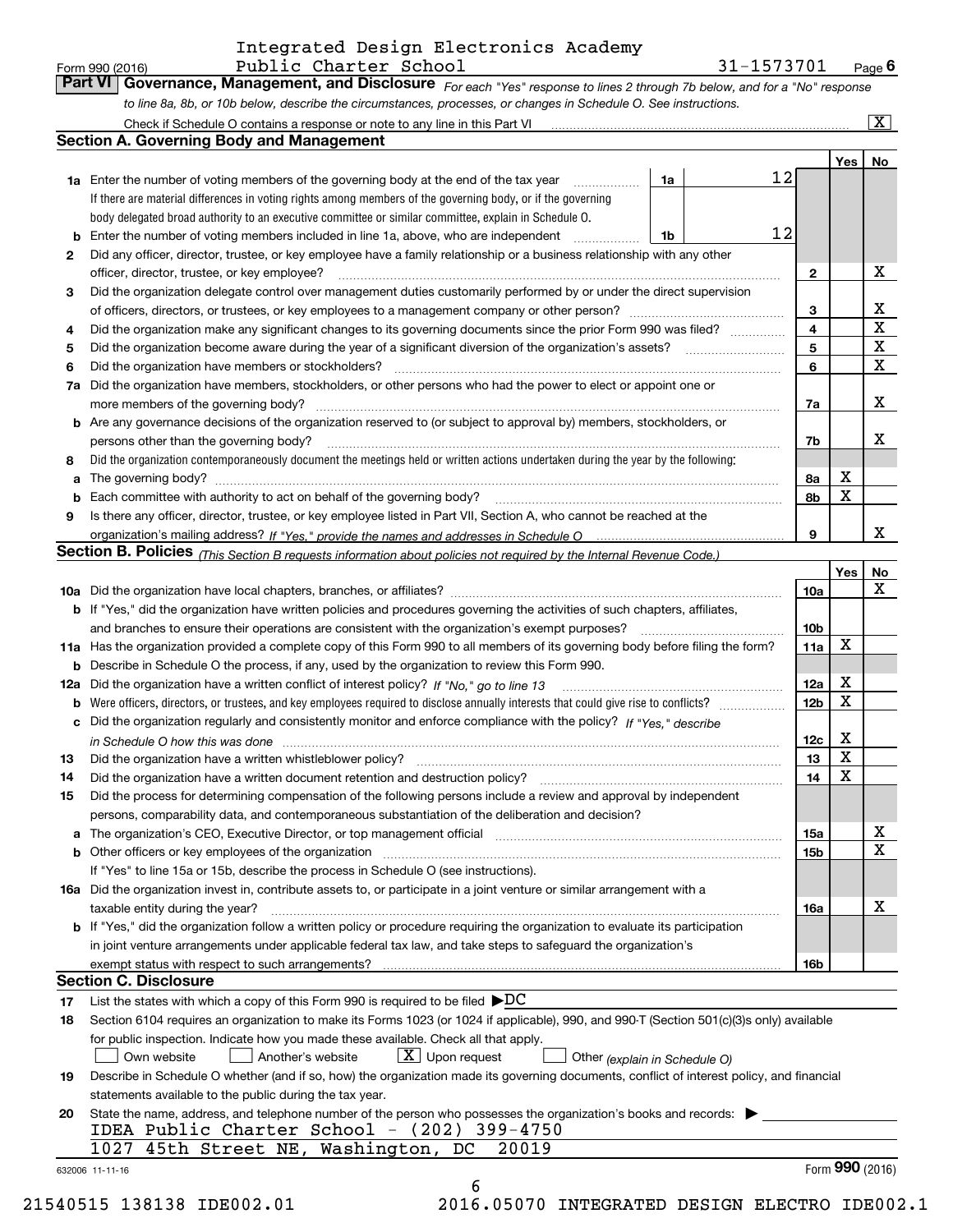Integrated Design Electronics Academy Public Charter School — 31-1573701

Form 990 (2016)

**Part VI — Governance, Management, and Disclosure** *For each "Yes" response to lines 2 through 7b below, and for a "No" response to line 8a, 8b, or 10b below, describe the circumstances, processes, or changes in Schedule O. See instructions.*

Check if Schedule O contains a response or note to any line in this Part VI ..... [X]

## Section A. Governing Body and Management

| | | | | | Yes | No |
|---|---|---|---|---|---|---|
| **1a** | Enter the number of voting members of the governing body at the end of the tax year. If there are material differences in voting rights among members of the governing body, or if the governing body delegated broad authority to an executive committee or similar committee, explain in Schedule O. | 1a | 12 | | | |
| **b** | Enter the number of voting members included in line 1a, above, who are independent | 1b | 12 | | | |
| **2** | Did any officer, director, trustee, or key employee have a family relationship or a business relationship with any other officer, director, trustee, or key employee? | | | 2 | | X |
| **3** | Did the organization delegate control over management duties customarily performed by or under the direct supervision of officers, directors, or trustees, or key employees to a management company or other person? | | | 3 | | X |
| **4** | Did the organization make any significant changes to its governing documents since the prior Form 990 was filed? | | | 4 | | X |
| **5** | Did the organization become aware during the year of a significant diversion of the organization's assets? | | | 5 | | X |
| **6** | Did the organization have members or stockholders? | | | 6 | | X |
| **7a** | Did the organization have members, stockholders, or other persons who had the power to elect or appoint one or more members of the governing body? | | | 7a | | X |
| **b** | Are any governance decisions of the organization reserved to (or subject to approval by) members, stockholders, or persons other than the governing body? | | | 7b | | X |
| **8** | Did the organization contemporaneously document the meetings held or written actions undertaken during the year by the following: | | | | | |
| **a** | The governing body? | | | 8a | X | |
| **b** | Each committee with authority to act on behalf of the governing body? | | | 8b | X | |
| **9** | Is there any officer, director, trustee, or key employee listed in Part VII, Section A, who cannot be reached at the organization's mailing address? *If "Yes," provide the names and addresses in Schedule O* | | | 9 | | X |

## Section B. Policies *(This Section B requests information about policies not required by the Internal Revenue Code.)*

| | | | Yes | No |
|---|---|---|---|---|
| **10a** | Did the organization have local chapters, branches, or affiliates? | 10a | | X |
| **b** | If "Yes," did the organization have written policies and procedures governing the activities of such chapters, affiliates, and branches to ensure their operations are consistent with the organization's exempt purposes? | 10b | | |
| **11a** | Has the organization provided a complete copy of this Form 990 to all members of its governing body before filing the form? | 11a | X | |
| **b** | Describe in Schedule O the process, if any, used by the organization to review this Form 990. | | | |
| **12a** | Did the organization have a written conflict of interest policy? *If "No," go to line 13* | 12a | X | |
| **b** | Were officers, directors, or trustees, and key employees required to disclose annually interests that could give rise to conflicts? | 12b | X | |
| **c** | Did the organization regularly and consistently monitor and enforce compliance with the policy? *If "Yes," describe in Schedule O how this was done* | 12c | X | |
| **13** | Did the organization have a written whistleblower policy? | 13 | X | |
| **14** | Did the organization have a written document retention and destruction policy? | 14 | X | |
| **15** | Did the process for determining compensation of the following persons include a review and approval by independent persons, comparability data, and contemporaneous substantiation of the deliberation and decision? | | | |
| **a** | The organization's CEO, Executive Director, or top management official | 15a | | X |
| **b** | Other officers or key employees of the organization | 15b | | X |
| | If "Yes" to line 15a or 15b, describe the process in Schedule O (see instructions). | | | |
| **16a** | Did the organization invest in, contribute assets to, or participate in a joint venture or similar arrangement with a taxable entity during the year? | 16a | | X |
| **b** | If "Yes," did the organization follow a written policy or procedure requiring the organization to evaluate its participation in joint venture arrangements under applicable federal tax law, and take steps to safeguard the organization's exempt status with respect to such arrangements? | 16b | | |

## Section C. Disclosure

**17** List the states with which a copy of this Form 990 is required to be filed ▶ DC

**18** Section 6104 requires an organization to make its Forms 1023 (or 1024 if applicable), 990, and 990-T (Section 501(c)(3)s only) available for public inspection. Indicate how you made these available. Check all that apply.

[ ] Own website [ ] Another's website [X] Upon request [ ] Other *(explain in Schedule O)*

**19** Describe in Schedule O whether (and if so, how) the organization made its governing documents, conflict of interest policy, and financial statements available to the public during the tax year.

**20** State the name, address, and telephone number of the person who possesses the organization's books and records: ▶

IDEA Public Charter School - (202) 399-4750
1027 45th Street NE, Washington, DC 20019

632006 11-11-16 Form **990** (2016)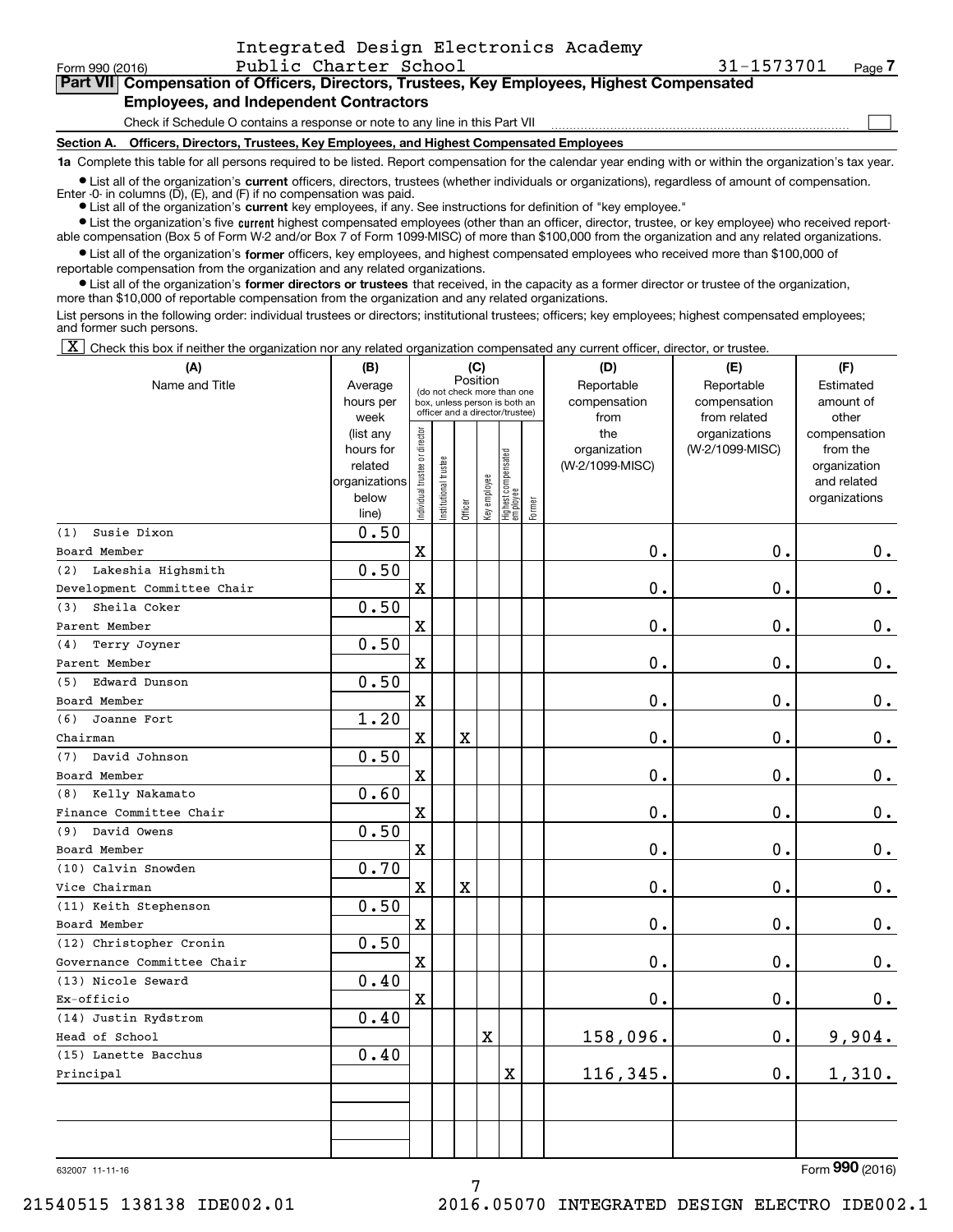Integrated Design Electronics Academy Public Charter School — 31-1573701

Form 990 (2016)

## Part VII Compensation of Officers, Directors, Trustees, Key Employees, Highest Compensated Employees, and Independent Contractors

Check if Schedule O contains a response or note to any line in this Part VII ☐

### Section A. Officers, Directors, Trustees, Key Employees, and Highest Compensated Employees

**1a** Complete this table for all persons required to be listed. Report compensation for the calendar year ending with or within the organization's tax year.

- List all of the organization's **current** officers, directors, trustees (whether individuals or organizations), regardless of amount of compensation. Enter -0- in columns (D), (E), and (F) if no compensation was paid.
- List all of the organization's **current** key employees, if any. See instructions for definition of "key employee."
- List the organization's five **current** highest compensated employees (other than an officer, director, trustee, or key employee) who received reportable compensation (Box 5 of Form W-2 and/or Box 7 of Form 1099-MISC) of more than $100,000 from the organization and any related organizations.
- List all of the organization's **former** officers, key employees, and highest compensated employees who received more than $100,000 of reportable compensation from the organization and any related organizations.
- List all of the organization's **former directors or trustees** that received, in the capacity as a former director or trustee of the organization, more than $10,000 of reportable compensation from the organization and any related organizations.

List persons in the following order: individual trustees or directors; institutional trustees; officers; key employees; highest compensated employees; and former such persons.

☒ Check this box if neither the organization nor any related organization compensated any current officer, director, or trustee.

| (A) Name and Title | (B) Average hours per week (list any hours for related organizations below line) | (C) Individual trustee or director | Institutional trustee | Officer | Key employee | Highest compensated employee | Former | (D) Reportable compensation from the organization (W-2/1099-MISC) | (E) Reportable compensation from related organizations (W-2/1099-MISC) | (F) Estimated amount of other compensation from the organization and related organizations |
|---|---|---|---|---|---|---|---|---|---|---|
| (1) Susie Dixon<br>Board Member | 0.50 | X | | | | | | 0. | 0. | 0. |
| (2) Lakeshia Highsmith<br>Development Committee Chair | 0.50 | X | | | | | | 0. | 0. | 0. |
| (3) Sheila Coker<br>Parent Member | 0.50 | X | | | | | | 0. | 0. | 0. |
| (4) Terry Joyner<br>Parent Member | 0.50 | X | | | | | | 0. | 0. | 0. |
| (5) Edward Dunson<br>Board Member | 0.50 | X | | | | | | 0. | 0. | 0. |
| (6) Joanne Fort<br>Chairman | 1.20 | X | | X | | | | 0. | 0. | 0. |
| (7) David Johnson<br>Board Member | 0.50 | X | | | | | | 0. | 0. | 0. |
| (8) Kelly Nakamato<br>Finance Committee Chair | 0.60 | X | | | | | | 0. | 0. | 0. |
| (9) David Owens<br>Board Member | 0.50 | X | | | | | | 0. | 0. | 0. |
| (10) Calvin Snowden<br>Vice Chairman | 0.70 | X | | X | | | | 0. | 0. | 0. |
| (11) Keith Stephenson<br>Board Member | 0.50 | X | | | | | | 0. | 0. | 0. |
| (12) Christopher Cronin<br>Governance Committee Chair | 0.50 | X | | | | | | 0. | 0. | 0. |
| (13) Nicole Seward<br>Ex-officio | 0.40 | X | | | | | | 0. | 0. | 0. |
| (14) Justin Rydstrom<br>Head of School | 0.40 | | | | X | | | 158,096. | 0. | 9,904. |
| (15) Lanette Bacchus<br>Principal | 0.40 | | | | | X | | 116,345. | 0. | 1,310. |
| | | | | | | | | | | |
| | | | | | | | | | | |

632007 11-11-16

Form 990 (2016)

21540515 138138 IDE002.01 2016.05070 INTEGRATED DESIGN ELECTRO IDE002.1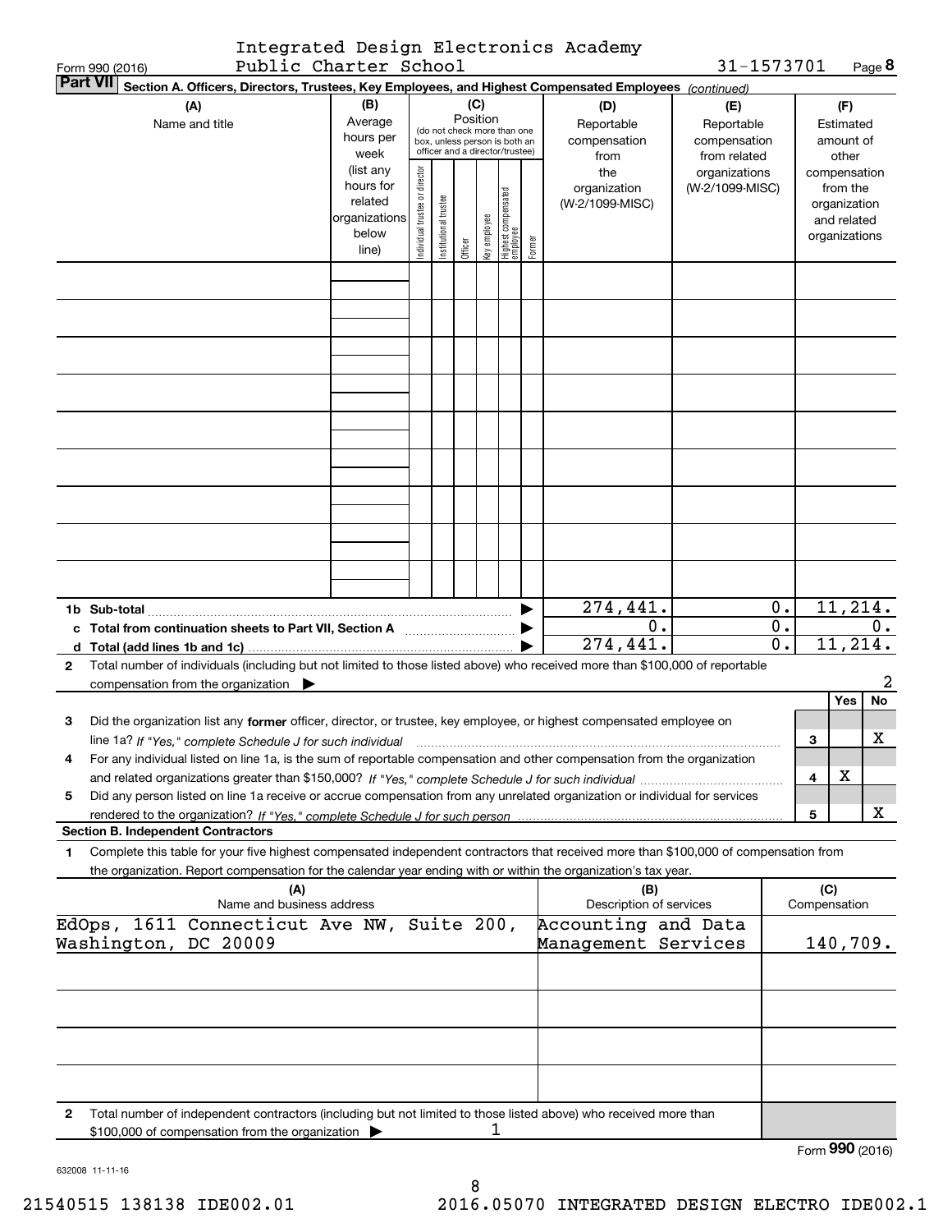Form 990 (2016) Integrated Design Electronics Academy Public Charter School 31-1573701 Page 8

**Part VII Section A. Officers, Directors, Trustees, Key Employees, and Highest Compensated Employees** *(continued)*

| (A) Name and title | (B) Average hours per week (list any hours for related organizations below line) | (C) Position (do not check more than one box, unless person is both an officer and a director/trustee): Individual trustee or director | Institutional trustee | Officer | Key employee | Highest compensated employee | Former | (D) Reportable compensation from the organization (W-2/1099-MISC) | (E) Reportable compensation from related organizations (W-2/1099-MISC) | (F) Estimated amount of other compensation from the organization and related organizations |
|---|---|---|---|---|---|---|---|---|---|---|
| | | | | | | | | | | |
| | | | | | | | | | | |
| | | | | | | | | | | |
| | | | | | | | | | | |
| | | | | | | | | | | |
| | | | | | | | | | | |
| | | | | | | | | | | |
| | | | | | | | | | | |
| | | | | | | | | | | |

| | (D) | (E) | (F) |
|---|---|---|---|
| **1b Sub-total** | 274,441. | 0. | 11,214. |
| **c Total from continuation sheets to Part VII, Section A** | 0. | 0. | 0. |
| **d Total (add lines 1b and 1c)** | 274,441. | 0. | 11,214. |

**2** Total number of individuals (including but not limited to those listed above) who received more than $100,000 of reportable compensation from the organization ▶ 2

| | | Yes | No |
|---|---|---|---|
| **3** Did the organization list any **former** officer, director, or trustee, key employee, or highest compensated employee on line 1a? *If "Yes," complete Schedule J for such individual* | 3 | | X |
| **4** For any individual listed on line 1a, is the sum of reportable compensation and other compensation from the organization and related organizations greater than $150,000? *If "Yes," complete Schedule J for such individual* | 4 | X | |
| **5** Did any person listed on line 1a receive or accrue compensation from any unrelated organization or individual for services rendered to the organization? *If "Yes," complete Schedule J for such person* | 5 | | X |

**Section B. Independent Contractors**

**1** Complete this table for your five highest compensated independent contractors that received more than $100,000 of compensation from the organization. Report compensation for the calendar year ending with or within the organization's tax year.

| (A) Name and business address | (B) Description of services | (C) Compensation |
|---|---|---|
| EdOps, 1611 Connecticut Ave NW, Suite 200, Washington, DC 20009 | Accounting and Data Management Services | 140,709. |
| | | |
| | | |
| | | |
| | | |

**2** Total number of independent contractors (including but not limited to those listed above) who received more than $100,000 of compensation from the organization ▶ 1

Form **990** (2016)

632008 11-11-16

21540515 138138 IDE002.01 2016.05070 INTEGRATED DESIGN ELECTRO IDE002.1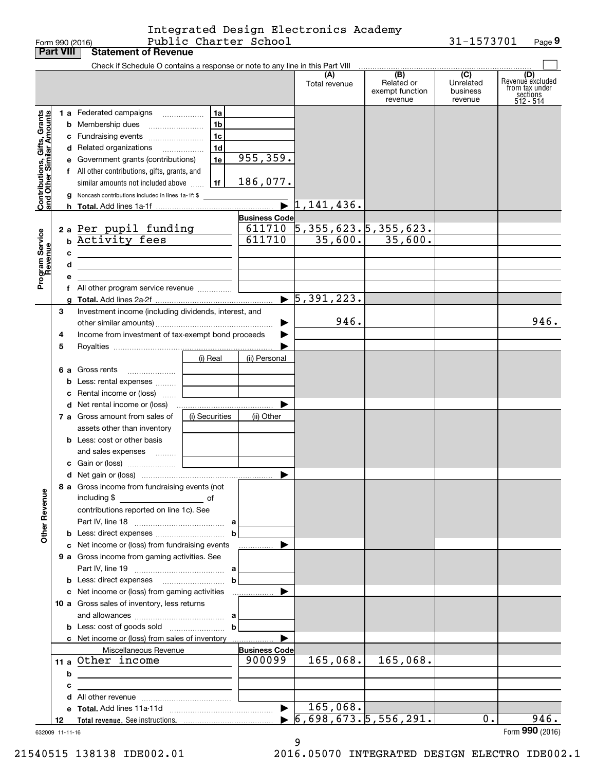Integrated Design Electronics Academy Public Charter School — 31-1573701

Form 990 (2016)

## Part VIII Statement of Revenue

Check if Schedule O contains a response or note to any line in this Part VIII

| | | | | (A) Total revenue | (B) Related or exempt function revenue | (C) Unrelated business revenue | (D) Revenue excluded from tax under sections 512 - 514 |
|---|---|---|---|---|---|---|---|
| **Contributions, Gifts, Grants and Other Similar Amounts** | 1 a | Federated campaigns | 1a | | | | | |
| | b | Membership dues | 1b | | | | | |
| | c | Fundraising events | 1c | | | | | |
| | d | Related organizations | 1d | | | | | |
| | e | Government grants (contributions) | 1e | 955,359. | | | | |
| | f | All other contributions, gifts, grants, and similar amounts not included above | 1f | 186,077. | | | | |
| | g | Noncash contributions included in lines 1a-1f: $ | | | | | | |
| | h | **Total.** Add lines 1a-1f | | | 1,141,436. | | | |
| **Program Service Revenue** | | | | Business Code | | | | |
| | 2 a | Per pupil funding | | 611710 | 5,355,623. | 5,355,623. | | |
| | b | Activity fees | | 611710 | 35,600. | 35,600. | | |
| | c | | | | | | | |
| | d | | | | | | | |
| | e | | | | | | | |
| | f | All other program service revenue | | | | | | |
| | g | **Total.** Add lines 2a-2f | | | 5,391,223. | | | |
| **Other Revenue** | 3 | Investment income (including dividends, interest, and other similar amounts) | | | 946. | | | 946. |
| | 4 | Income from investment of tax-exempt bond proceeds | | | | | | |
| | 5 | Royalties | | | | | | |
| | | | (i) Real | (ii) Personal | | | | |
| | 6 a | Gross rents | | | | | | |
| | b | Less: rental expenses | | | | | | |
| | c | Rental income or (loss) | | | | | | |
| | d | Net rental income or (loss) | | | | | | |
| | | | (i) Securities | (ii) Other | | | | |
| | 7 a | Gross amount from sales of assets other than inventory | | | | | | |
| | b | Less: cost or other basis and sales expenses | | | | | | |
| | c | Gain or (loss) | | | | | | |
| | d | Net gain or (loss) | | | | | | |
| | 8 a | Gross income from fundraising events (not including $ of contributions reported on line 1c). See Part IV, line 18 | a | | | | | |
| | b | Less: direct expenses | b | | | | | |
| | c | Net income or (loss) from fundraising events | | | | | | |
| | 9 a | Gross income from gaming activities. See Part IV, line 19 | a | | | | | |
| | b | Less: direct expenses | b | | | | | |
| | c | Net income or (loss) from gaming activities | | | | | | |
| | 10 a | Gross sales of inventory, less returns and allowances | a | | | | | |
| | b | Less: cost of goods sold | b | | | | | |
| | c | Net income or (loss) from sales of inventory | | | | | | |
| | | Miscellaneous Revenue | | Business Code | | | | |
| | 11 a | Other income | | 900099 | 165,068. | 165,068. | | |
| | b | | | | | | | |
| | c | | | | | | | |
| | d | All other revenue | | | | | | |
| | e | **Total.** Add lines 11a-11d | | | 165,068. | | | |
| | 12 | **Total revenue.** See instructions. | | | 6,698,673. | 5,556,291. | 0. | 946. |

632009 11-11-16

Form **990** (2016)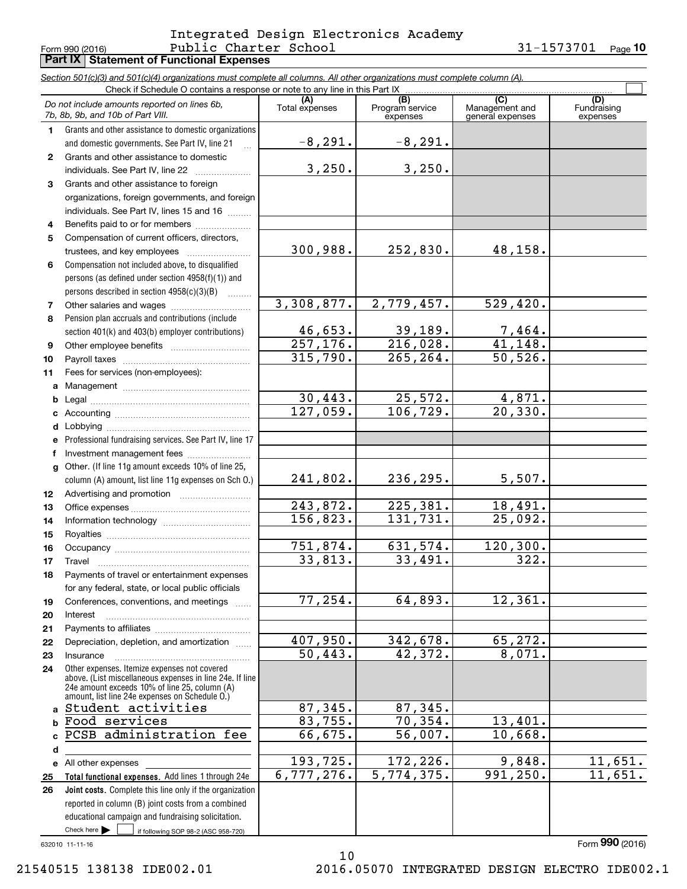Form 990 (2016) Integrated Design Electronics Academy Public Charter School 31-1573701 Page 10

## Part IX Statement of Functional Expenses

*Section 501(c)(3) and 501(c)(4) organizations must complete all columns. All other organizations must complete column (A).*

Check if Schedule O contains a response or note to any line in this Part IX ☐

| *Do not include amounts reported on lines 6b, 7b, 8b, 9b, and 10b of Part VIII.* | (A) Total expenses | (B) Program service expenses | (C) Management and general expenses | (D) Fundraising expenses |
|---|---|---|---|---|
| **1** Grants and other assistance to domestic organizations and domestic governments. See Part IV, line 21 | -8,291. | -8,291. | | |
| **2** Grants and other assistance to domestic individuals. See Part IV, line 22 | 3,250. | 3,250. | | |
| **3** Grants and other assistance to foreign organizations, foreign governments, and foreign individuals. See Part IV, lines 15 and 16 | | | | |
| **4** Benefits paid to or for members | | | | |
| **5** Compensation of current officers, directors, trustees, and key employees | 300,988. | 252,830. | 48,158. | |
| **6** Compensation not included above, to disqualified persons (as defined under section 4958(f)(1)) and persons described in section 4958(c)(3)(B) | | | | |
| **7** Other salaries and wages | 3,308,877. | 2,779,457. | 529,420. | |
| **8** Pension plan accruals and contributions (include section 401(k) and 403(b) employer contributions) | 46,653. | 39,189. | 7,464. | |
| **9** Other employee benefits | 257,176. | 216,028. | 41,148. | |
| **10** Payroll taxes | 315,790. | 265,264. | 50,526. | |
| **11** Fees for services (non-employees): | | | | |
| **a** Management | | | | |
| **b** Legal | 30,443. | 25,572. | 4,871. | |
| **c** Accounting | 127,059. | 106,729. | 20,330. | |
| **d** Lobbying | | | | |
| **e** Professional fundraising services. See Part IV, line 17 | | | | |
| **f** Investment management fees | | | | |
| **g** Other. (If line 11g amount exceeds 10% of line 25, column (A) amount, list line 11g expenses on Sch O.) | 241,802. | 236,295. | 5,507. | |
| **12** Advertising and promotion | | | | |
| **13** Office expenses | 243,872. | 225,381. | 18,491. | |
| **14** Information technology | 156,823. | 131,731. | 25,092. | |
| **15** Royalties | | | | |
| **16** Occupancy | 751,874. | 631,574. | 120,300. | |
| **17** Travel | 33,813. | 33,491. | 322. | |
| **18** Payments of travel or entertainment expenses for any federal, state, or local public officials | | | | |
| **19** Conferences, conventions, and meetings | 77,254. | 64,893. | 12,361. | |
| **20** Interest | | | | |
| **21** Payments to affiliates | | | | |
| **22** Depreciation, depletion, and amortization | 407,950. | 342,678. | 65,272. | |
| **23** Insurance | 50,443. | 42,372. | 8,071. | |
| **24** Other expenses. Itemize expenses not covered above. (List miscellaneous expenses in line 24e. If line 24e amount exceeds 10% of line 25, column (A) amount, list line 24e expenses on Schedule O.) | | | | |
| **a** Student activities | 87,345. | 87,345. | | |
| **b** Food services | 83,755. | 70,354. | 13,401. | |
| **c** PCSB administration fee | 66,675. | 56,007. | 10,668. | |
| **d** | | | | |
| **e** All other expenses | 193,725. | 172,226. | 9,848. | 11,651. |
| **25 Total functional expenses.** Add lines 1 through 24e | 6,777,276. | 5,774,375. | 991,250. | 11,651. |
| **26 Joint costs.** Complete this line only if the organization reported in column (B) joint costs from a combined educational campaign and fundraising solicitation. Check here ☐ if following SOP 98-2 (ASC 958-720) | | | | |

632010 11-11-16 Form **990** (2016)

21540515 138138 IDE002.01 2016.05070 INTEGRATED DESIGN ELECTRO IDE002.1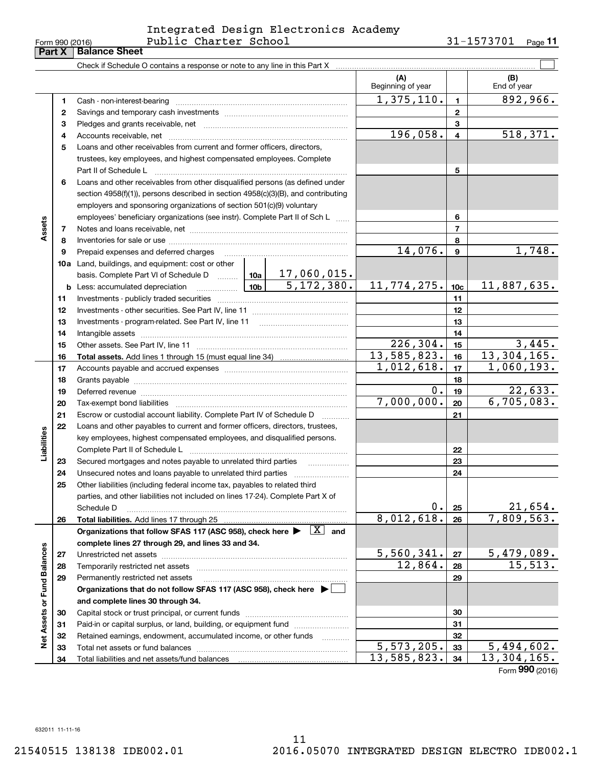Integrated Design Electronics Academy Public Charter School

Form 990 (2016) 31-1573701 Page 11

## Part X Balance Sheet

Check if Schedule O contains a response or note to any line in this Part X

| | | | | (A) Beginning of year | | (B) End of year |
|---|---|---|---|---|---|---|
| **Assets** | 1 | Cash - non-interest-bearing | | 1,375,110. | 1 | 892,966. |
| | 2 | Savings and temporary cash investments | | | 2 | |
| | 3 | Pledges and grants receivable, net | | | 3 | |
| | 4 | Accounts receivable, net | | 196,058. | 4 | 518,371. |
| | 5 | Loans and other receivables from current and former officers, directors, trustees, key employees, and highest compensated employees. Complete Part II of Schedule L | | | 5 | |
| | 6 | Loans and other receivables from other disqualified persons (as defined under section 4958(f)(1)), persons described in section 4958(c)(3)(B), and contributing employers and sponsoring organizations of section 501(c)(9) voluntary employees' beneficiary organizations (see instr). Complete Part II of Sch L | | | 6 | |
| | 7 | Notes and loans receivable, net | | | 7 | |
| | 8 | Inventories for sale or use | | | 8 | |
| | 9 | Prepaid expenses and deferred charges | | 14,076. | 9 | 1,748. |
| | 10a | Land, buildings, and equipment: cost or other basis. Complete Part VI of Schedule D | 10a 17,060,015. | | | |
| | b | Less: accumulated depreciation | 10b 5,172,380. | 11,774,275. | 10c | 11,887,635. |
| | 11 | Investments - publicly traded securities | | | 11 | |
| | 12 | Investments - other securities. See Part IV, line 11 | | | 12 | |
| | 13 | Investments - program-related. See Part IV, line 11 | | | 13 | |
| | 14 | Intangible assets | | | 14 | |
| | 15 | Other assets. See Part IV, line 11 | | 226,304. | 15 | 3,445. |
| | 16 | **Total assets.** Add lines 1 through 15 (must equal line 34) | | 13,585,823. | 16 | 13,304,165. |
| **Liabilities** | 17 | Accounts payable and accrued expenses | | 1,012,618. | 17 | 1,060,193. |
| | 18 | Grants payable | | | 18 | |
| | 19 | Deferred revenue | | 0. | 19 | 22,633. |
| | 20 | Tax-exempt bond liabilities | | 7,000,000. | 20 | 6,705,083. |
| | 21 | Escrow or custodial account liability. Complete Part IV of Schedule D | | | 21 | |
| | 22 | Loans and other payables to current and former officers, directors, trustees, key employees, highest compensated employees, and disqualified persons. Complete Part II of Schedule L | | | 22 | |
| | 23 | Secured mortgages and notes payable to unrelated third parties | | | 23 | |
| | 24 | Unsecured notes and loans payable to unrelated third parties | | | 24 | |
| | 25 | Other liabilities (including federal income tax, payables to related third parties, and other liabilities not included on lines 17-24). Complete Part X of Schedule D | | 0. | 25 | 21,654. |
| | 26 | **Total liabilities.** Add lines 17 through 25 | | 8,012,618. | 26 | 7,809,563. |
| **Net Assets or Fund Balances** | | **Organizations that follow SFAS 117 (ASC 958), check here ▶ [X] and complete lines 27 through 29, and lines 33 and 34.** | | | | |
| | 27 | Unrestricted net assets | | 5,560,341. | 27 | 5,479,089. |
| | 28 | Temporarily restricted net assets | | 12,864. | 28 | 15,513. |
| | 29 | Permanently restricted net assets | | | 29 | |
| | | **Organizations that do not follow SFAS 117 (ASC 958), check here ▶ [ ] and complete lines 30 through 34.** | | | | |
| | 30 | Capital stock or trust principal, or current funds | | | 30 | |
| | 31 | Paid-in or capital surplus, or land, building, or equipment fund | | | 31 | |
| | 32 | Retained earnings, endowment, accumulated income, or other funds | | | 32 | |
| | 33 | Total net assets or fund balances | | 5,573,205. | 33 | 5,494,602. |
| | 34 | Total liabilities and net assets/fund balances | | 13,585,823. | 34 | 13,304,165. |

Form **990** (2016)

632011 11-11-16

21540515 138138 IDE002.01 2016.05070 INTEGRATED DESIGN ELECTRO IDE002.1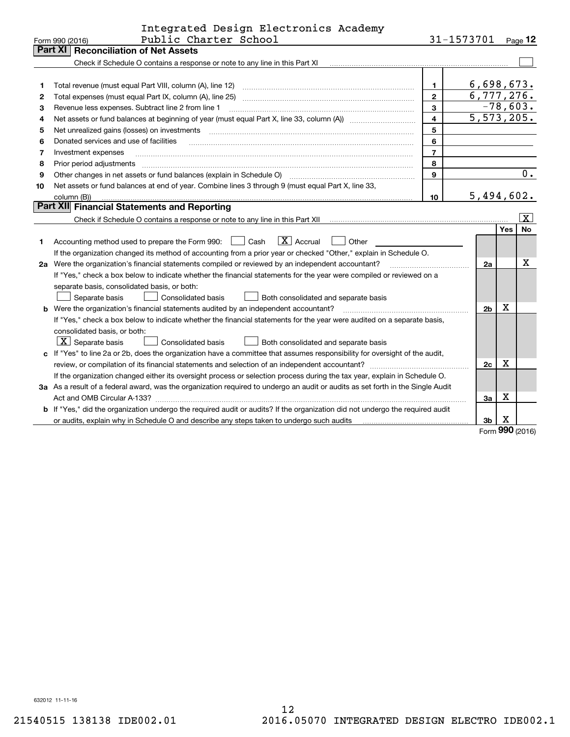Form 990 (2016) Integrated Design Electronics Academy Public Charter School 31-1573701 Page **12**

## Part XI Reconciliation of Net Assets

Check if Schedule O contains a response or note to any line in this Part XI ☐

| | | | |
|---|---|---|---|
| 1 | Total revenue (must equal Part VIII, column (A), line 12) | 1 | 6,698,673. |
| 2 | Total expenses (must equal Part IX, column (A), line 25) | 2 | 6,777,276. |
| 3 | Revenue less expenses. Subtract line 2 from line 1 | 3 | -78,603. |
| 4 | Net assets or fund balances at beginning of year (must equal Part X, line 33, column (A)) | 4 | 5,573,205. |
| 5 | Net unrealized gains (losses) on investments | 5 | |
| 6 | Donated services and use of facilities | 6 | |
| 7 | Investment expenses | 7 | |
| 8 | Prior period adjustments | 8 | |
| 9 | Other changes in net assets or fund balances (explain in Schedule O) | 9 | 0. |
| 10 | Net assets or fund balances at end of year. Combine lines 3 through 9 (must equal Part X, line 33, column (B)) | 10 | 5,494,602. |

## Part XII Financial Statements and Reporting

Check if Schedule O contains a response or note to any line in this Part XII ☒

| | | | Yes | No |
|---|---|---|---|---|
| 1 | Accounting method used to prepare the Form 990: ☐ Cash ☒ Accrual ☐ Other<br>If the organization changed its method of accounting from a prior year or checked "Other," explain in Schedule O. | | | |
| 2a | Were the organization's financial statements compiled or reviewed by an independent accountant?<br>If "Yes," check a box below to indicate whether the financial statements for the year were compiled or reviewed on a separate basis, consolidated basis, or both:<br>☐ Separate basis ☐ Consolidated basis ☐ Both consolidated and separate basis | 2a | | X |
| b | Were the organization's financial statements audited by an independent accountant?<br>If "Yes," check a box below to indicate whether the financial statements for the year were audited on a separate basis, consolidated basis, or both:<br>☒ Separate basis ☐ Consolidated basis ☐ Both consolidated and separate basis | 2b | X | |
| c | If "Yes" to line 2a or 2b, does the organization have a committee that assumes responsibility for oversight of the audit, review, or compilation of its financial statements and selection of an independent accountant?<br>If the organization changed either its oversight process or selection process during the tax year, explain in Schedule O. | 2c | X | |
| 3a | As a result of a federal award, was the organization required to undergo an audit or audits as set forth in the Single Audit Act and OMB Circular A-133? | 3a | X | |
| b | If "Yes," did the organization undergo the required audit or audits? If the organization did not undergo the required audit or audits, explain why in Schedule O and describe any steps taken to undergo such audits | 3b | X | |

Form **990** (2016)

632012 11-11-16

21540515 138138 IDE002.01 2016.05070 INTEGRATED DESIGN ELECTRO IDE002.1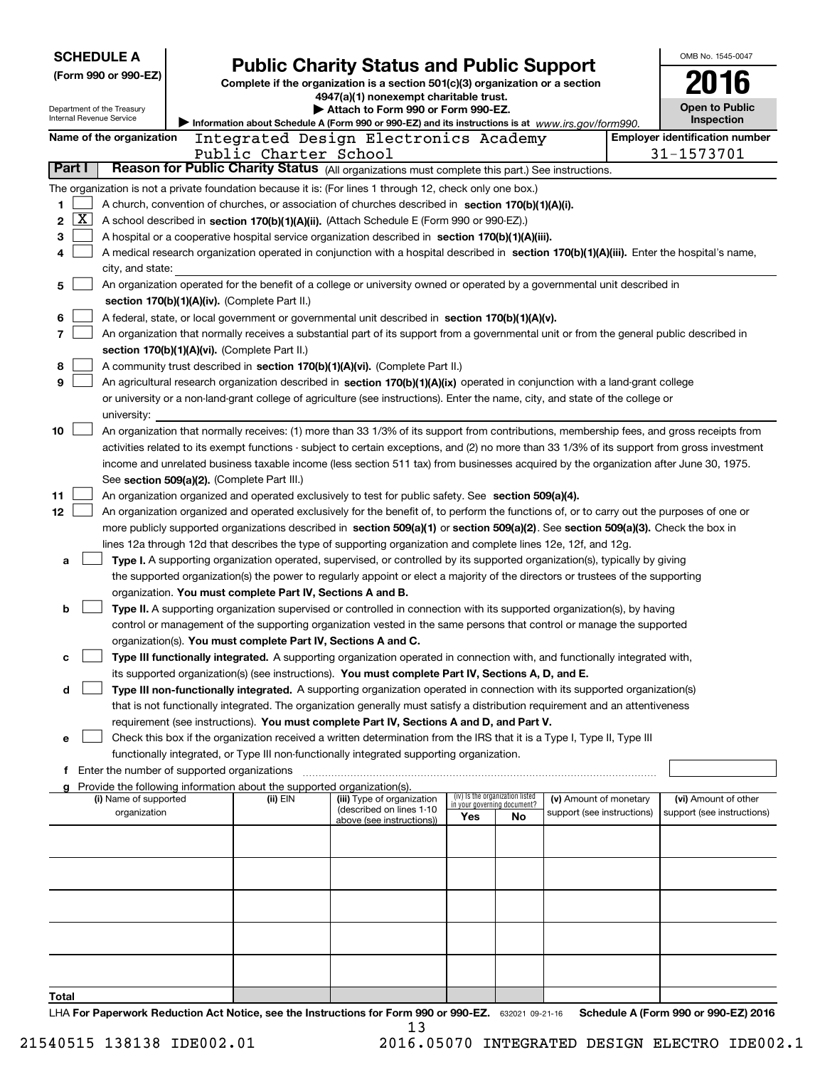**SCHEDULE A**
**(Form 990 or 990-EZ)**

Department of the Treasury
Internal Revenue Service

# Public Charity Status and Public Support

**Complete if the organization is a section 501(c)(3) organization or a section 4947(a)(1) nonexempt charitable trust.**
**▶ Attach to Form 990 or Form 990-EZ.**
**▶ Information about Schedule A (Form 990 or 990-EZ) and its instructions is at** *www.irs.gov/form990.*

OMB No. 1545-0047

**2016**

**Open to Public Inspection**

**Name of the organization** Integrated Design Electronics Academy Public Charter School

**Employer identification number** 31-1573701

## Part I — Reason for Public Charity Status (All organizations must complete this part.) See instructions.

The organization is not a private foundation because it is: (For lines 1 through 12, check only one box.)

1. [ ] A church, convention of churches, or association of churches described in **section 170(b)(1)(A)(i).**
2. [X] A school described in **section 170(b)(1)(A)(ii).** (Attach Schedule E (Form 990 or 990-EZ).)
3. [ ] A hospital or a cooperative hospital service organization described in **section 170(b)(1)(A)(iii).**
4. [ ] A medical research organization operated in conjunction with a hospital described in **section 170(b)(1)(A)(iii).** Enter the hospital's name, city, and state:
5. [ ] An organization operated for the benefit of a college or university owned or operated by a governmental unit described in **section 170(b)(1)(A)(iv).** (Complete Part II.)
6. [ ] A federal, state, or local government or governmental unit described in **section 170(b)(1)(A)(v).**
7. [ ] An organization that normally receives a substantial part of its support from a governmental unit or from the general public described in **section 170(b)(1)(A)(vi).** (Complete Part II.)
8. [ ] A community trust described in **section 170(b)(1)(A)(vi).** (Complete Part II.)
9. [ ] An agricultural research organization described in **section 170(b)(1)(A)(ix)** operated in conjunction with a land-grant college or university or a non-land-grant college of agriculture (see instructions). Enter the name, city, and state of the college or university:
10. [ ] An organization that normally receives: (1) more than 33 1/3% of its support from contributions, membership fees, and gross receipts from activities related to its exempt functions - subject to certain exceptions, and (2) no more than 33 1/3% of its support from gross investment income and unrelated business taxable income (less section 511 tax) from businesses acquired by the organization after June 30, 1975. See **section 509(a)(2).** (Complete Part III.)
11. [ ] An organization organized and operated exclusively to test for public safety. See **section 509(a)(4).**
12. [ ] An organization organized and operated exclusively for the benefit of, to perform the functions of, or to carry out the purposes of one or more publicly supported organizations described in **section 509(a)(1)** or **section 509(a)(2).** See **section 509(a)(3).** Check the box in lines 12a through 12d that describes the type of supporting organization and complete lines 12e, 12f, and 12g.
   - **a** [ ] **Type I.** A supporting organization operated, supervised, or controlled by its supported organization(s), typically by giving the supported organization(s) the power to regularly appoint or elect a majority of the directors or trustees of the supporting organization. **You must complete Part IV, Sections A and B.**
   - **b** [ ] **Type II.** A supporting organization supervised or controlled in connection with its supported organization(s), by having control or management of the supporting organization vested in the same persons that control or manage the supported organization(s). **You must complete Part IV, Sections A and C.**
   - **c** [ ] **Type III functionally integrated.** A supporting organization operated in connection with, and functionally integrated with, its supported organization(s) (see instructions). **You must complete Part IV, Sections A, D, and E.**
   - **d** [ ] **Type III non-functionally integrated.** A supporting organization operated in connection with its supported organization(s) that is not functionally integrated. The organization generally must satisfy a distribution requirement and an attentiveness requirement (see instructions). **You must complete Part IV, Sections A and D, and Part V.**
   - **e** [ ] Check this box if the organization received a written determination from the IRS that it is a Type I, Type II, Type III functionally integrated, or Type III non-functionally integrated supporting organization.
   - **f** Enter the number of supported organizations
   - **g** Provide the following information about the supported organization(s).

| (i) Name of supported organization | (ii) EIN | (iii) Type of organization (described on lines 1-10 above (see instructions)) | (iv) Is the organization listed in your governing document? Yes | No | (v) Amount of monetary support (see instructions) | (vi) Amount of other support (see instructions) |
|---|---|---|---|---|---|---|
| | | | | | | |
| | | | | | | |
| | | | | | | |
| | | | | | | |
| | | | | | | |
| **Total** | | | | | | |

LHA **For Paperwork Reduction Act Notice, see the Instructions for Form 990 or 990-EZ.** 632021 09-21-16 **Schedule A (Form 990 or 990-EZ) 2016**

21540515 138138 IDE002.01 2016.05070 INTEGRATED DESIGN ELECTRO IDE002.1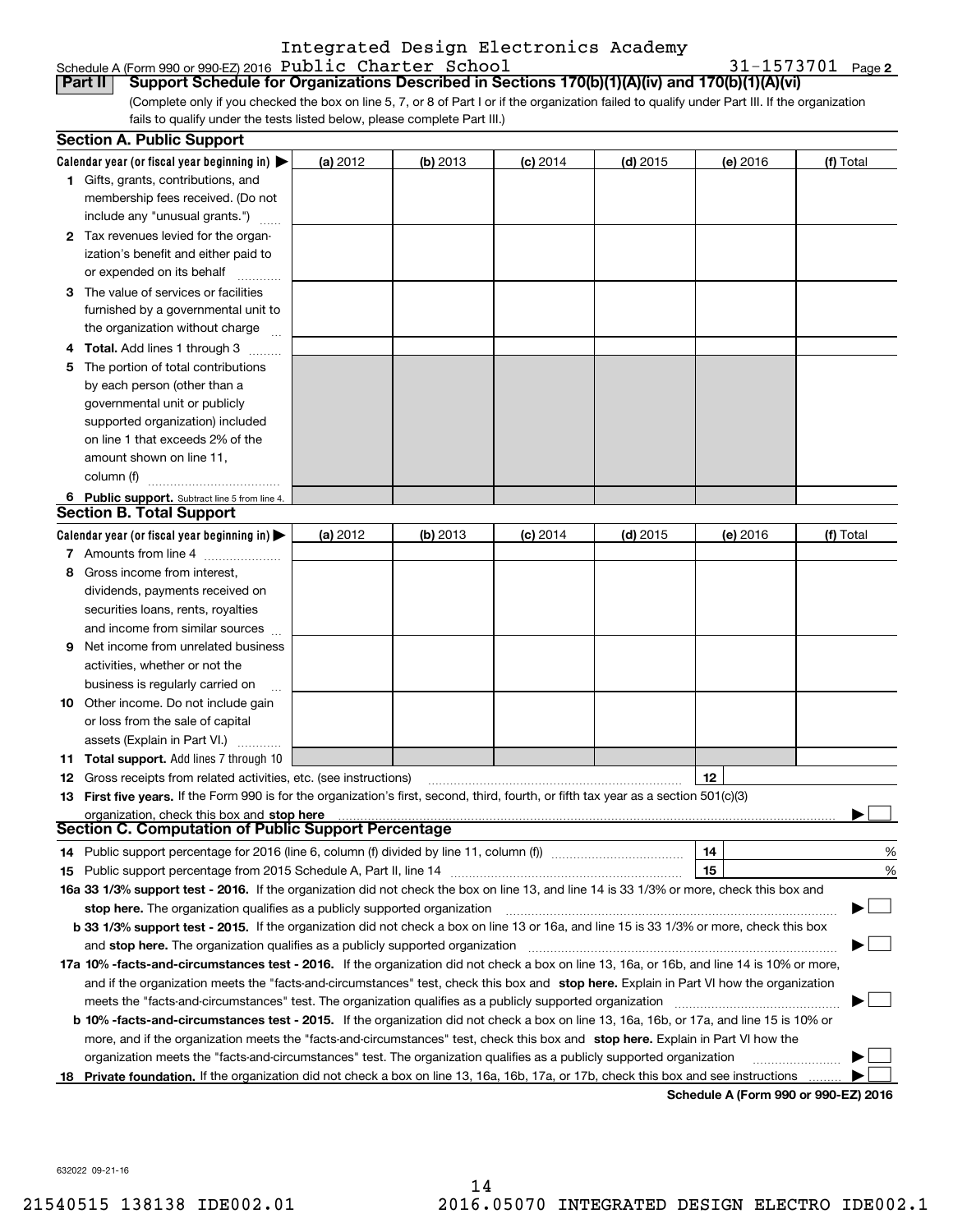Integrated Design Electronics Academy

Schedule A (Form 990 or 990-EZ) 2016 Public Charter School 31-1573701 Page 2

**Part II Support Schedule for Organizations Described in Sections 170(b)(1)(A)(iv) and 170(b)(1)(A)(vi)**

(Complete only if you checked the box on line 5, 7, or 8 of Part I or if the organization failed to qualify under Part III. If the organization fails to qualify under the tests listed below, please complete Part III.)

### Section A. Public Support

| Calendar year (or fiscal year beginning in) ▶ | (a) 2012 | (b) 2013 | (c) 2014 | (d) 2015 | (e) 2016 | (f) Total |
|---|---|---|---|---|---|---|
| 1 Gifts, grants, contributions, and membership fees received. (Do not include any "unusual grants.") | | | | | | |
| 2 Tax revenues levied for the organization's benefit and either paid to or expended on its behalf | | | | | | |
| 3 The value of services or facilities furnished by a governmental unit to the organization without charge | | | | | | |
| 4 **Total.** Add lines 1 through 3 | | | | | | |
| 5 The portion of total contributions by each person (other than a governmental unit or publicly supported organization) included on line 1 that exceeds 2% of the amount shown on line 11, column (f) | | | | | | |
| 6 **Public support.** Subtract line 5 from line 4. | | | | | | |

### Section B. Total Support

| Calendar year (or fiscal year beginning in) ▶ | (a) 2012 | (b) 2013 | (c) 2014 | (d) 2015 | (e) 2016 | (f) Total |
|---|---|---|---|---|---|---|
| 7 Amounts from line 4 | | | | | | |
| 8 Gross income from interest, dividends, payments received on securities loans, rents, royalties and income from similar sources | | | | | | |
| 9 Net income from unrelated business activities, whether or not the business is regularly carried on | | | | | | |
| 10 Other income. Do not include gain or loss from the sale of capital assets (Explain in Part VI.) | | | | | | |
| 11 **Total support.** Add lines 7 through 10 | | | | | | |

12 Gross receipts from related activities, etc. (see instructions) 12

13 **First five years.** If the Form 990 is for the organization's first, second, third, fourth, or fifth tax year as a section 501(c)(3) organization, check this box and **stop here** ▶ ☐

### Section C. Computation of Public Support Percentage

14 Public support percentage for 2016 (line 6, column (f) divided by line 11, column (f)) 14 %

15 Public support percentage from 2015 Schedule A, Part II, line 14 15 %

**16a 33 1/3% support test - 2016.** If the organization did not check the box on line 13, and line 14 is 33 1/3% or more, check this box and **stop here.** The organization qualifies as a publicly supported organization ▶ ☐

**b 33 1/3% support test - 2015.** If the organization did not check a box on line 13 or 16a, and line 15 is 33 1/3% or more, check this box and **stop here.** The organization qualifies as a publicly supported organization ▶ ☐

**17a 10% -facts-and-circumstances test - 2016.** If the organization did not check a box on line 13, 16a, or 16b, and line 14 is 10% or more, and if the organization meets the "facts-and-circumstances" test, check this box and **stop here.** Explain in Part VI how the organization meets the "facts-and-circumstances" test. The organization qualifies as a publicly supported organization ▶ ☐

**b 10% -facts-and-circumstances test - 2015.** If the organization did not check a box on line 13, 16a, 16b, or 17a, and line 15 is 10% or more, and if the organization meets the "facts-and-circumstances" test, check this box and **stop here.** Explain in Part VI how the organization meets the "facts-and-circumstances" test. The organization qualifies as a publicly supported organization ▶ ☐

**18 Private foundation.** If the organization did not check a box on line 13, 16a, 16b, 17a, or 17b, check this box and see instructions ▶ ☐

**Schedule A (Form 990 or 990-EZ) 2016**

632022 09-21-16

21540515 138138 IDE002.01 2016.05070 INTEGRATED DESIGN ELECTRO IDE002.1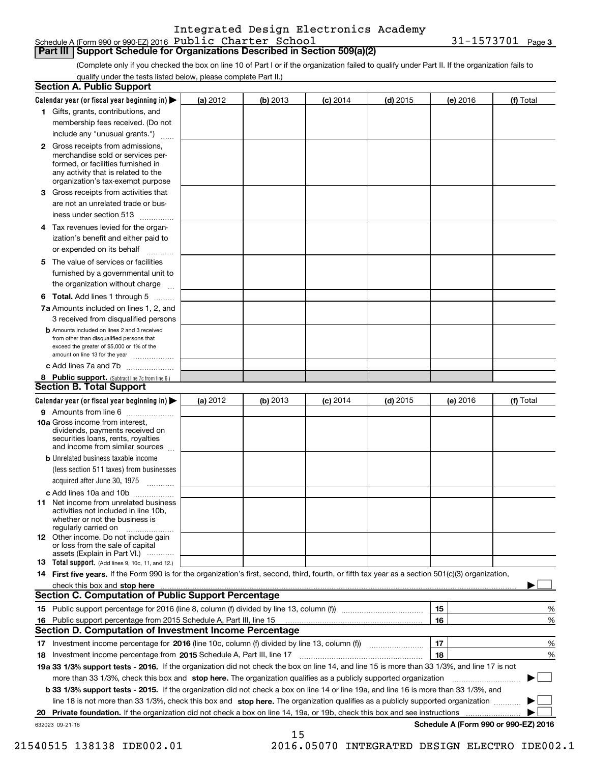Integrated Design Electronics Academy

Schedule A (Form 990 or 990-EZ) 2016 Public Charter School 31-1573701 Page 3

## Part III Support Schedule for Organizations Described in Section 509(a)(2)

(Complete only if you checked the box on line 10 of Part I or if the organization failed to qualify under Part II. If the organization fails to qualify under the tests listed below, please complete Part II.)

### Section A. Public Support

| Calendar year (or fiscal year beginning in) ▶ | (a) 2012 | (b) 2013 | (c) 2014 | (d) 2015 | (e) 2016 | (f) Total |
|---|---|---|---|---|---|---|
| 1 Gifts, grants, contributions, and membership fees received. (Do not include any "unusual grants.") | | | | | | |
| 2 Gross receipts from admissions, merchandise sold or services performed, or facilities furnished in any activity that is related to the organization's tax-exempt purpose | | | | | | |
| 3 Gross receipts from activities that are not an unrelated trade or business under section 513 | | | | | | |
| 4 Tax revenues levied for the organization's benefit and either paid to or expended on its behalf | | | | | | |
| 5 The value of services or facilities furnished by a governmental unit to the organization without charge | | | | | | |
| 6 **Total.** Add lines 1 through 5 | | | | | | |
| 7a Amounts included on lines 1, 2, and 3 received from disqualified persons | | | | | | |
| b Amounts included on lines 2 and 3 received from other than disqualified persons that exceed the greater of $5,000 or 1% of the amount on line 13 for the year | | | | | | |
| c Add lines 7a and 7b | | | | | | |
| 8 **Public support.** (Subtract line 7c from line 6.) | | | | | | |

### Section B. Total Support

| Calendar year (or fiscal year beginning in) ▶ | (a) 2012 | (b) 2013 | (c) 2014 | (d) 2015 | (e) 2016 | (f) Total |
|---|---|---|---|---|---|---|
| 9 Amounts from line 6 | | | | | | |
| 10a Gross income from interest, dividends, payments received on securities loans, rents, royalties and income from similar sources | | | | | | |
| b Unrelated business taxable income (less section 511 taxes) from businesses acquired after June 30, 1975 | | | | | | |
| c Add lines 10a and 10b | | | | | | |
| 11 Net income from unrelated business activities not included in line 10b, whether or not the business is regularly carried on | | | | | | |
| 12 Other income. Do not include gain or loss from the sale of capital assets (Explain in Part VI.) | | | | | | |
| 13 **Total support.** (Add lines 9, 10c, 11, and 12.) | | | | | | |

14 **First five years.** If the Form 990 is for the organization's first, second, third, fourth, or fifth tax year as a section 501(c)(3) organization, check this box and **stop here** ▶ ☐

### Section C. Computation of Public Support Percentage

| | | | |
|---|---|---|---|
| 15 | Public support percentage for 2016 (line 8, column (f) divided by line 13, column (f)) | 15 | % |
| 16 | Public support percentage from 2015 Schedule A, Part III, line 15 | 16 | % |

### Section D. Computation of Investment Income Percentage

| | | | |
|---|---|---|---|
| 17 | Investment income percentage for **2016** (line 10c, column (f) divided by line 13, column (f)) | 17 | % |
| 18 | Investment income percentage from **2015** Schedule A, Part III, line 17 | 18 | % |

**19a 33 1/3% support tests - 2016.** If the organization did not check the box on line 14, and line 15 is more than 33 1/3%, and line 17 is not more than 33 1/3%, check this box and **stop here.** The organization qualifies as a publicly supported organization ▶ ☐

**b 33 1/3% support tests - 2015.** If the organization did not check a box on line 14 or line 19a, and line 16 is more than 33 1/3%, and line 18 is not more than 33 1/3%, check this box and **stop here.** The organization qualifies as a publicly supported organization ▶ ☐

**20 Private foundation.** If the organization did not check a box on line 14, 19a, or 19b, check this box and see instructions ▶ ☐

632023 09-21-16 **Schedule A (Form 990 or 990-EZ) 2016**

21540515 138138 IDE002.01 2016.05070 INTEGRATED DESIGN ELECTRO IDE002.1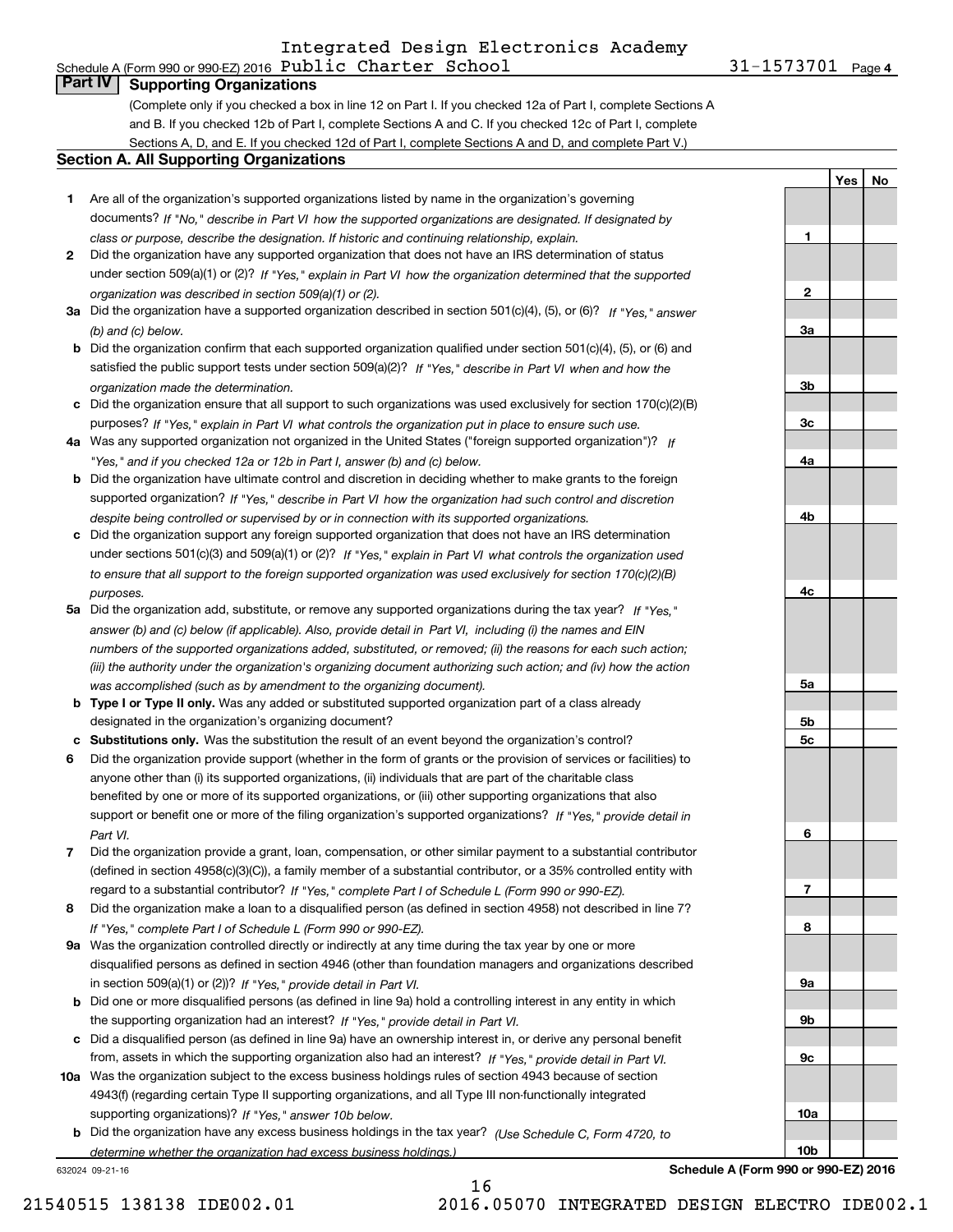Integrated Design Electronics Academy

Schedule A (Form 990 or 990-EZ) 2016 Public Charter School 31-1573701 Page 4

## Part IV Supporting Organizations

(Complete only if you checked a box in line 12 on Part I. If you checked 12a of Part I, complete Sections A and B. If you checked 12b of Part I, complete Sections A and C. If you checked 12c of Part I, complete Sections A, D, and E. If you checked 12d of Part I, complete Sections A and D, and complete Part V.)

### Section A. All Supporting Organizations

| | | | Yes | No |
|---|---|---|---|---|
| **1** | Are all of the organization's supported organizations listed by name in the organization's governing documents? *If "No," describe in Part VI how the supported organizations are designated. If designated by class or purpose, describe the designation. If historic and continuing relationship, explain.* | 1 | | |
| **2** | Did the organization have any supported organization that does not have an IRS determination of status under section 509(a)(1) or (2)? *If "Yes," explain in Part VI how the organization determined that the supported organization was described in section 509(a)(1) or (2).* | 2 | | |
| **3a** | Did the organization have a supported organization described in section 501(c)(4), (5), or (6)? *If "Yes," answer (b) and (c) below.* | 3a | | |
| **b** | Did the organization confirm that each supported organization qualified under section 501(c)(4), (5), or (6) and satisfied the public support tests under section 509(a)(2)? *If "Yes," describe in Part VI when and how the organization made the determination.* | 3b | | |
| **c** | Did the organization ensure that all support to such organizations was used exclusively for section 170(c)(2)(B) purposes? *If "Yes," explain in Part VI what controls the organization put in place to ensure such use.* | 3c | | |
| **4a** | Was any supported organization not organized in the United States ("foreign supported organization")? *If "Yes," and if you checked 12a or 12b in Part I, answer (b) and (c) below.* | 4a | | |
| **b** | Did the organization have ultimate control and discretion in deciding whether to make grants to the foreign supported organization? *If "Yes," describe in Part VI how the organization had such control and discretion despite being controlled or supervised by or in connection with its supported organizations.* | 4b | | |
| **c** | Did the organization support any foreign supported organization that does not have an IRS determination under sections 501(c)(3) and 509(a)(1) or (2)? *If "Yes," explain in Part VI what controls the organization used to ensure that all support to the foreign supported organization was used exclusively for section 170(c)(2)(B) purposes.* | 4c | | |
| **5a** | Did the organization add, substitute, or remove any supported organizations during the tax year? *If "Yes," answer (b) and (c) below (if applicable). Also, provide detail in Part VI, including (i) the names and EIN numbers of the supported organizations added, substituted, or removed; (ii) the reasons for each such action; (iii) the authority under the organization's organizing document authorizing such action; and (iv) how the action was accomplished (such as by amendment to the organizing document).* | 5a | | |
| **b** | **Type I or Type II only.** Was any added or substituted supported organization part of a class already designated in the organization's organizing document? | 5b | | |
| **c** | **Substitutions only.** Was the substitution the result of an event beyond the organization's control? | 5c | | |
| **6** | Did the organization provide support (whether in the form of grants or the provision of services or facilities) to anyone other than (i) its supported organizations, (ii) individuals that are part of the charitable class benefited by one or more of its supported organizations, or (iii) other supporting organizations that also support or benefit one or more of the filing organization's supported organizations? *If "Yes," provide detail in Part VI.* | 6 | | |
| **7** | Did the organization provide a grant, loan, compensation, or other similar payment to a substantial contributor (defined in section 4958(c)(3)(C)), a family member of a substantial contributor, or a 35% controlled entity with regard to a substantial contributor? *If "Yes," complete Part I of Schedule L (Form 990 or 990-EZ).* | 7 | | |
| **8** | Did the organization make a loan to a disqualified person (as defined in section 4958) not described in line 7? *If "Yes," complete Part I of Schedule L (Form 990 or 990-EZ).* | 8 | | |
| **9a** | Was the organization controlled directly or indirectly at any time during the tax year by one or more disqualified persons as defined in section 4946 (other than foundation managers and organizations described in section 509(a)(1) or (2))? *If "Yes," provide detail in Part VI.* | 9a | | |
| **b** | Did one or more disqualified persons (as defined in line 9a) hold a controlling interest in any entity in which the supporting organization had an interest? *If "Yes," provide detail in Part VI.* | 9b | | |
| **c** | Did a disqualified person (as defined in line 9a) have an ownership interest in, or derive any personal benefit from, assets in which the supporting organization also had an interest? *If "Yes," provide detail in Part VI.* | 9c | | |
| **10a** | Was the organization subject to the excess business holdings rules of section 4943 because of section 4943(f) (regarding certain Type II supporting organizations, and all Type III non-functionally integrated supporting organizations)? *If "Yes," answer 10b below.* | 10a | | |
| **b** | Did the organization have any excess business holdings in the tax year? *(Use Schedule C, Form 4720, to determine whether the organization had excess business holdings.)* | 10b | | |

632024 09-21-16

**Schedule A (Form 990 or 990-EZ) 2016**

21540515 138138 IDE002.01 2016.05070 INTEGRATED DESIGN ELECTRO IDE002.1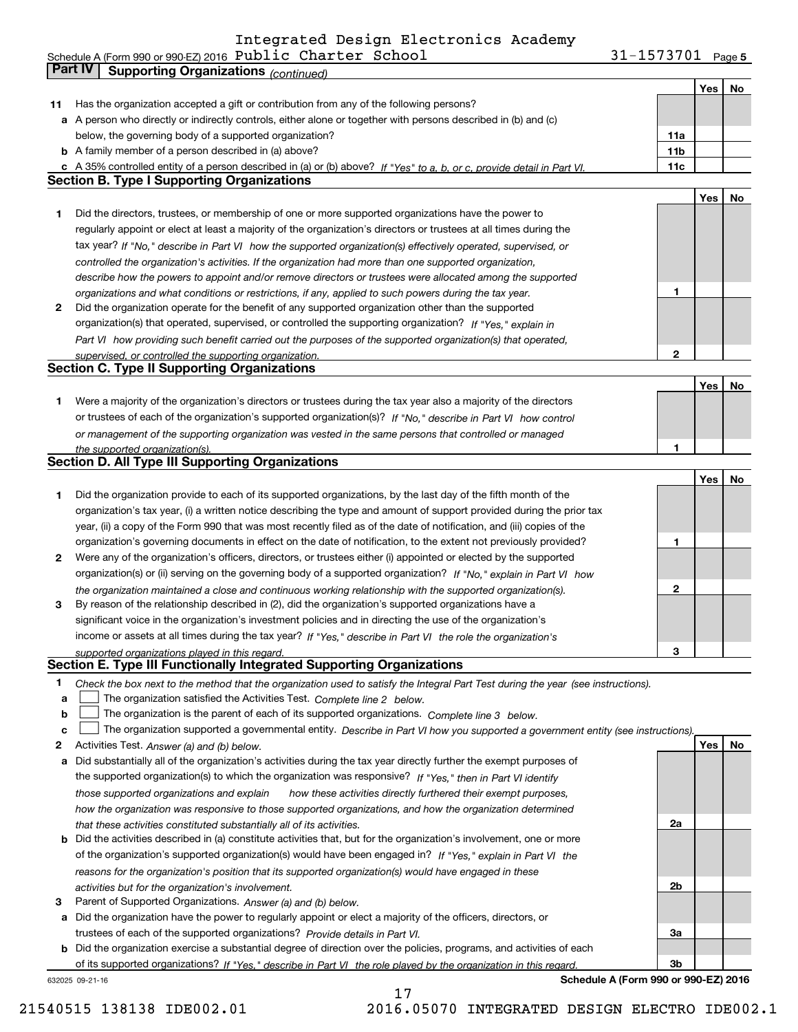Integrated Design Electronics Academy

Schedule A (Form 990 or 990-EZ) 2016 Public Charter School 31-1573701 Page 5

**Part IV Supporting Organizations** *(continued)*

| | | | Yes | No |
|---|---|---|---|---|
| **11** | Has the organization accepted a gift or contribution from any of the following persons? | | | |
| **a** | A person who directly or indirectly controls, either alone or together with persons described in (b) and (c) below, the governing body of a supported organization? | **11a** | | |
| **b** | A family member of a person described in (a) above? | **11b** | | |
| **c** | A 35% controlled entity of a person described in (a) or (b) above? *If "Yes" to a, b, or c, provide detail in Part VI.* | **11c** | | |

## Section B. Type I Supporting Organizations

| | | | Yes | No |
|---|---|---|---|---|
| **1** | Did the directors, trustees, or membership of one or more supported organizations have the power to regularly appoint or elect at least a majority of the organization's directors or trustees at all times during the tax year? *If "No," describe in Part VI how the supported organization(s) effectively operated, supervised, or controlled the organization's activities. If the organization had more than one supported organization, describe how the powers to appoint and/or remove directors or trustees were allocated among the supported organizations and what conditions or restrictions, if any, applied to such powers during the tax year.* | **1** | | |
| **2** | Did the organization operate for the benefit of any supported organization other than the supported organization(s) that operated, supervised, or controlled the supporting organization? *If "Yes," explain in Part VI how providing such benefit carried out the purposes of the supported organization(s) that operated, supervised, or controlled the supporting organization.* | **2** | | |

## Section C. Type II Supporting Organizations

| | | | Yes | No |
|---|---|---|---|---|
| **1** | Were a majority of the organization's directors or trustees during the tax year also a majority of the directors or trustees of each of the organization's supported organization(s)? *If "No," describe in Part VI how control or management of the supporting organization was vested in the same persons that controlled or managed the supported organization(s).* | **1** | | |

## Section D. All Type III Supporting Organizations

| | | | Yes | No |
|---|---|---|---|---|
| **1** | Did the organization provide to each of its supported organizations, by the last day of the fifth month of the organization's tax year, (i) a written notice describing the type and amount of support provided during the prior tax year, (ii) a copy of the Form 990 that was most recently filed as of the date of notification, and (iii) copies of the organization's governing documents in effect on the date of notification, to the extent not previously provided? | **1** | | |
| **2** | Were any of the organization's officers, directors, or trustees either (i) appointed or elected by the supported organization(s) or (ii) serving on the governing body of a supported organization? *If "No," explain in Part VI how the organization maintained a close and continuous working relationship with the supported organization(s).* | **2** | | |
| **3** | By reason of the relationship described in (2), did the organization's supported organizations have a significant voice in the organization's investment policies and in directing the use of the organization's income or assets at all times during the tax year? *If "Yes," describe in Part VI the role the organization's supported organizations played in this regard.* | **3** | | |

## Section E. Type III Functionally Integrated Supporting Organizations

**1** *Check the box next to the method that the organization used to satisfy the Integral Part Test during the year (see instructions).*

- **a** ☐ The organization satisfied the Activities Test. *Complete line 2 below.*
- **b** ☐ The organization is the parent of each of its supported organizations. *Complete line 3 below.*
- **c** ☐ The organization supported a governmental entity. *Describe in Part VI how you supported a government entity (see instructions).*

| | | | Yes | No |
|---|---|---|---|---|
| **2** | Activities Test. *Answer (a) and (b) below.* | | | |
| **a** | Did substantially all of the organization's activities during the tax year directly further the exempt purposes of the supported organization(s) to which the organization was responsive? *If "Yes," then in Part VI identify those supported organizations and explain how these activities directly furthered their exempt purposes, how the organization was responsive to those supported organizations, and how the organization determined that these activities constituted substantially all of its activities.* | **2a** | | |
| **b** | Did the activities described in (a) constitute activities that, but for the organization's involvement, one or more of the organization's supported organization(s) would have been engaged in? *If "Yes," explain in Part VI the reasons for the organization's position that its supported organization(s) would have engaged in these activities but for the organization's involvement.* | **2b** | | |
| **3** | Parent of Supported Organizations. *Answer (a) and (b) below.* | | | |
| **a** | Did the organization have the power to regularly appoint or elect a majority of the officers, directors, or trustees of each of the supported organizations? *Provide details in Part VI.* | **3a** | | |
| **b** | Did the organization exercise a substantial degree of direction over the policies, programs, and activities of each of its supported organizations? *If "Yes," describe in Part VI the role played by the organization in this regard.* | **3b** | | |

632025 09-21-16 **Schedule A (Form 990 or 990-EZ) 2016**

21540515 138138 IDE002.01 2016.05070 INTEGRATED DESIGN ELECTRO IDE002.1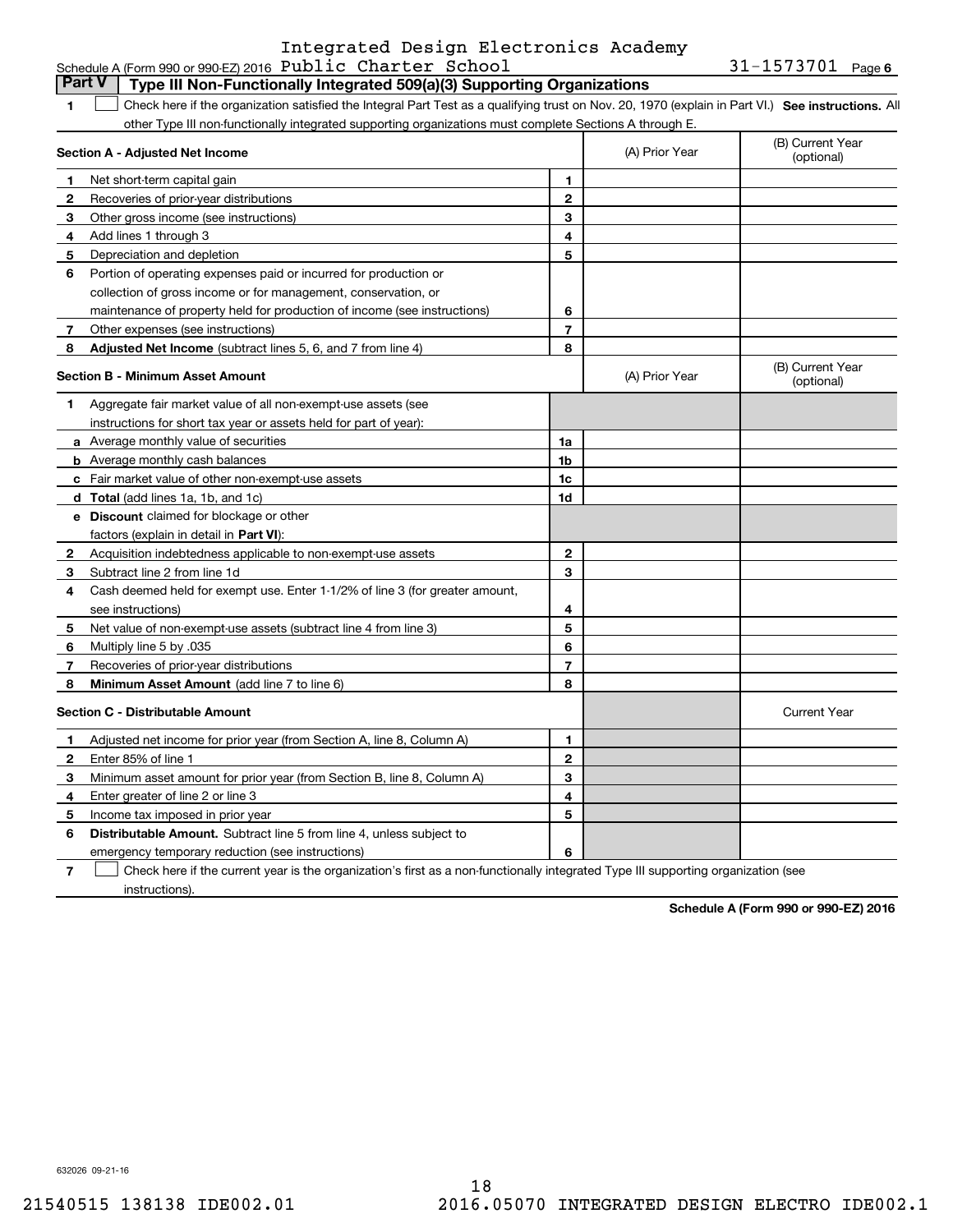Schedule A (Form 990 or 990-EZ) 2016 Integrated Design Electronics Academy Public Charter School 31-1573701 Page 6

**Part V Type III Non-Functionally Integrated 509(a)(3) Supporting Organizations**

1 ☐ Check here if the organization satisfied the Integral Part Test as a qualifying trust on Nov. 20, 1970 (explain in Part VI.) **See instructions.** All other Type III non-functionally integrated supporting organizations must complete Sections A through E.

| **Section A - Adjusted Net Income** | | (A) Prior Year | (B) Current Year (optional) |
|---|---|---|---|
| 1 Net short-term capital gain | 1 | | |
| 2 Recoveries of prior-year distributions | 2 | | |
| 3 Other gross income (see instructions) | 3 | | |
| 4 Add lines 1 through 3 | 4 | | |
| 5 Depreciation and depletion | 5 | | |
| 6 Portion of operating expenses paid or incurred for production or collection of gross income or for management, conservation, or maintenance of property held for production of income (see instructions) | 6 | | |
| 7 Other expenses (see instructions) | 7 | | |
| 8 **Adjusted Net Income** (subtract lines 5, 6, and 7 from line 4) | 8 | | |

| **Section B - Minimum Asset Amount** | | (A) Prior Year | (B) Current Year (optional) |
|---|---|---|---|
| 1 Aggregate fair market value of all non-exempt-use assets (see instructions for short tax year or assets held for part of year): | | | |
| a Average monthly value of securities | 1a | | |
| b Average monthly cash balances | 1b | | |
| c Fair market value of other non-exempt-use assets | 1c | | |
| d **Total** (add lines 1a, 1b, and 1c) | 1d | | |
| e **Discount** claimed for blockage or other factors (explain in detail in **Part VI**): | | | |
| 2 Acquisition indebtedness applicable to non-exempt-use assets | 2 | | |
| 3 Subtract line 2 from line 1d | 3 | | |
| 4 Cash deemed held for exempt use. Enter 1-1/2% of line 3 (for greater amount, see instructions) | 4 | | |
| 5 Net value of non-exempt-use assets (subtract line 4 from line 3) | 5 | | |
| 6 Multiply line 5 by .035 | 6 | | |
| 7 Recoveries of prior-year distributions | 7 | | |
| 8 **Minimum Asset Amount** (add line 7 to line 6) | 8 | | |

| **Section C - Distributable Amount** | | | Current Year |
|---|---|---|---|
| 1 Adjusted net income for prior year (from Section A, line 8, Column A) | 1 | | |
| 2 Enter 85% of line 1 | 2 | | |
| 3 Minimum asset amount for prior year (from Section B, line 8, Column A) | 3 | | |
| 4 Enter greater of line 2 or line 3 | 4 | | |
| 5 Income tax imposed in prior year | 5 | | |
| 6 **Distributable Amount.** Subtract line 5 from line 4, unless subject to emergency temporary reduction (see instructions) | 6 | | |

7 ☐ Check here if the current year is the organization's first as a non-functionally integrated Type III supporting organization (see instructions).

**Schedule A (Form 990 or 990-EZ) 2016**

632026 09-21-16

21540515 138138 IDE002.01 2016.05070 INTEGRATED DESIGN ELECTRO IDE002.1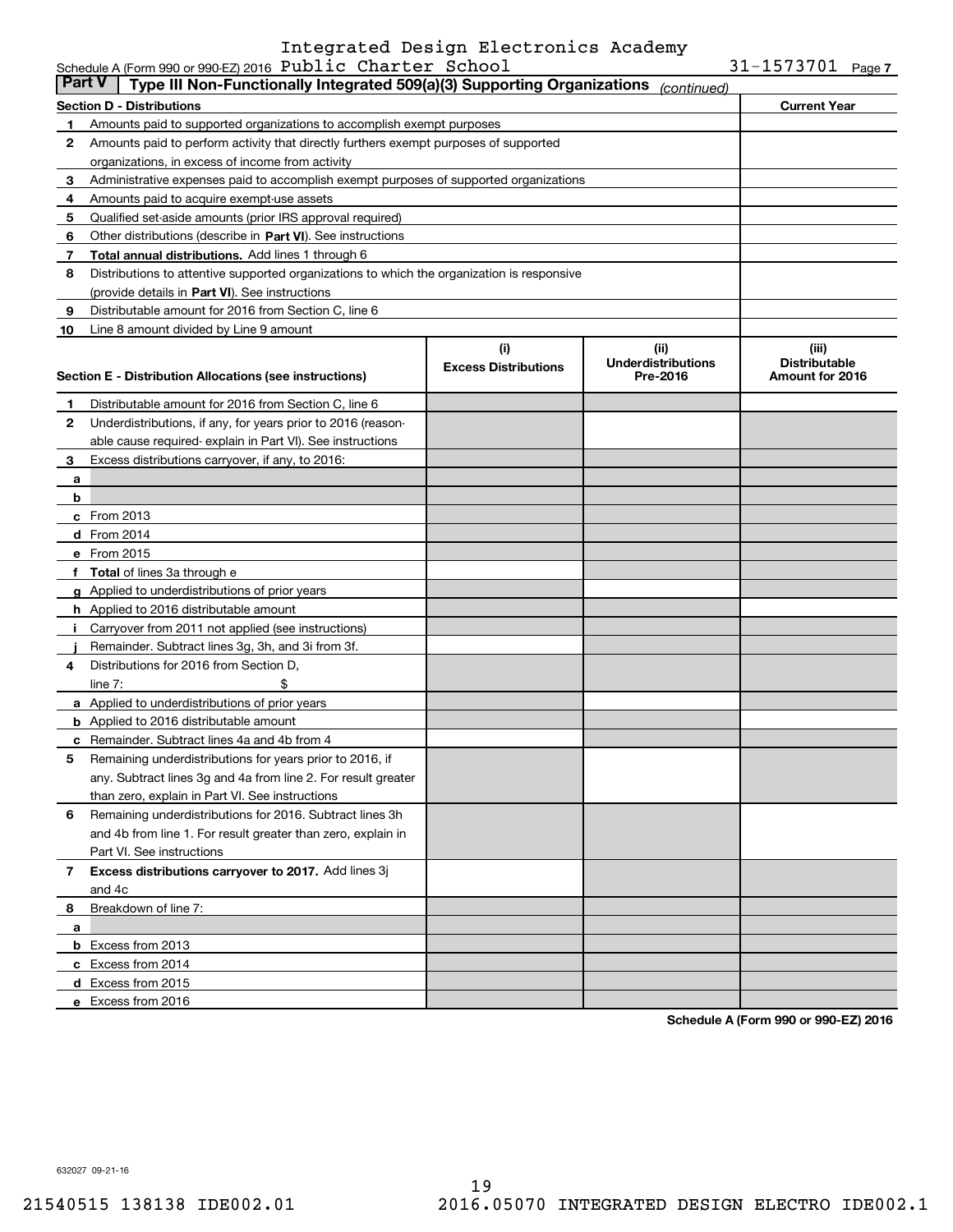Integrated Design Electronics Academy

Schedule A (Form 990 or 990-EZ) 2016 Public Charter School 31-1573701 Page 7

**Part V** | **Type III Non-Functionally Integrated 509(a)(3) Supporting Organizations** *(continued)*

| **Section D - Distributions** | | **Current Year** |
|---|---|---|
| 1 | Amounts paid to supported organizations to accomplish exempt purposes | |
| 2 | Amounts paid to perform activity that directly furthers exempt purposes of supported organizations, in excess of income from activity | |
| 3 | Administrative expenses paid to accomplish exempt purposes of supported organizations | |
| 4 | Amounts paid to acquire exempt-use assets | |
| 5 | Qualified set-aside amounts (prior IRS approval required) | |
| 6 | Other distributions (describe in **Part VI**). See instructions | |
| 7 | **Total annual distributions.** Add lines 1 through 6 | |
| 8 | Distributions to attentive supported organizations to which the organization is responsive (provide details in **Part VI**). See instructions | |
| 9 | Distributable amount for 2016 from Section C, line 6 | |
| 10 | Line 8 amount divided by Line 9 amount | |

| | **Section E - Distribution Allocations (see instructions)** | **(i) Excess Distributions** | **(ii) Underdistributions Pre-2016** | **(iii) Distributable Amount for 2016** |
|---|---|---|---|---|
| 1 | Distributable amount for 2016 from Section C, line 6 | | | |
| 2 | Underdistributions, if any, for years prior to 2016 (reasonable cause required- explain in Part VI). See instructions | | | |
| 3 | Excess distributions carryover, if any, to 2016: | | | |
| a | | | | |
| b | | | | |
| c | From 2013 | | | |
| d | From 2014 | | | |
| e | From 2015 | | | |
| f | **Total** of lines 3a through e | | | |
| g | Applied to underdistributions of prior years | | | |
| h | Applied to 2016 distributable amount | | | |
| i | Carryover from 2011 not applied (see instructions) | | | |
| j | Remainder. Subtract lines 3g, 3h, and 3i from 3f. | | | |
| 4 | Distributions for 2016 from Section D, line 7: $ | | | |
| a | Applied to underdistributions of prior years | | | |
| b | Applied to 2016 distributable amount | | | |
| c | Remainder. Subtract lines 4a and 4b from 4 | | | |
| 5 | Remaining underdistributions for years prior to 2016, if any. Subtract lines 3g and 4a from line 2. For result greater than zero, explain in Part VI. See instructions | | | |
| 6 | Remaining underdistributions for 2016. Subtract lines 3h and 4b from line 1. For result greater than zero, explain in Part VI. See instructions | | | |
| 7 | **Excess distributions carryover to 2017.** Add lines 3j and 4c | | | |
| 8 | Breakdown of line 7: | | | |
| a | | | | |
| b | Excess from 2013 | | | |
| c | Excess from 2014 | | | |
| d | Excess from 2015 | | | |
| e | Excess from 2016 | | | |

**Schedule A (Form 990 or 990-EZ) 2016**

632027 09-21-16

21540515 138138 IDE002.01 2016.05070 INTEGRATED DESIGN ELECTRO IDE002.1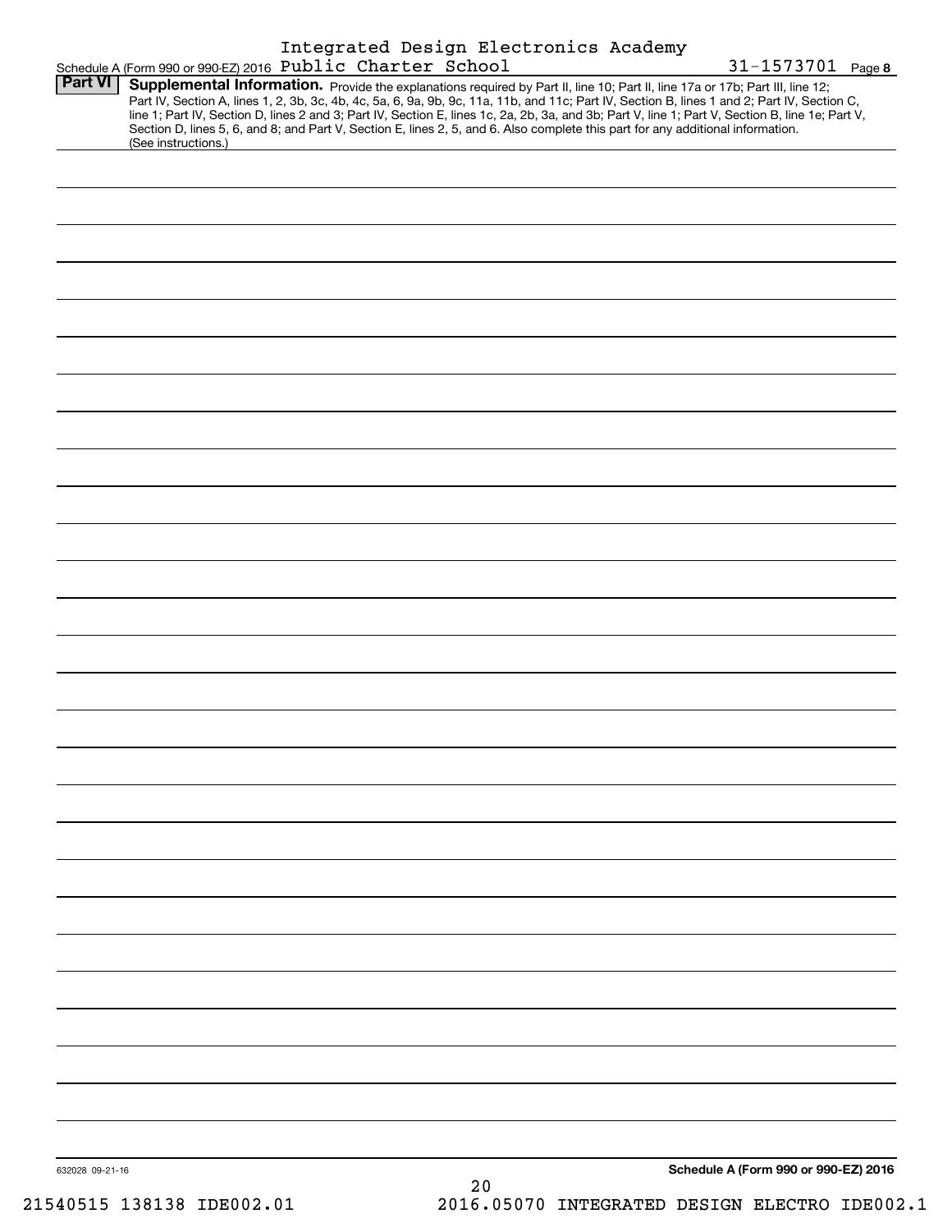Schedule A (Form 990 or 990-EZ) 2016 Integrated Design Electronics Academy Public Charter School 31-1573701 Page 8

**Part VI Supplemental Information.** Provide the explanations required by Part II, line 10; Part II, line 17a or 17b; Part III, line 12; Part IV, Section A, lines 1, 2, 3b, 3c, 4b, 4c, 5a, 6, 9a, 9b, 9c, 11a, 11b, and 11c; Part IV, Section B, lines 1 and 2; Part IV, Section C, line 1; Part IV, Section D, lines 2 and 3; Part IV, Section E, lines 1c, 2a, 2b, 3a, and 3b; Part V, line 1; Part V, Section B, line 1e; Part V, Section D, lines 5, 6, and 8; and Part V, Section E, lines 2, 5, and 6. Also complete this part for any additional information. (See instructions.)

632028 09-21-16

**Schedule A (Form 990 or 990-EZ) 2016**

21540515 138138 IDE002.01 2016.05070 INTEGRATED DESIGN ELECTRO IDE002.1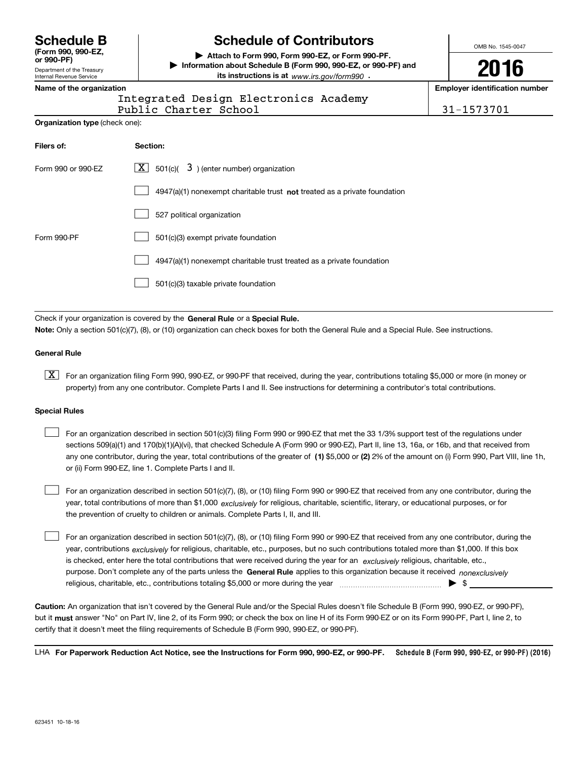# Schedule B

**(Form 990, 990-EZ, or 990-PF)**

Department of the Treasury
Internal Revenue Service

# Schedule of Contributors

**▶ Attach to Form 990, Form 990-EZ, or Form 990-PF.**
**▶ Information about Schedule B (Form 990, 990-EZ, or 990-PF) and its instructions is at** *www.irs.gov/form990* .

OMB No. 1545-0047

**2016**

**Name of the organization**

Integrated Design Electronics Academy
Public Charter School

**Employer identification number**

31-1573701

**Organization type** (check one):

| **Filers of:** | **Section:** |
|---|---|
| Form 990 or 990-EZ | [X] 501(c)( 3 ) (enter number) organization |
| | [ ] 4947(a)(1) nonexempt charitable trust **not** treated as a private foundation |
| | [ ] 527 political organization |
| Form 990-PF | [ ] 501(c)(3) exempt private foundation |
| | [ ] 4947(a)(1) nonexempt charitable trust treated as a private foundation |
| | [ ] 501(c)(3) taxable private foundation |

Check if your organization is covered by the **General Rule** or a **Special Rule.**

**Note:** Only a section 501(c)(7), (8), or (10) organization can check boxes for both the General Rule and a Special Rule. See instructions.

**General Rule**

[X] For an organization filing Form 990, 990-EZ, or 990-PF that received, during the year, contributions totaling $5,000 or more (in money or property) from any one contributor. Complete Parts I and II. See instructions for determining a contributor's total contributions.

**Special Rules**

[ ] For an organization described in section 501(c)(3) filing Form 990 or 990-EZ that met the 33 1/3% support test of the regulations under sections 509(a)(1) and 170(b)(1)(A)(vi), that checked Schedule A (Form 990 or 990-EZ), Part II, line 13, 16a, or 16b, and that received from any one contributor, during the year, total contributions of the greater of **(1)** $5,000 or **(2)** 2% of the amount on (i) Form 990, Part VIII, line 1h, or (ii) Form 990-EZ, line 1. Complete Parts I and II.

[ ] For an organization described in section 501(c)(7), (8), or (10) filing Form 990 or 990-EZ that received from any one contributor, during the year, total contributions of more than $1,000 *exclusively* for religious, charitable, scientific, literary, or educational purposes, or for the prevention of cruelty to children or animals. Complete Parts I, II, and III.

[ ] For an organization described in section 501(c)(7), (8), or (10) filing Form 990 or 990-EZ that received from any one contributor, during the year, contributions *exclusively* for religious, charitable, etc., purposes, but no such contributions totaled more than $1,000. If this box is checked, enter here the total contributions that were received during the year for an *exclusively* religious, charitable, etc., purpose. Don't complete any of the parts unless the **General Rule** applies to this organization because it received *nonexclusively* religious, charitable, etc., contributions totaling $5,000 or more during the year ▶ $

**Caution:** An organization that isn't covered by the General Rule and/or the Special Rules doesn't file Schedule B (Form 990, 990-EZ, or 990-PF), but it **must** answer "No" on Part IV, line 2, of its Form 990; or check the box on line H of its Form 990-EZ or on its Form 990-PF, Part I, line 2, to certify that it doesn't meet the filing requirements of Schedule B (Form 990, 990-EZ, or 990-PF).

LHA **For Paperwork Reduction Act Notice, see the Instructions for Form 990, 990-EZ, or 990-PF.** **Schedule B (Form 990, 990-EZ, or 990-PF) (2016)**

623451 10-18-16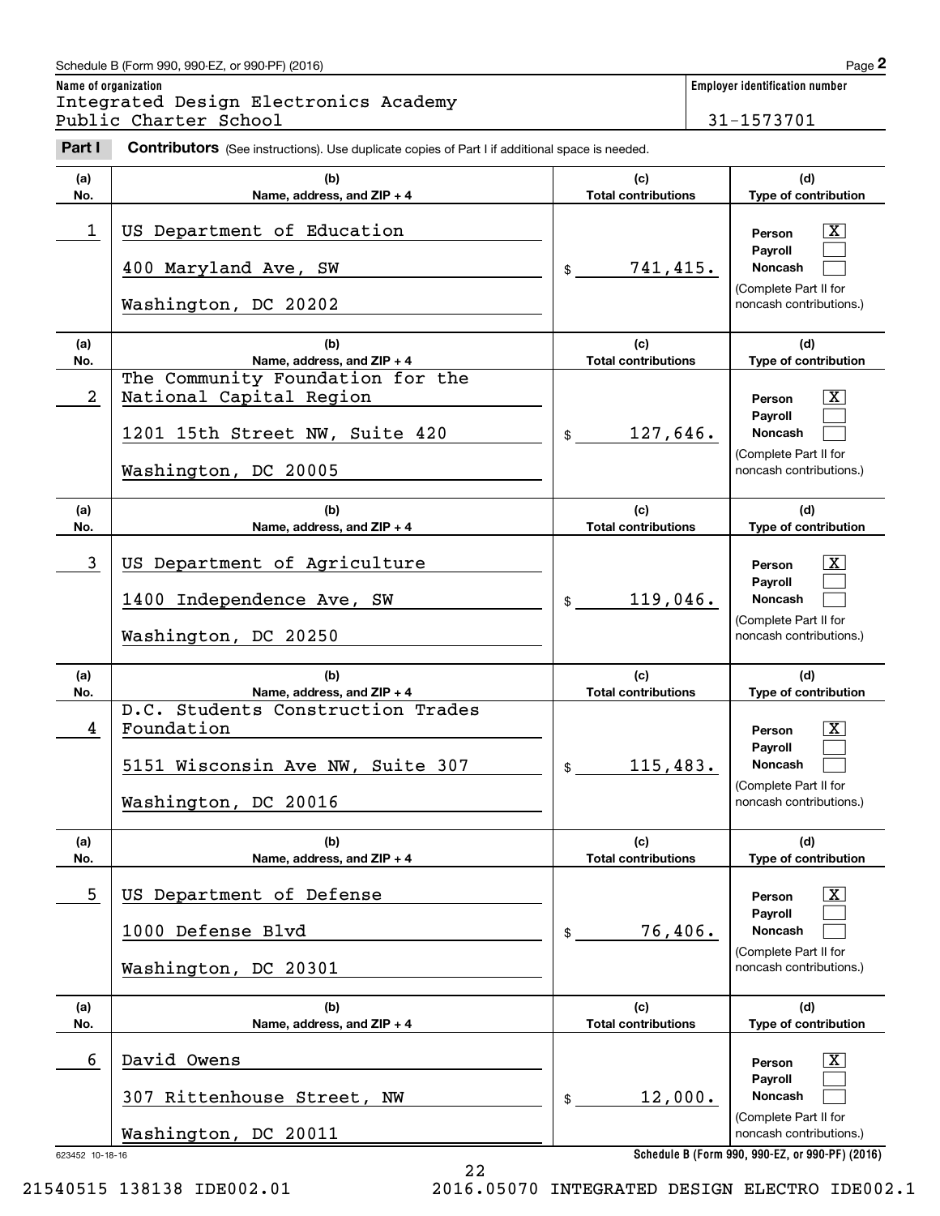Schedule B (Form 990, 990-EZ, or 990-PF) (2016) Page **2**

**Name of organization**
Integrated Design Electronics Academy Public Charter School

**Employer identification number**
31-1573701

**Part I** **Contributors** (See instructions). Use duplicate copies of Part I if additional space is needed.

| (a) No. | (b) Name, address, and ZIP + 4 | (c) Total contributions | (d) Type of contribution |
|---|---|---|---|
| 1 | US Department of Education<br>400 Maryland Ave, SW<br>Washington, DC 20202 | $ 741,415. | Person [X]<br>Payroll [ ]<br>Noncash [ ]<br>(Complete Part II for noncash contributions.) |
| 2 | The Community Foundation for the National Capital Region<br>1201 15th Street NW, Suite 420<br>Washington, DC 20005 | $ 127,646. | Person [X]<br>Payroll [ ]<br>Noncash [ ]<br>(Complete Part II for noncash contributions.) |
| 3 | US Department of Agriculture<br>1400 Independence Ave, SW<br>Washington, DC 20250 | $ 119,046. | Person [X]<br>Payroll [ ]<br>Noncash [ ]<br>(Complete Part II for noncash contributions.) |
| 4 | D.C. Students Construction Trades Foundation<br>5151 Wisconsin Ave NW, Suite 307<br>Washington, DC 20016 | $ 115,483. | Person [X]<br>Payroll [ ]<br>Noncash [ ]<br>(Complete Part II for noncash contributions.) |
| 5 | US Department of Defense<br>1000 Defense Blvd<br>Washington, DC 20301 | $ 76,406. | Person [X]<br>Payroll [ ]<br>Noncash [ ]<br>(Complete Part II for noncash contributions.) |
| 6 | David Owens<br>307 Rittenhouse Street, NW<br>Washington, DC 20011 | $ 12,000. | Person [X]<br>Payroll [ ]<br>Noncash [ ]<br>(Complete Part II for noncash contributions.) |

623452 10-18-16

Schedule B (Form 990, 990-EZ, or 990-PF) (2016)

21540515 138138 IDE002.01 2016.05070 INTEGRATED DESIGN ELECTRO IDE002.1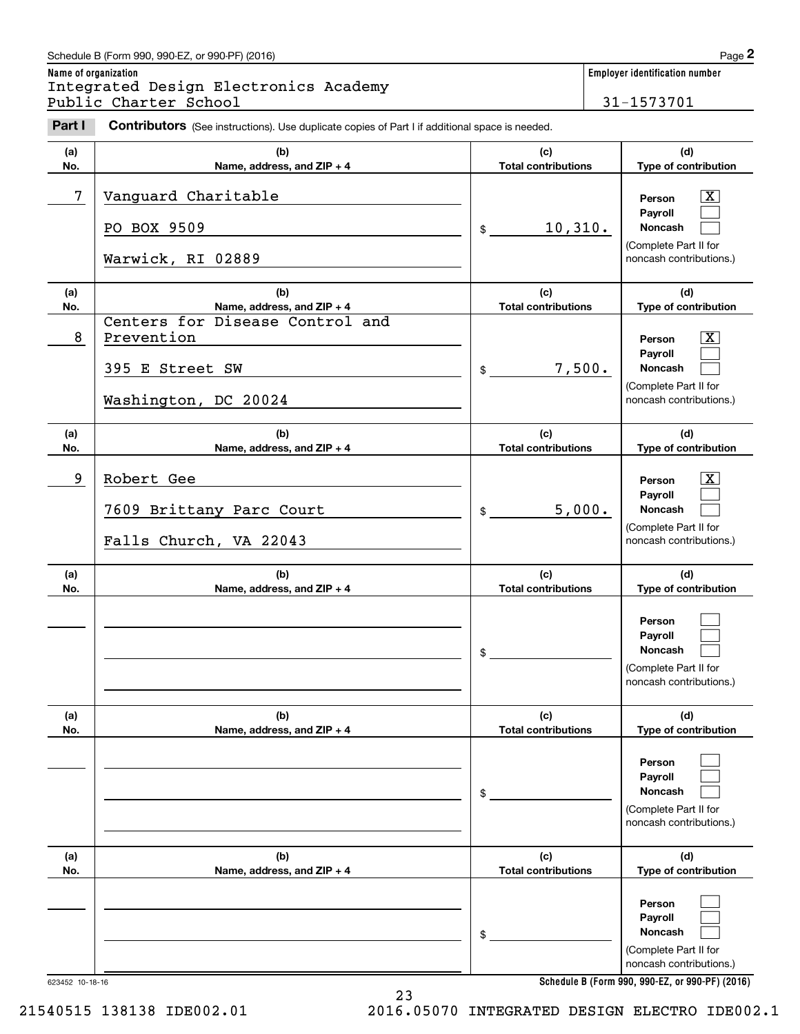Schedule B (Form 990, 990-EZ, or 990-PF) (2016)

**Name of organization**
Integrated Design Electronics Academy Public Charter School

**Employer identification number**
31-1573701

**Part I** **Contributors** (See instructions). Use duplicate copies of Part I if additional space is needed.

| (a) No. | (b) Name, address, and ZIP + 4 | (c) Total contributions | (d) Type of contribution |
|---|---|---|---|
| 7 | Vanguard Charitable<br>PO BOX 9509<br>Warwick, RI 02889 | $ 10,310. | Person [X]<br>Payroll [ ]<br>Noncash [ ]<br>(Complete Part II for noncash contributions.) |
| 8 | Centers for Disease Control and Prevention<br>395 E Street SW<br>Washington, DC 20024 | $ 7,500. | Person [X]<br>Payroll [ ]<br>Noncash [ ]<br>(Complete Part II for noncash contributions.) |
| 9 | Robert Gee<br>7609 Brittany Parc Court<br>Falls Church, VA 22043 | $ 5,000. | Person [X]<br>Payroll [ ]<br>Noncash [ ]<br>(Complete Part II for noncash contributions.) |
| | | $ | Person [ ]<br>Payroll [ ]<br>Noncash [ ]<br>(Complete Part II for noncash contributions.) |
| | | $ | Person [ ]<br>Payroll [ ]<br>Noncash [ ]<br>(Complete Part II for noncash contributions.) |
| | | $ | Person [ ]<br>Payroll [ ]<br>Noncash [ ]<br>(Complete Part II for noncash contributions.) |

623452 10-18-16

Schedule B (Form 990, 990-EZ, or 990-PF) (2016)

21540515 138138 IDE002.01 2016.05070 INTEGRATED DESIGN ELECTRO IDE002.1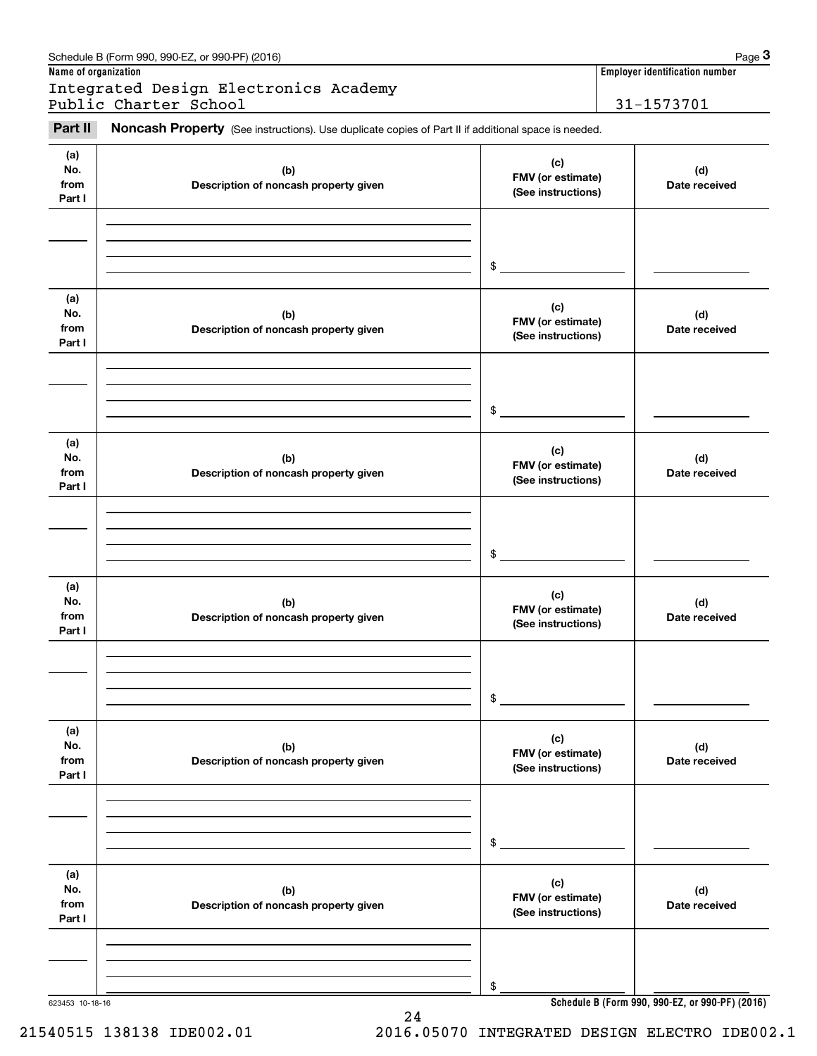Schedule B (Form 990, 990-EZ, or 990-PF) (2016) Page **3**

**Name of organization**

Integrated Design Electronics Academy Public Charter School

**Employer identification number**

31-1573701

**Part II** **Noncash Property** (See instructions). Use duplicate copies of Part II if additional space is needed.

| (a) No. from Part I | (b) Description of noncash property given | (c) FMV (or estimate) (See instructions) | (d) Date received |
|---|---|---|---|
| | | $ | |

| (a) No. from Part I | (b) Description of noncash property given | (c) FMV (or estimate) (See instructions) | (d) Date received |
|---|---|---|---|
| | | $ | |

| (a) No. from Part I | (b) Description of noncash property given | (c) FMV (or estimate) (See instructions) | (d) Date received |
|---|---|---|---|
| | | $ | |

| (a) No. from Part I | (b) Description of noncash property given | (c) FMV (or estimate) (See instructions) | (d) Date received |
|---|---|---|---|
| | | $ | |

| (a) No. from Part I | (b) Description of noncash property given | (c) FMV (or estimate) (See instructions) | (d) Date received |
|---|---|---|---|
| | | $ | |

| (a) No. from Part I | (b) Description of noncash property given | (c) FMV (or estimate) (See instructions) | (d) Date received |
|---|---|---|---|
| | | $ | |

623453 10-18-16

**Schedule B (Form 990, 990-EZ, or 990-PF) (2016)**

21540515 138138 IDE002.01 2016.05070 INTEGRATED DESIGN ELECTRO IDE002.1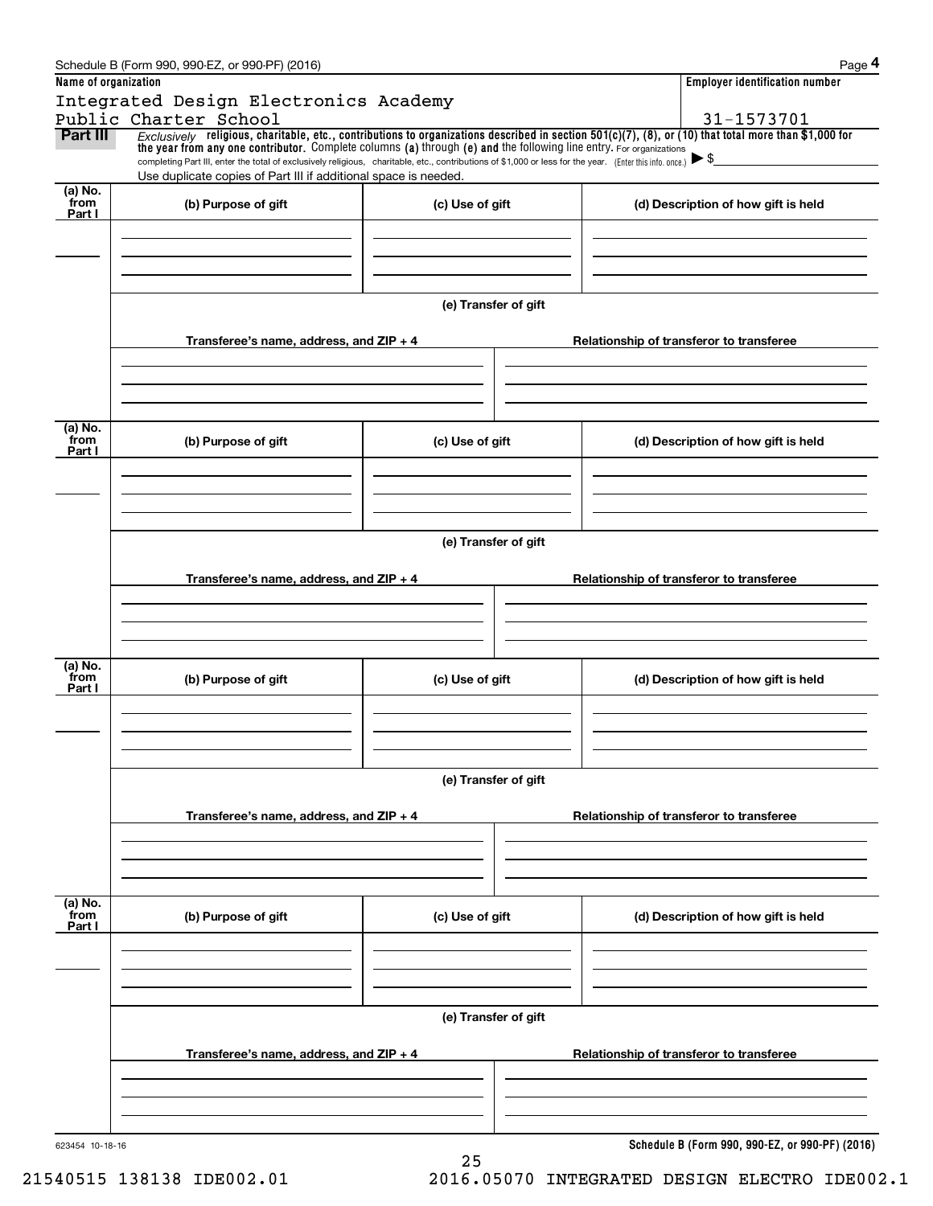Schedule B (Form 990, 990-EZ, or 990-PF) (2016)

**Name of organization**

Integrated Design Electronics Academy Public Charter School

**Employer identification number**

31-1573701

**Part III** *Exclusively* **religious, charitable, etc., contributions to organizations described in section 501(c)(7), (8), or (10) that total more than $1,000 for the year from any one contributor.** Complete columns **(a)** through **(e) and** the following line entry. For organizations completing Part III, enter the total of exclusively religious, charitable, etc., contributions of $1,000 or less for the year. (Enter this info. once.) ▶ $

Use duplicate copies of Part III if additional space is needed.

| (a) No. from Part I | (b) Purpose of gift | (c) Use of gift | (d) Description of how gift is held |
|---|---|---|---|
| | | | |

**(e) Transfer of gift**

| Transferee's name, address, and ZIP + 4 | Relationship of transferor to transferee |
|---|---|
| | |

| (a) No. from Part I | (b) Purpose of gift | (c) Use of gift | (d) Description of how gift is held |
|---|---|---|---|
| | | | |

**(e) Transfer of gift**

| Transferee's name, address, and ZIP + 4 | Relationship of transferor to transferee |
|---|---|
| | |

| (a) No. from Part I | (b) Purpose of gift | (c) Use of gift | (d) Description of how gift is held |
|---|---|---|---|
| | | | |

**(e) Transfer of gift**

| Transferee's name, address, and ZIP + 4 | Relationship of transferor to transferee |
|---|---|
| | |

| (a) No. from Part I | (b) Purpose of gift | (c) Use of gift | (d) Description of how gift is held |
|---|---|---|---|
| | | | |

**(e) Transfer of gift**

| Transferee's name, address, and ZIP + 4 | Relationship of transferor to transferee |
|---|---|
| | |

623454 10-18-16

**Schedule B (Form 990, 990-EZ, or 990-PF) (2016)**

21540515 138138 IDE002.01 2016.05070 INTEGRATED DESIGN ELECTRO IDE002.1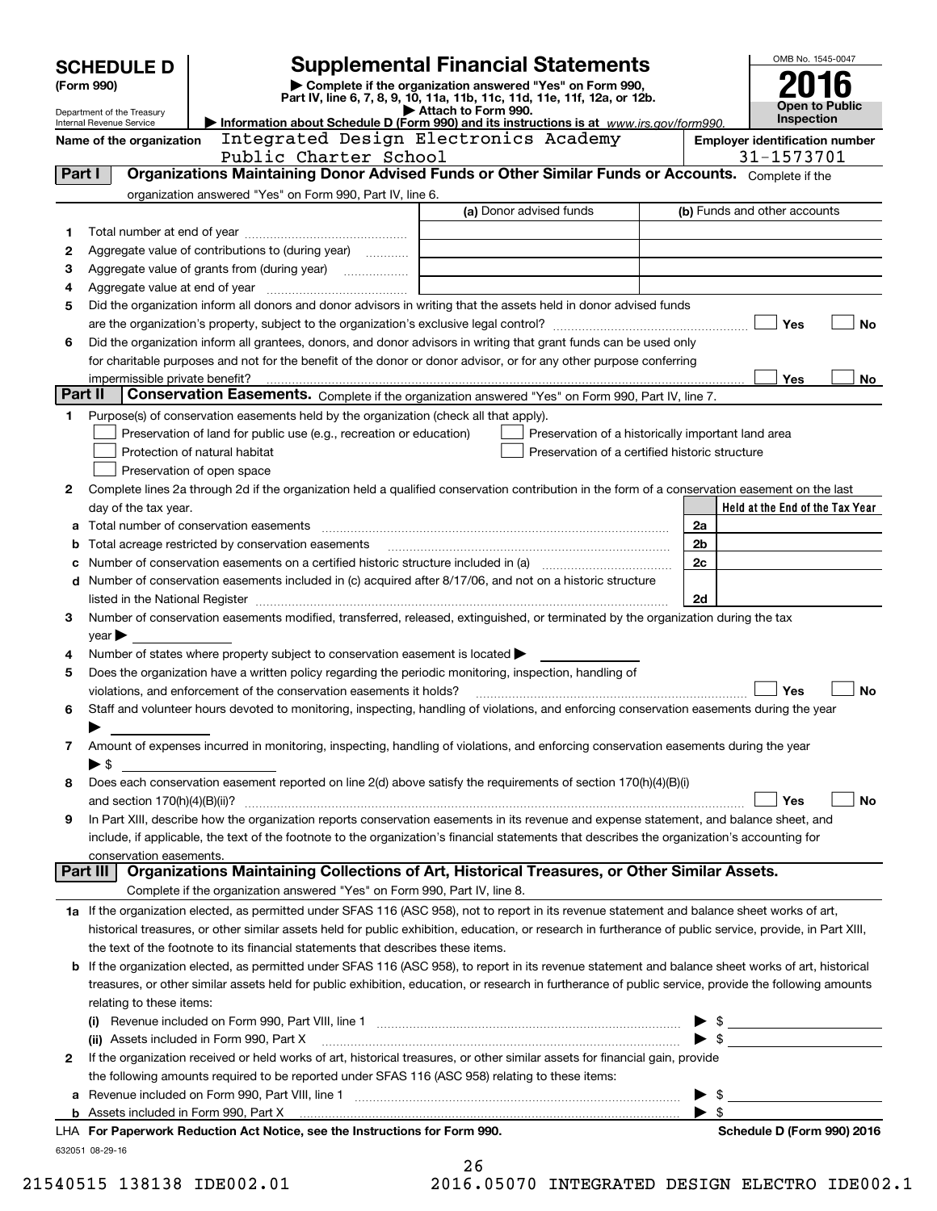# SCHEDULE D (Form 990)

Department of the Treasury
Internal Revenue Service

## Supplemental Financial Statements

▶ Complete if the organization answered "Yes" on Form 990, Part IV, line 6, 7, 8, 9, 10, 11a, 11b, 11c, 11d, 11e, 11f, 12a, or 12b.
▶ Attach to Form 990.
▶ Information about Schedule D (Form 990) and its instructions is at www.irs.gov/form990.

OMB No. 1545-0047

**2016**

**Open to Public Inspection**

**Name of the organization:** Integrated Design Electronics Academy Public Charter School

**Employer identification number:** 31-1573701

### Part I — Organizations Maintaining Donor Advised Funds or Other Similar Funds or Accounts.
Complete if the organization answered "Yes" on Form 990, Part IV, line 6.

| | | (a) Donor advised funds | (b) Funds and other accounts |
|---|---|---|---|
| 1 | Total number at end of year | | |
| 2 | Aggregate value of contributions to (during year) | | |
| 3 | Aggregate value of grants from (during year) | | |
| 4 | Aggregate value at end of year | | |

5 Did the organization inform all donors and donor advisors in writing that the assets held in donor advised funds are the organization's property, subject to the organization's exclusive legal control? ☐ Yes ☐ No

6 Did the organization inform all grantees, donors, and donor advisors in writing that grant funds can be used only for charitable purposes and not for the benefit of the donor or donor advisor, or for any other purpose conferring impermissible private benefit? ☐ Yes ☐ No

### Part II — Conservation Easements.
Complete if the organization answered "Yes" on Form 990, Part IV, line 7.

1 Purpose(s) of conservation easements held by the organization (check all that apply).

- ☐ Preservation of land for public use (e.g., recreation or education)
- ☐ Preservation of a historically important land area
- ☐ Protection of natural habitat
- ☐ Preservation of a certified historic structure
- ☐ Preservation of open space

2 Complete lines 2a through 2d if the organization held a qualified conservation contribution in the form of a conservation easement on the last day of the tax year.

| | | | Held at the End of the Tax Year |
|---|---|---|---|
| a | Total number of conservation easements | 2a | |
| b | Total acreage restricted by conservation easements | 2b | |
| c | Number of conservation easements on a certified historic structure included in (a) | 2c | |
| d | Number of conservation easements included in (c) acquired after 8/17/06, and not on a historic structure listed in the National Register | 2d | |

3 Number of conservation easements modified, transferred, released, extinguished, or terminated by the organization during the tax year ▶

4 Number of states where property subject to conservation easement is located ▶

5 Does the organization have a written policy regarding the periodic monitoring, inspection, handling of violations, and enforcement of the conservation easements it holds? ☐ Yes ☐ No

6 Staff and volunteer hours devoted to monitoring, inspecting, handling of violations, and enforcing conservation easements during the year ▶

7 Amount of expenses incurred in monitoring, inspecting, handling of violations, and enforcing conservation easements during the year ▶ $

8 Does each conservation easement reported on line 2(d) above satisfy the requirements of section 170(h)(4)(B)(i) and section 170(h)(4)(B)(ii)? ☐ Yes ☐ No

9 In Part XIII, describe how the organization reports conservation easements in its revenue and expense statement, and balance sheet, and include, if applicable, the text of the footnote to the organization's financial statements that describes the organization's accounting for conservation easements.

### Part III — Organizations Maintaining Collections of Art, Historical Treasures, or Other Similar Assets.
Complete if the organization answered "Yes" on Form 990, Part IV, line 8.

1a If the organization elected, as permitted under SFAS 116 (ASC 958), not to report in its revenue statement and balance sheet works of art, historical treasures, or other similar assets held for public exhibition, education, or research in furtherance of public service, provide, in Part XIII, the text of the footnote to its financial statements that describes these items.

b If the organization elected, as permitted under SFAS 116 (ASC 958), to report in its revenue statement and balance sheet works of art, historical treasures, or other similar assets held for public exhibition, education, or research in furtherance of public service, provide the following amounts relating to these items:

(i) Revenue included on Form 990, Part VIII, line 1 ▶ $

(ii) Assets included in Form 990, Part X ▶ $

2 If the organization received or held works of art, historical treasures, or other similar assets for financial gain, provide the following amounts required to be reported under SFAS 116 (ASC 958) relating to these items:

a Revenue included on Form 990, Part VIII, line 1 ▶ $

b Assets included in Form 990, Part X ▶ $

LHA For Paperwork Reduction Act Notice, see the Instructions for Form 990. — Schedule D (Form 990) 2016

632051 08-29-16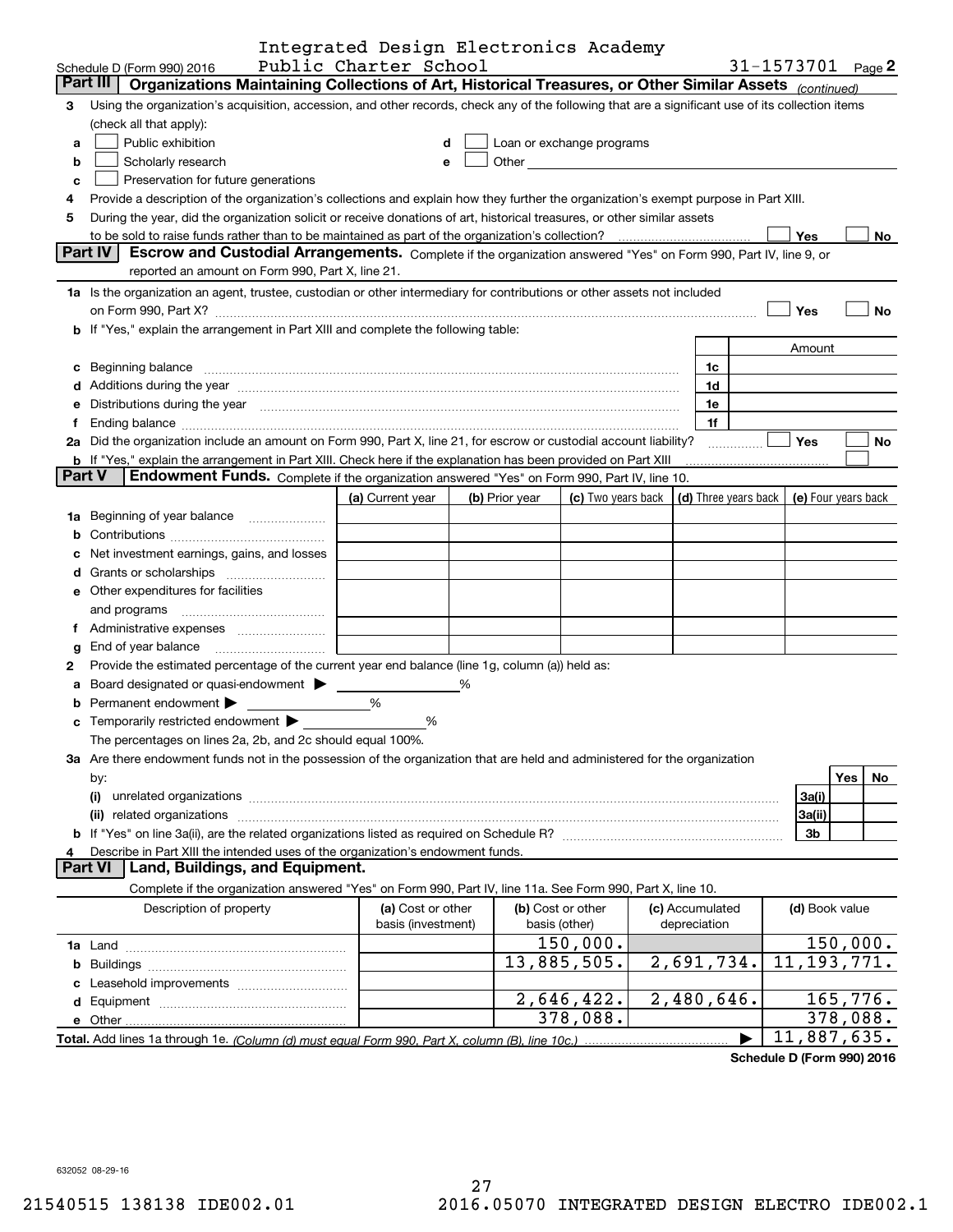Schedule D (Form 990) 2016 Integrated Design Electronics Academy Public Charter School 31-1573701 Page 2

**Part III** Organizations Maintaining Collections of Art, Historical Treasures, or Other Similar Assets *(continued)*

3 Using the organization's acquisition, accession, and other records, check any of the following that are a significant use of its collection items (check all that apply):

a ☐ Public exhibition
b ☐ Scholarly research
c ☐ Preservation for future generations
d ☐ Loan or exchange programs
e ☐ Other

4 Provide a description of the organization's collections and explain how they further the organization's exempt purpose in Part XIII.

5 During the year, did the organization solicit or receive donations of art, historical treasures, or other similar assets to be sold to raise funds rather than to be maintained as part of the organization's collection? ☐ Yes ☐ No

**Part IV** Escrow and Custodial Arrangements. Complete if the organization answered "Yes" on Form 990, Part IV, line 9, or reported an amount on Form 990, Part X, line 21.

1a Is the organization an agent, trustee, custodian or other intermediary for contributions or other assets not included on Form 990, Part X? ☐ Yes ☐ No

b If "Yes," explain the arrangement in Part XIII and complete the following table:

| | | Amount |
|---|---|---|
| c Beginning balance | 1c | |
| d Additions during the year | 1d | |
| e Distributions during the year | 1e | |
| f Ending balance | 1f | |

2a Did the organization include an amount on Form 990, Part X, line 21, for escrow or custodial account liability? ☐ Yes ☐ No

b If "Yes," explain the arrangement in Part XIII. Check here if the explanation has been provided on Part XIII ☐

**Part V** Endowment Funds. Complete if the organization answered "Yes" on Form 990, Part IV, line 10.

| | (a) Current year | (b) Prior year | (c) Two years back | (d) Three years back | (e) Four years back |
|---|---|---|---|---|---|
| 1a Beginning of year balance | | | | | |
| b Contributions | | | | | |
| c Net investment earnings, gains, and losses | | | | | |
| d Grants or scholarships | | | | | |
| e Other expenditures for facilities and programs | | | | | |
| f Administrative expenses | | | | | |
| g End of year balance | | | | | |

2 Provide the estimated percentage of the current year end balance (line 1g, column (a)) held as:

a Board designated or quasi-endowment ▶ \_\_\_\_ %
b Permanent endowment ▶ \_\_\_\_ %
c Temporarily restricted endowment ▶ \_\_\_\_ %

The percentages on lines 2a, 2b, and 2c should equal 100%.

3a Are there endowment funds not in the possession of the organization that are held and administered for the organization by:

| | | Yes | No |
|---|---|---|---|
| (i) unrelated organizations | 3a(i) | | |
| (ii) related organizations | 3a(ii) | | |
| b If "Yes" on line 3a(ii), are the related organizations listed as required on Schedule R? | 3b | | |

4 Describe in Part XIII the intended uses of the organization's endowment funds.

**Part VI** Land, Buildings, and Equipment.

Complete if the organization answered "Yes" on Form 990, Part IV, line 11a. See Form 990, Part X, line 10.

| Description of property | (a) Cost or other basis (investment) | (b) Cost or other basis (other) | (c) Accumulated depreciation | (d) Book value |
|---|---|---|---|---|
| 1a Land | | 150,000. | | 150,000. |
| b Buildings | | 13,885,505. | 2,691,734. | 11,193,771. |
| c Leasehold improvements | | | | |
| d Equipment | | 2,646,422. | 2,480,646. | 165,776. |
| e Other | | 378,088. | | 378,088. |
| **Total.** Add lines 1a through 1e. *(Column (d) must equal Form 990, Part X, column (B), line 10c.)* | | | ▶ | 11,887,635. |

**Schedule D (Form 990) 2016**

632052 08-29-16

21540515 138138 IDE002.01 2016.05070 INTEGRATED DESIGN ELECTRO IDE002.1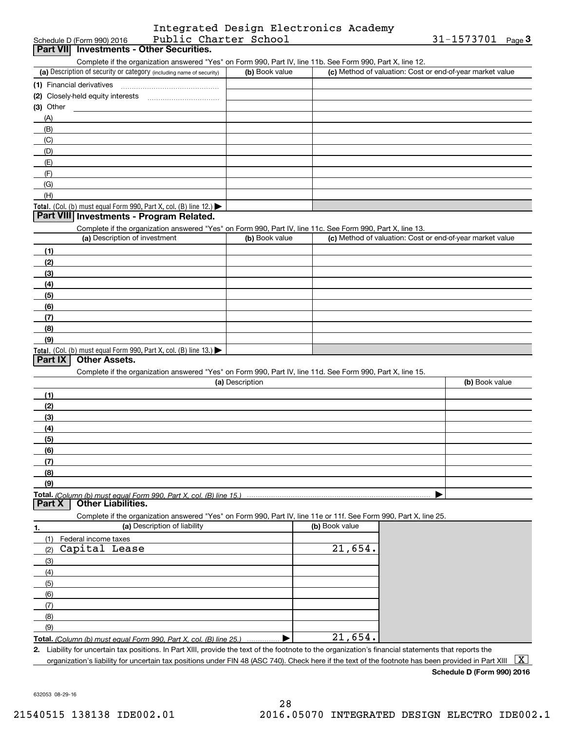Schedule D (Form 990) 2016 Integrated Design Electronics Academy Public Charter School 31-1573701 Page 3

## Part VII Investments - Other Securities.

Complete if the organization answered "Yes" on Form 990, Part IV, line 11b. See Form 990, Part X, line 12.

| (a) Description of security or category (including name of security) | (b) Book value | (c) Method of valuation: Cost or end-of-year market value |
|---|---|---|
| (1) Financial derivatives | | |
| (2) Closely-held equity interests | | |
| (3) Other | | |
| (A) | | |
| (B) | | |
| (C) | | |
| (D) | | |
| (E) | | |
| (F) | | |
| (G) | | |
| (H) | | |
| **Total.** (Col. (b) must equal Form 990, Part X, col. (B) line 12.) | | |

## Part VIII Investments - Program Related.

Complete if the organization answered "Yes" on Form 990, Part IV, line 11c. See Form 990, Part X, line 13.

| (a) Description of investment | (b) Book value | (c) Method of valuation: Cost or end-of-year market value |
|---|---|---|
| (1) | | |
| (2) | | |
| (3) | | |
| (4) | | |
| (5) | | |
| (6) | | |
| (7) | | |
| (8) | | |
| (9) | | |
| **Total.** (Col. (b) must equal Form 990, Part X, col. (B) line 13.) | | |

## Part IX Other Assets.

Complete if the organization answered "Yes" on Form 990, Part IV, line 11d. See Form 990, Part X, line 15.

| (a) Description | (b) Book value |
|---|---|
| (1) | |
| (2) | |
| (3) | |
| (4) | |
| (5) | |
| (6) | |
| (7) | |
| (8) | |
| (9) | |
| **Total.** *(Column (b) must equal Form 990, Part X, col. (B) line 15.)* | |

## Part X Other Liabilities.

Complete if the organization answered "Yes" on Form 990, Part IV, line 11e or 11f. See Form 990, Part X, line 25.

| 1. (a) Description of liability | (b) Book value |
|---|---|
| (1) Federal income taxes | |
| (2) Capital Lease | 21,654. |
| (3) | |
| (4) | |
| (5) | |
| (6) | |
| (7) | |
| (8) | |
| (9) | |
| **Total.** *(Column (b) must equal Form 990, Part X, col. (B) line 25.)* | 21,654. |

2. Liability for uncertain tax positions. In Part XIII, provide the text of the footnote to the organization's financial statements that reports the organization's liability for uncertain tax positions under FIN 48 (ASC 740). Check here if the text of the footnote has been provided in Part XIII [X]

**Schedule D (Form 990) 2016**

632053 08-29-16

21540515 138138 IDE002.01 2016.05070 INTEGRATED DESIGN ELECTRO IDE002.1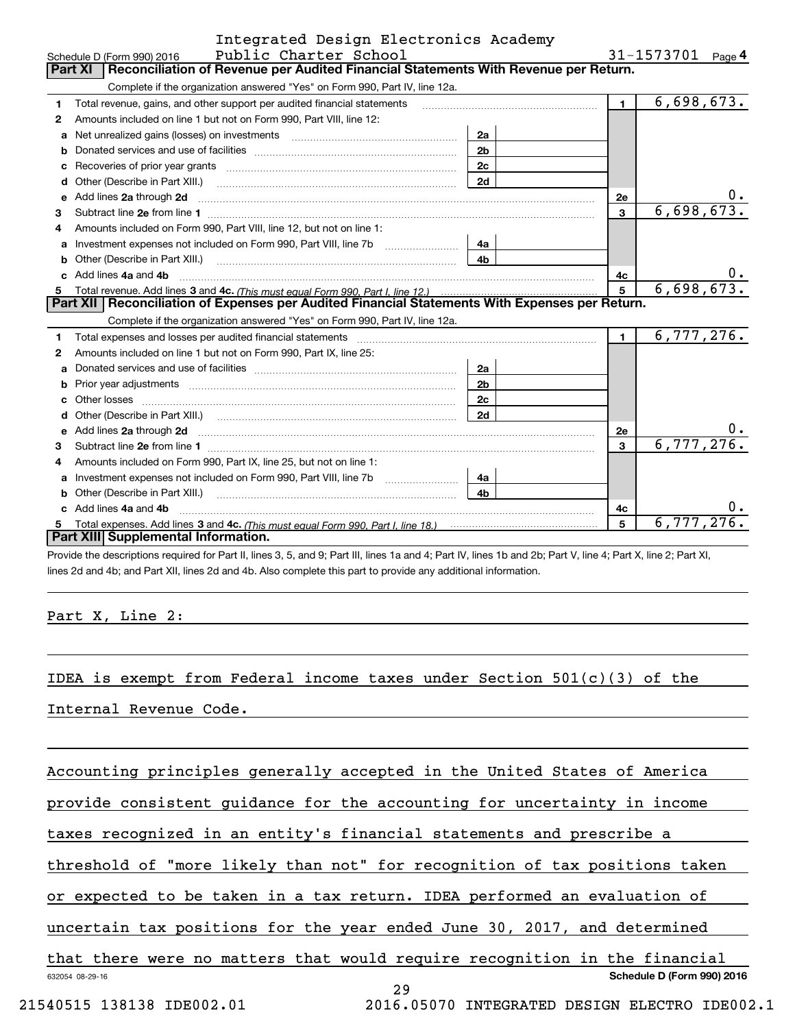Integrated Design Electronics Academy Public Charter School — 31-1573701

Schedule D (Form 990) 2016

## Part XI Reconciliation of Revenue per Audited Financial Statements With Revenue per Return.

Complete if the organization answered "Yes" on Form 990, Part IV, line 12a.

| | | | | | |
|---|---|---|---|---|---|
| 1 | Total revenue, gains, and other support per audited financial statements | | | 1 | 6,698,673. |
| 2 | Amounts included on line 1 but not on Form 990, Part VIII, line 12: | | | | |
| a | Net unrealized gains (losses) on investments | 2a | | | |
| b | Donated services and use of facilities | 2b | | | |
| c | Recoveries of prior year grants | 2c | | | |
| d | Other (Describe in Part XIII.) | 2d | | | |
| e | Add lines 2a through 2d | | | 2e | 0. |
| 3 | Subtract line 2e from line 1 | | | 3 | 6,698,673. |
| 4 | Amounts included on Form 990, Part VIII, line 12, but not on line 1: | | | | |
| a | Investment expenses not included on Form 990, Part VIII, line 7b | 4a | | | |
| b | Other (Describe in Part XIII.) | 4b | | | |
| c | Add lines 4a and 4b | | | 4c | 0. |
| 5 | Total revenue. Add lines 3 and 4c. *(This must equal Form 990, Part I, line 12.)* | | | 5 | 6,698,673. |

## Part XII Reconciliation of Expenses per Audited Financial Statements With Expenses per Return.

Complete if the organization answered "Yes" on Form 990, Part IV, line 12a.

| | | | | | |
|---|---|---|---|---|---|
| 1 | Total expenses and losses per audited financial statements | | | 1 | 6,777,276. |
| 2 | Amounts included on line 1 but not on Form 990, Part IX, line 25: | | | | |
| a | Donated services and use of facilities | 2a | | | |
| b | Prior year adjustments | 2b | | | |
| c | Other losses | 2c | | | |
| d | Other (Describe in Part XIII.) | 2d | | | |
| e | Add lines 2a through 2d | | | 2e | 0. |
| 3 | Subtract line 2e from line 1 | | | 3 | 6,777,276. |
| 4 | Amounts included on Form 990, Part IX, line 25, but not on line 1: | | | | |
| a | Investment expenses not included on Form 990, Part VIII, line 7b | 4a | | | |
| b | Other (Describe in Part XIII.) | 4b | | | |
| c | Add lines 4a and 4b | | | 4c | 0. |
| 5 | Total expenses. Add lines 3 and 4c. *(This must equal Form 990, Part I, line 18.)* | | | 5 | 6,777,276. |

## Part XIII Supplemental Information.

Provide the descriptions required for Part II, lines 3, 5, and 9; Part III, lines 1a and 4; Part IV, lines 1b and 2b; Part V, line 4; Part X, line 2; Part XI, lines 2d and 4b; and Part XII, lines 2d and 4b. Also complete this part to provide any additional information.

Part X, Line 2:

IDEA is exempt from Federal income taxes under Section 501(c)(3) of the Internal Revenue Code.

Accounting principles generally accepted in the United States of America provide consistent guidance for the accounting for uncertainty in income taxes recognized in an entity's financial statements and prescribe a threshold of "more likely than not" for recognition of tax positions taken or expected to be taken in a tax return. IDEA performed an evaluation of uncertain tax positions for the year ended June 30, 2017, and determined that there were no matters that would require recognition in the financial

632054 08-29-16 Schedule D (Form 990) 2016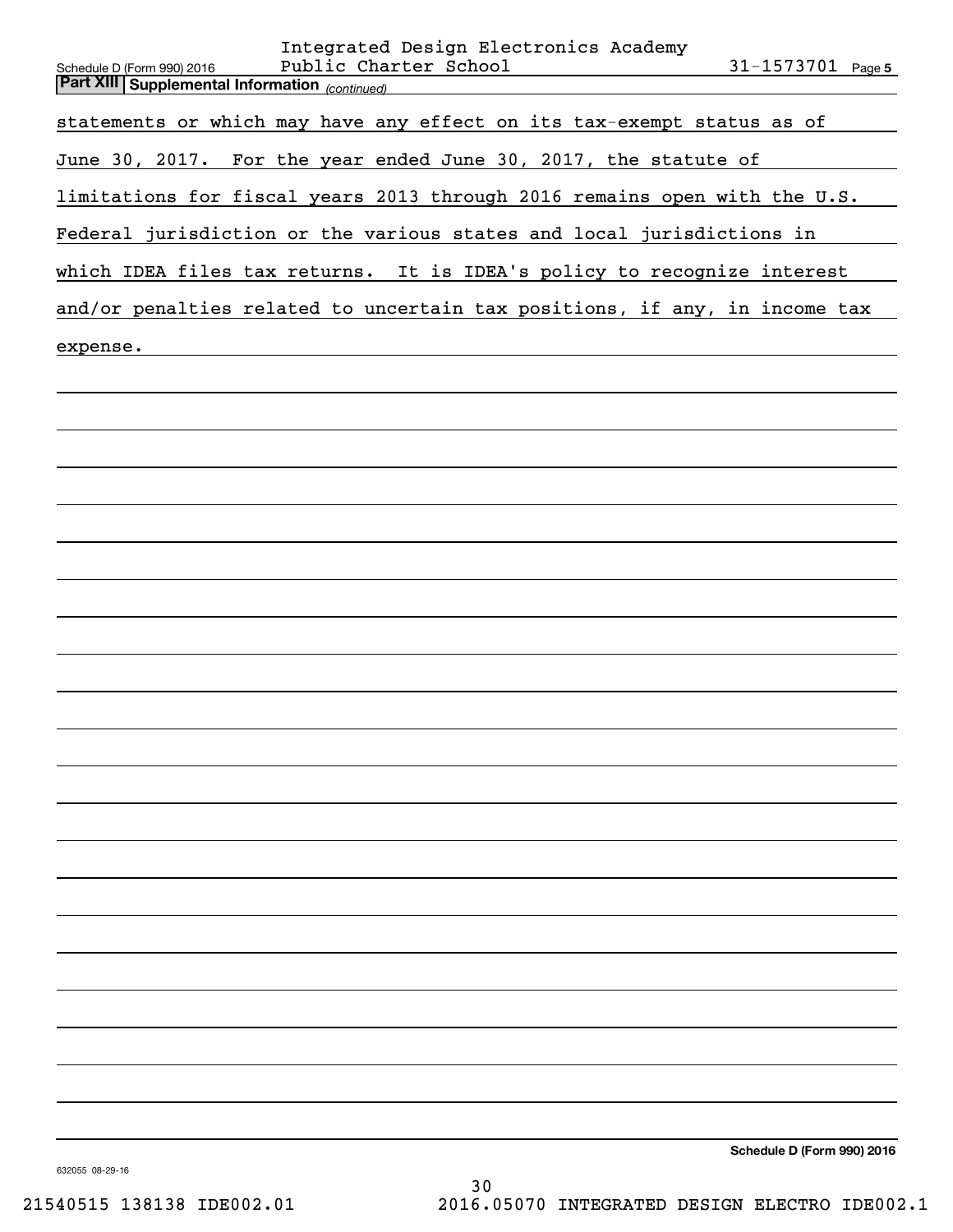## Part XIII Supplemental Information *(continued)*

statements or which may have any effect on its tax-exempt status as of June 30, 2017. For the year ended June 30, 2017, the statute of limitations for fiscal years 2013 through 2016 remains open with the U.S. Federal jurisdiction or the various states and local jurisdictions in which IDEA files tax returns. It is IDEA's policy to recognize interest and/or penalties related to uncertain tax positions, if any, in income tax expense.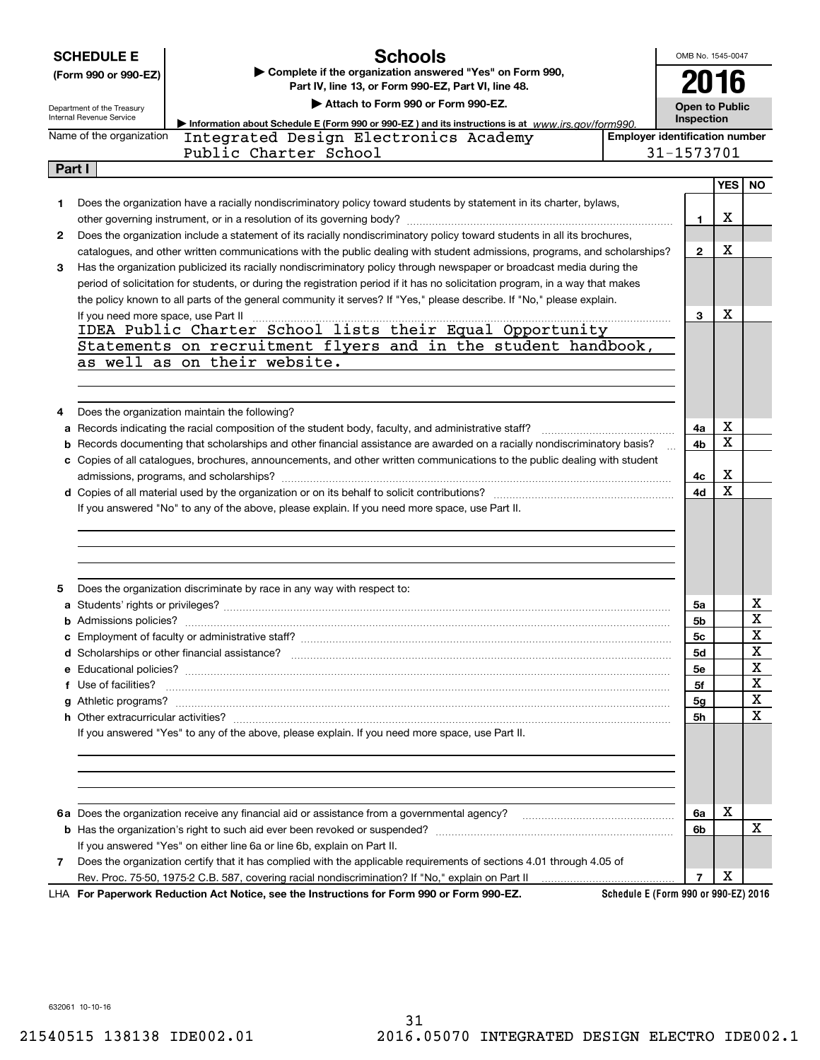**SCHEDULE E**
**(Form 990 or 990-EZ)**

Department of the Treasury
Internal Revenue Service

# Schools

▶ Complete if the organization answered "Yes" on Form 990, Part IV, line 13, or Form 990-EZ, Part VI, line 48.

▶ Attach to Form 990 or Form 990-EZ.

▶ Information about Schedule E (Form 990 or 990-EZ) and its instructions is at www.irs.gov/form990.

OMB No. 1545-0047

**2016**

**Open to Public Inspection**

Name of the organization: Integrated Design Electronics Academy Public Charter School

Employer identification number: 31-1573701

**Part I**

| | | | YES | NO |
|---|---|---|---|---|
| 1 | Does the organization have a racially nondiscriminatory policy toward students by statement in its charter, bylaws, other governing instrument, or in a resolution of its governing body? | 1 | X | |
| 2 | Does the organization include a statement of its racially nondiscriminatory policy toward students in all its brochures, catalogues, and other written communications with the public dealing with student admissions, programs, and scholarships? | 2 | X | |
| 3 | Has the organization publicized its racially nondiscriminatory policy through newspaper or broadcast media during the period of solicitation for students, or during the registration period if it has no solicitation program, in a way that makes the policy known to all parts of the general community it serves? If "Yes," please describe. If "No," please explain. If you need more space, use Part II | 3 | X | |

IDEA Public Charter School lists their Equal Opportunity Statements on recruitment flyers and in the student handbook, as well as on their website.

| | | | YES | NO |
|---|---|---|---|---|
| 4 | Does the organization maintain the following? | | | |
| a | Records indicating the racial composition of the student body, faculty, and administrative staff? | 4a | X | |
| b | Records documenting that scholarships and other financial assistance are awarded on a racially nondiscriminatory basis? | 4b | X | |
| c | Copies of all catalogues, brochures, announcements, and other written communications to the public dealing with student admissions, programs, and scholarships? | 4c | X | |
| d | Copies of all material used by the organization or on its behalf to solicit contributions? | 4d | X | |

If you answered "No" to any of the above, please explain. If you need more space, use Part II.

| | | | YES | NO |
|---|---|---|---|---|
| 5 | Does the organization discriminate by race in any way with respect to: | | | |
| a | Students' rights or privileges? | 5a | | X |
| b | Admissions policies? | 5b | | X |
| c | Employment of faculty or administrative staff? | 5c | | X |
| d | Scholarships or other financial assistance? | 5d | | X |
| e | Educational policies? | 5e | | X |
| f | Use of facilities? | 5f | | X |
| g | Athletic programs? | 5g | | X |
| h | Other extracurricular activities? | 5h | | X |

If you answered "Yes" to any of the above, please explain. If you need more space, use Part II.

| | | | YES | NO |
|---|---|---|---|---|
| 6a | Does the organization receive any financial aid or assistance from a governmental agency? | 6a | X | |
| b | Has the organization's right to such aid ever been revoked or suspended? | 6b | | X |
| | If you answered "Yes" on either line 6a or line 6b, explain on Part II. | | | |
| 7 | Does the organization certify that it has complied with the applicable requirements of sections 4.01 through 4.05 of Rev. Proc. 75-50, 1975-2 C.B. 587, covering racial nondiscrimination? If "No," explain on Part II | 7 | X | |

LHA **For Paperwork Reduction Act Notice, see the Instructions for Form 990 or Form 990-EZ.** **Schedule E (Form 990 or 990-EZ) 2016**

632061 10-10-16

21540515 138138 IDE002.01 2016.05070 INTEGRATED DESIGN ELECTRO IDE002.1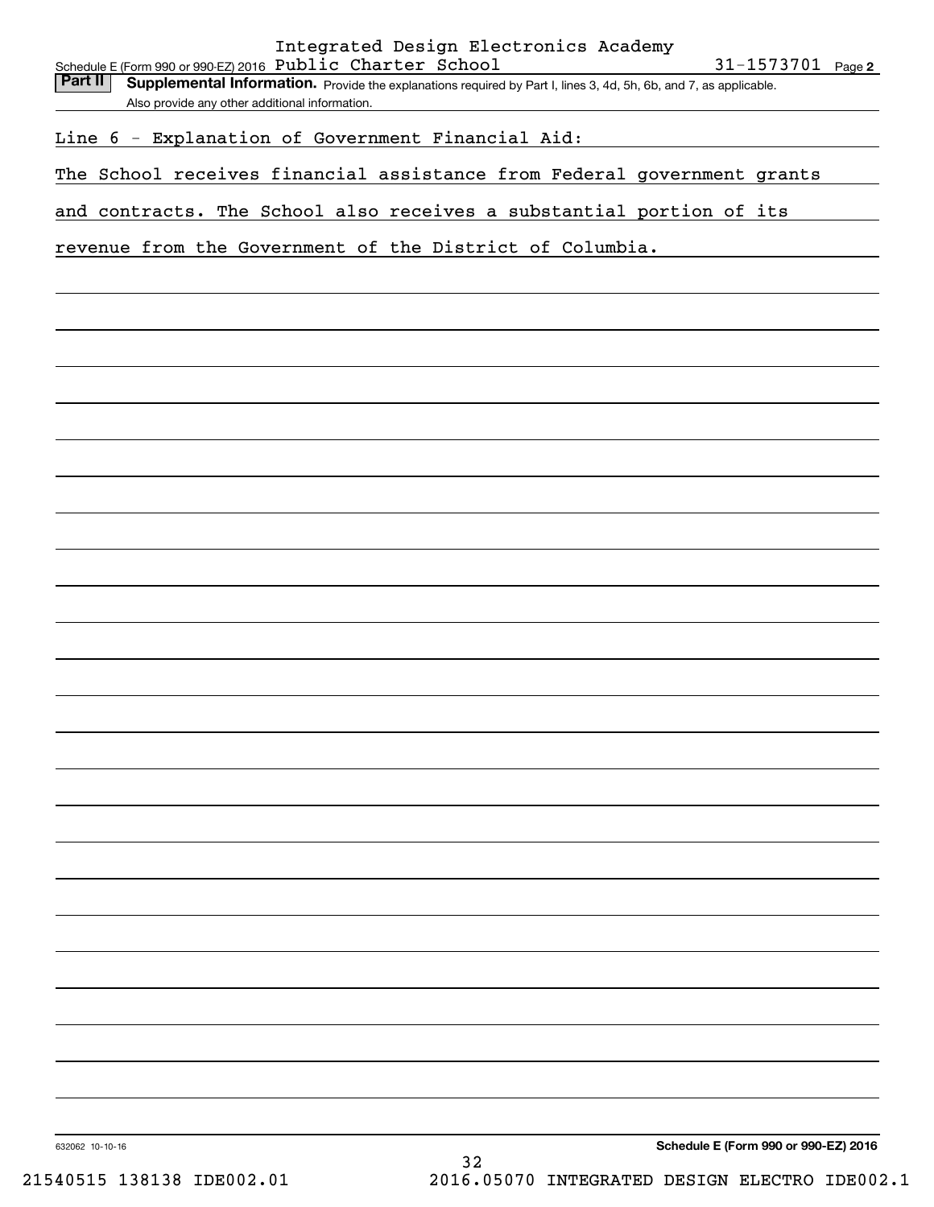Schedule E (Form 990 or 990-EZ) 2016 Integrated Design Electronics Academy Public Charter School 31-1573701 Page **2**

**Part II** **Supplemental Information.** Provide the explanations required by Part I, lines 3, 4d, 5h, 6b, and 7, as applicable. Also provide any other additional information.

Line 6 - Explanation of Government Financial Aid:

The School receives financial assistance from Federal government grants and contracts. The School also receives a substantial portion of its revenue from the Government of the District of Columbia.

632062 10-10-16 **Schedule E (Form 990 or 990-EZ) 2016**

21540515 138138 IDE002.01 2016.05070 INTEGRATED DESIGN ELECTRO IDE002.1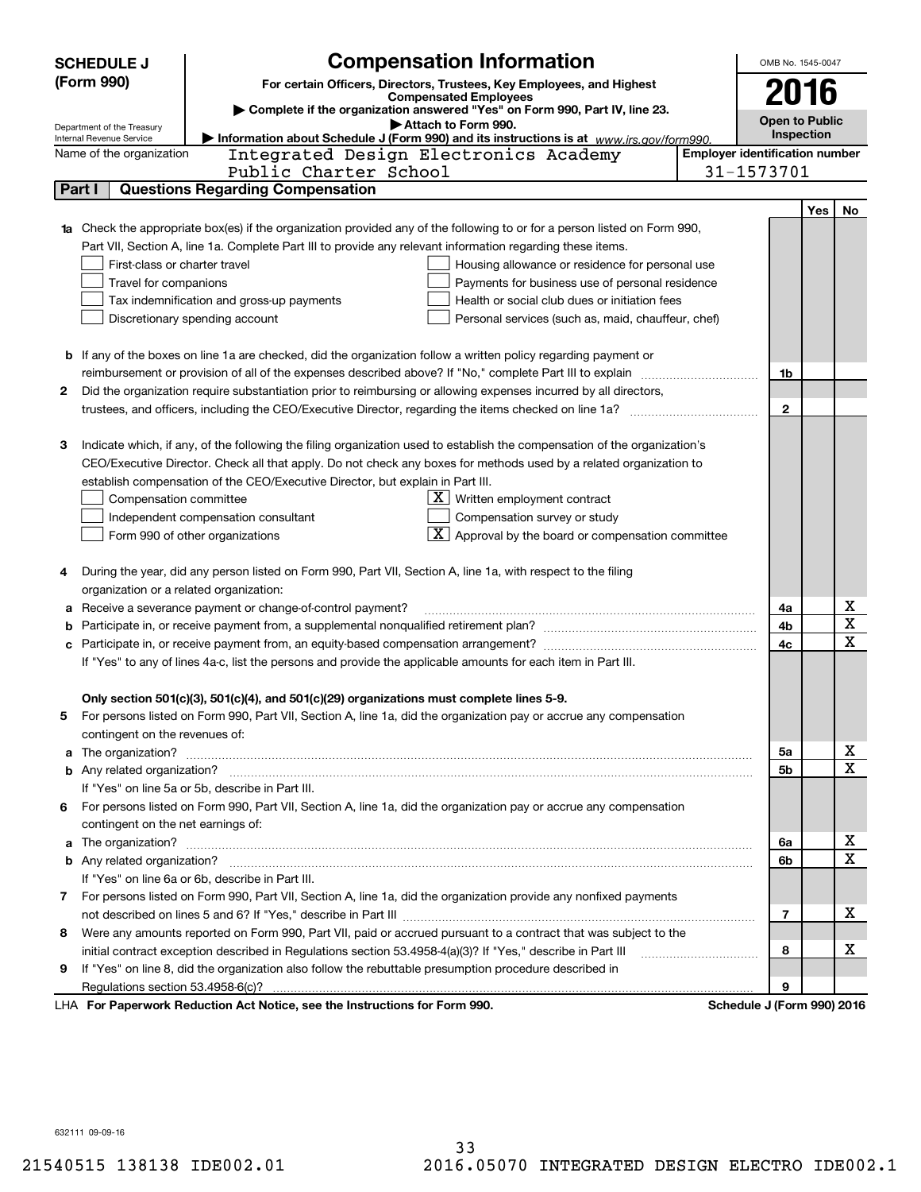**SCHEDULE J (Form 990)**

Department of the Treasury
Internal Revenue Service

# Compensation Information

**For certain Officers, Directors, Trustees, Key Employees, and Highest Compensated Employees**

▶ Complete if the organization answered "Yes" on Form 990, Part IV, line 23.

▶ Attach to Form 990.

▶ Information about Schedule J (Form 990) and its instructions is at www.irs.gov/form990.

OMB No. 1545-0047

**2016**

**Open to Public Inspection**

Name of the organization: Integrated Design Electronics Academy Public Charter School

Employer identification number: 31-1573701

## Part I Questions Regarding Compensation

| | | | Yes | No |
|---|---|---|---|---|
| **1a** | Check the appropriate box(es) if the organization provided any of the following to or for a person listed on Form 990, Part VII, Section A, line 1a. Complete Part III to provide any relevant information regarding these items.<br>☐ First-class or charter travel ☐ Housing allowance or residence for personal use<br>☐ Travel for companions ☐ Payments for business use of personal residence<br>☐ Tax indemnification and gross-up payments ☐ Health or social club dues or initiation fees<br>☐ Discretionary spending account ☐ Personal services (such as, maid, chauffeur, chef) | | | |
| **b** | If any of the boxes on line 1a are checked, did the organization follow a written policy regarding payment or reimbursement or provision of all of the expenses described above? If "No," complete Part III to explain | 1b | | |
| **2** | Did the organization require substantiation prior to reimbursing or allowing expenses incurred by all directors, trustees, and officers, including the CEO/Executive Director, regarding the items checked on line 1a? | 2 | | |
| **3** | Indicate which, if any, of the following the filing organization used to establish the compensation of the organization's CEO/Executive Director. Check all that apply. Do not check any boxes for methods used by a related organization to establish compensation of the CEO/Executive Director, but explain in Part III.<br>☐ Compensation committee ☒ Written employment contract<br>☐ Independent compensation consultant ☐ Compensation survey or study<br>☐ Form 990 of other organizations ☒ Approval by the board or compensation committee | | | |
| **4** | During the year, did any person listed on Form 990, Part VII, Section A, line 1a, with respect to the filing organization or a related organization: | | | |
| **a** | Receive a severance payment or change-of-control payment? | 4a | | X |
| **b** | Participate in, or receive payment from, a supplemental nonqualified retirement plan? | 4b | | X |
| **c** | Participate in, or receive payment from, an equity-based compensation arrangement? | 4c | | X |
| | If "Yes" to any of lines 4a-c, list the persons and provide the applicable amounts for each item in Part III. | | | |
| | **Only section 501(c)(3), 501(c)(4), and 501(c)(29) organizations must complete lines 5-9.** | | | |
| **5** | For persons listed on Form 990, Part VII, Section A, line 1a, did the organization pay or accrue any compensation contingent on the revenues of: | | | |
| **a** | The organization? | 5a | | X |
| **b** | Any related organization? | 5b | | X |
| | If "Yes" on line 5a or 5b, describe in Part III. | | | |
| **6** | For persons listed on Form 990, Part VII, Section A, line 1a, did the organization pay or accrue any compensation contingent on the net earnings of: | | | |
| **a** | The organization? | 6a | | X |
| **b** | Any related organization? | 6b | | X |
| | If "Yes" on line 6a or 6b, describe in Part III. | | | |
| **7** | For persons listed on Form 990, Part VII, Section A, line 1a, did the organization provide any nonfixed payments not described on lines 5 and 6? If "Yes," describe in Part III | 7 | | X |
| **8** | Were any amounts reported on Form 990, Part VII, paid or accrued pursuant to a contract that was subject to the initial contract exception described in Regulations section 53.4958-4(a)(3)? If "Yes," describe in Part III | 8 | | X |
| **9** | If "Yes" on line 8, did the organization also follow the rebuttable presumption procedure described in Regulations section 53.4958-6(c)? | 9 | | |

LHA **For Paperwork Reduction Act Notice, see the Instructions for Form 990.** **Schedule J (Form 990) 2016**

632111 09-09-16

21540515 138138 IDE002.01 2016.05070 INTEGRATED DESIGN ELECTRO IDE002.1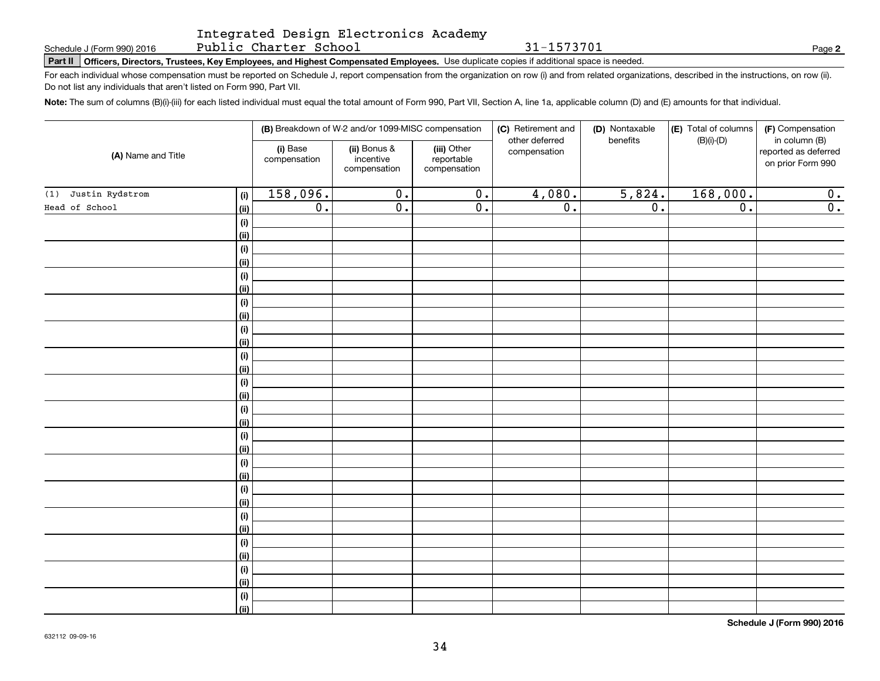Integrated Design Electronics Academy Public Charter School 31-1573701

**Part II Officers, Directors, Trustees, Key Employees, and Highest Compensated Employees.** Use duplicate copies if additional space is needed.

For each individual whose compensation must be reported on Schedule J, report compensation from the organization on row (i) and from related organizations, described in the instructions, on row (ii). Do not list any individuals that aren't listed on Form 990, Part VII.

**Note:** The sum of columns (B)(i)-(iii) for each listed individual must equal the total amount of Form 990, Part VII, Section A, line 1a, applicable column (D) and (E) amounts for that individual.

| (A) Name and Title | | (B) Breakdown of W-2 and/or 1099-MISC compensation | | | (C) Retirement and other deferred compensation | (D) Nontaxable benefits | (E) Total of columns (B)(i)-(D) | (F) Compensation in column (B) reported as deferred on prior Form 990 |
|---|---|---|---|---|---|---|---|---|
| | | (i) Base compensation | (ii) Bonus & incentive compensation | (iii) Other reportable compensation | | | | |
| (1) Justin Rydstrom | (i) | 158,096. | 0. | 0. | 4,080. | 5,824. | 168,000. | 0. |
| Head of School | (ii) | 0. | 0. | 0. | 0. | 0. | 0. | 0. |

**Schedule J (Form 990) 2016**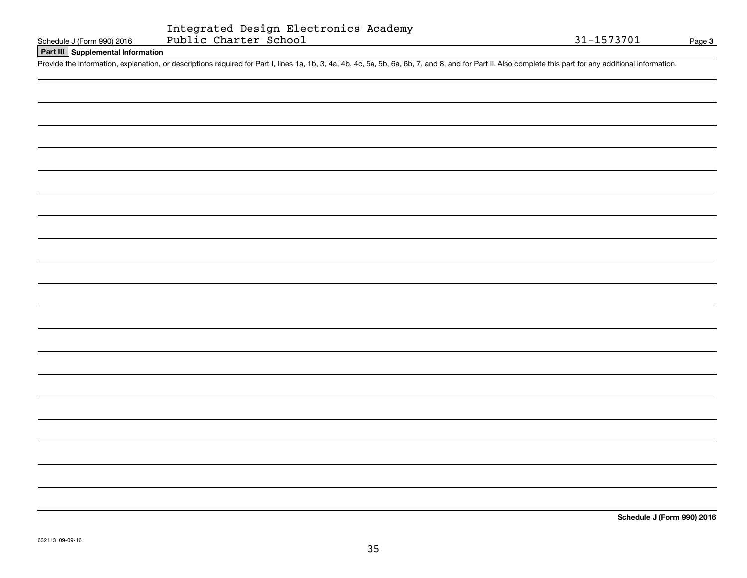Integrated Design Electronics Academy Public Charter School 31-1573701

Schedule J (Form 990) 2016

## Part III Supplemental Information

Provide the information, explanation, or descriptions required for Part I, lines 1a, 1b, 3, 4a, 4b, 4c, 5a, 5b, 6a, 6b, 7, and 8, and for Part II. Also complete this part for any additional information.

**Schedule J (Form 990) 2016**

632113 09-09-16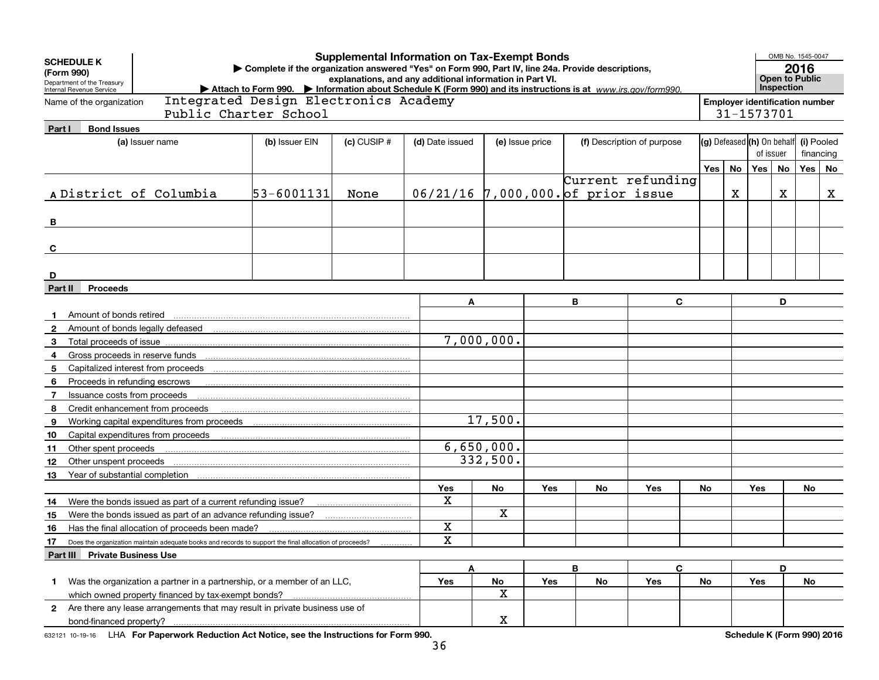**SCHEDULE K (Form 990)**
Department of the Treasury
Internal Revenue Service

# Supplemental Information on Tax-Exempt Bonds

▶ Complete if the organization answered "Yes" on Form 990, Part IV, line 24a. Provide descriptions, explanations, and any additional information in Part VI.
▶ Attach to Form 990. ▶ Information about Schedule K (Form 990) and its instructions is at *www.irs.gov/form990.*

OMB No. 1545-0047
**2016**
**Open to Public Inspection**

Name of the organization: Integrated Design Electronics Academy Public Charter School

Employer identification number: 31-1573701

## Part I Bond Issues

| | (a) Issuer name | (b) Issuer EIN | (c) CUSIP # | (d) Date issued | (e) Issue price | (f) Description of purpose | (g) Defeased Yes | (g) Defeased No | (h) On behalf of issuer Yes | (h) On behalf of issuer No | (i) Pooled financing Yes | (i) Pooled financing No |
|---|---|---|---|---|---|---|---|---|---|---|---|---|
| A | District of Columbia | 53-6001131 | None | 06/21/16 | 7,000,000. | Current refunding of prior issue | | X | | X | | X |
| B | | | | | | | | | | | | |
| C | | | | | | | | | | | | |
| D | | | | | | | | | | | | |

## Part II Proceeds

| | | A | B | C | D |
|---|---|---|---|---|---|
| 1 | Amount of bonds retired | | | | |
| 2 | Amount of bonds legally defeased | | | | |
| 3 | Total proceeds of issue | 7,000,000. | | | |
| 4 | Gross proceeds in reserve funds | | | | |
| 5 | Capitalized interest from proceeds | | | | |
| 6 | Proceeds in refunding escrows | | | | |
| 7 | Issuance costs from proceeds | | | | |
| 8 | Credit enhancement from proceeds | | | | |
| 9 | Working capital expenditures from proceeds | 17,500. | | | |
| 10 | Capital expenditures from proceeds | | | | |
| 11 | Other spent proceeds | 6,650,000. | | | |
| 12 | Other unspent proceeds | 332,500. | | | |
| 13 | Year of substantial completion | | | | |

| | | A Yes | A No | B Yes | B No | C Yes | C No | D Yes | D No |
|---|---|---|---|---|---|---|---|---|---|
| 14 | Were the bonds issued as part of a current refunding issue? | X | | | | | | | |
| 15 | Were the bonds issued as part of an advance refunding issue? | | X | | | | | | |
| 16 | Has the final allocation of proceeds been made? | X | | | | | | | |
| 17 | Does the organization maintain adequate books and records to support the final allocation of proceeds? | X | | | | | | | |

## Part III Private Business Use

| | | A Yes | A No | B Yes | B No | C Yes | C No | D Yes | D No |
|---|---|---|---|---|---|---|---|---|---|
| 1 | Was the organization a partner in a partnership, or a member of an LLC, which owned property financed by tax-exempt bonds? | | X | | | | | | |
| 2 | Are there any lease arrangements that may result in private business use of bond-financed property? | | X | | | | | | |

632121 10-19-16 LHA **For Paperwork Reduction Act Notice, see the Instructions for Form 990.** **Schedule K (Form 990) 2016**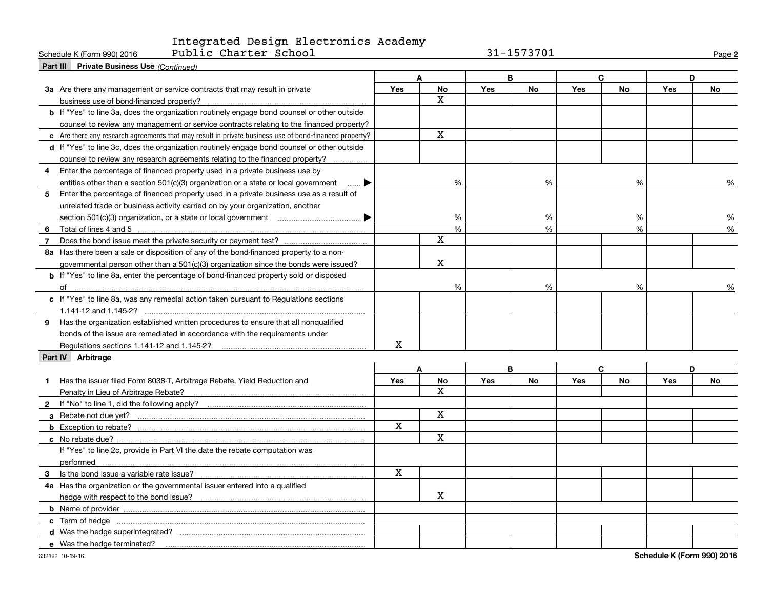Integrated Design Electronics Academy Public Charter School

31-1573701

Schedule K (Form 990) 2016

## Part III Private Business Use *(Continued)*

| | A | | B | | C | | D | |
|---|---|---|---|---|---|---|---|---|
| | Yes | No | Yes | No | Yes | No | Yes | No |
| **3a** Are there any management or service contracts that may result in private business use of bond-financed property? | | X | | | | | | |
| **b** If "Yes" to line 3a, does the organization routinely engage bond counsel or other outside counsel to review any management or service contracts relating to the financed property? | | | | | | | | |
| **c** Are there any research agreements that may result in private business use of bond-financed property? | | X | | | | | | |
| **d** If "Yes" to line 3c, does the organization routinely engage bond counsel or other outside counsel to review any research agreements relating to the financed property? | | | | | | | | |
| **4** Enter the percentage of financed property used in a private business use by entities other than a section 501(c)(3) organization or a state or local government ▶ | | % | | % | | % | | % |
| **5** Enter the percentage of financed property used in a private business use as a result of unrelated trade or business activity carried on by your organization, another section 501(c)(3) organization, or a state or local government ▶ | | % | | % | | % | | % |
| **6** Total of lines 4 and 5 | | % | | % | | % | | % |
| **7** Does the bond issue meet the private security or payment test? | | X | | | | | | |
| **8a** Has there been a sale or disposition of any of the bond-financed property to a non-governmental person other than a 501(c)(3) organization since the bonds were issued? | | X | | | | | | |
| **b** If "Yes" to line 8a, enter the percentage of bond-financed property sold or disposed of | | % | | % | | % | | % |
| **c** If "Yes" to line 8a, was any remedial action taken pursuant to Regulations sections 1.141-12 and 1.145-2? | | | | | | | | |
| **9** Has the organization established written procedures to ensure that all nonqualified bonds of the issue are remediated in accordance with the requirements under Regulations sections 1.141-12 and 1.145-2? | X | | | | | | | |

## Part IV Arbitrage

| | A | | B | | C | | D | |
|---|---|---|---|---|---|---|---|---|
| | Yes | No | Yes | No | Yes | No | Yes | No |
| **1** Has the issuer filed Form 8038-T, Arbitrage Rebate, Yield Reduction and Penalty in Lieu of Arbitrage Rebate? | | X | | | | | | |
| **2** If "No" to line 1, did the following apply? | | | | | | | | |
| **a** Rebate not due yet? | | X | | | | | | |
| **b** Exception to rebate? | X | | | | | | | |
| **c** No rebate due? | | X | | | | | | |
| If "Yes" to line 2c, provide in Part VI the date the rebate computation was performed | | | | | | | | |
| **3** Is the bond issue a variable rate issue? | X | | | | | | | |
| **4a** Has the organization or the governmental issuer entered into a qualified hedge with respect to the bond issue? | | X | | | | | | |
| **b** Name of provider | | | | | | | | |
| **c** Term of hedge | | | | | | | | |
| **d** Was the hedge superintegrated? | | | | | | | | |
| **e** Was the hedge terminated? | | | | | | | | |

632122 10-19-16

Schedule K (Form 990) 2016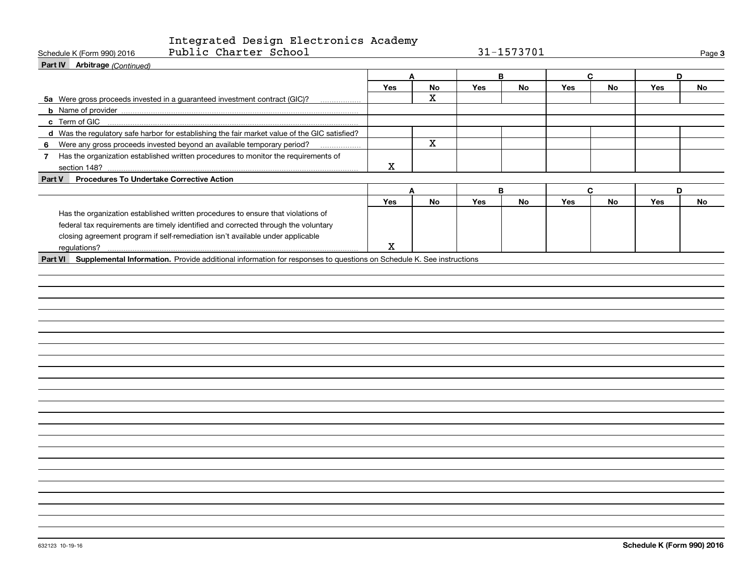Schedule K (Form 990) 2016 Integrated Design Electronics Academy Public Charter School 31-1573701

## Part IV Arbitrage *(Continued)*

| | A | | B | | C | | D | |
|---|---|---|---|---|---|---|---|---|
| | Yes | No | Yes | No | Yes | No | Yes | No |
| **5a** Were gross proceeds invested in a guaranteed investment contract (GIC)? | | X | | | | | | |
| **b** Name of provider | | | | | | | | |
| **c** Term of GIC | | | | | | | | |
| **d** Was the regulatory safe harbor for establishing the fair market value of the GIC satisfied? | | | | | | | | |
| **6** Were any gross proceeds invested beyond an available temporary period? | | X | | | | | | |
| **7** Has the organization established written procedures to monitor the requirements of section 148? | X | | | | | | | |

## Part V Procedures To Undertake Corrective Action

| | A | | B | | C | | D | |
|---|---|---|---|---|---|---|---|---|
| | Yes | No | Yes | No | Yes | No | Yes | No |
| Has the organization established written procedures to ensure that violations of federal tax requirements are timely identified and corrected through the voluntary closing agreement program if self-remediation isn't available under applicable regulations? | X | | | | | | | |

## Part VI Supplemental Information. 
Provide additional information for responses to questions on Schedule K. See instructions

632123 10-19-16

**Schedule K (Form 990) 2016**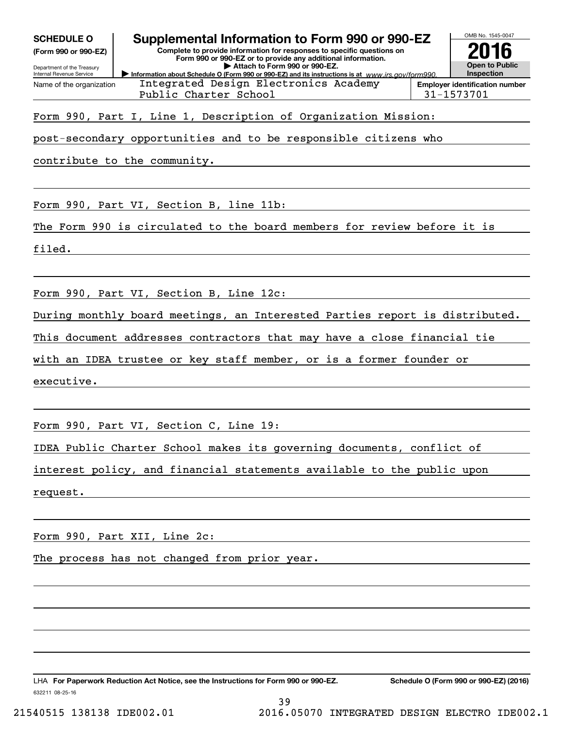**SCHEDULE O (Form 990 or 990-EZ)**

Department of the Treasury
Internal Revenue Service

# Supplemental Information to Form 990 or 990-EZ

**Complete to provide information for responses to specific questions on Form 990 or 990-EZ or to provide any additional information.**

**▶ Attach to Form 990 or 990-EZ.**

**▶ Information about Schedule O (Form 990 or 990-EZ) and its instructions is at** *www.irs.gov/form990.*

OMB No. 1545-0047

**2016**

**Open to Public Inspection**

| Name of the organization | Employer identification number |
|---|---|
| Integrated Design Electronics Academy Public Charter School | 31-1573701 |

Form 990, Part I, Line 1, Description of Organization Mission:

post-secondary opportunities and to be responsible citizens who contribute to the community.

Form 990, Part VI, Section B, line 11b:

The Form 990 is circulated to the board members for review before it is filed.

Form 990, Part VI, Section B, Line 12c:

During monthly board meetings, an Interested Parties report is distributed. This document addresses contractors that may have a close financial tie with an IDEA trustee or key staff member, or is a former founder or executive.

Form 990, Part VI, Section C, Line 19:

IDEA Public Charter School makes its governing documents, conflict of interest policy, and financial statements available to the public upon request.

Form 990, Part XII, Line 2c:

The process has not changed from prior year.

LHA **For Paperwork Reduction Act Notice, see the Instructions for Form 990 or 990-EZ.** **Schedule O (Form 990 or 990-EZ) (2016)**

632211 08-25-16

21540515 138138 IDE002.01 2016.05070 INTEGRATED DESIGN ELECTRO IDE002.1